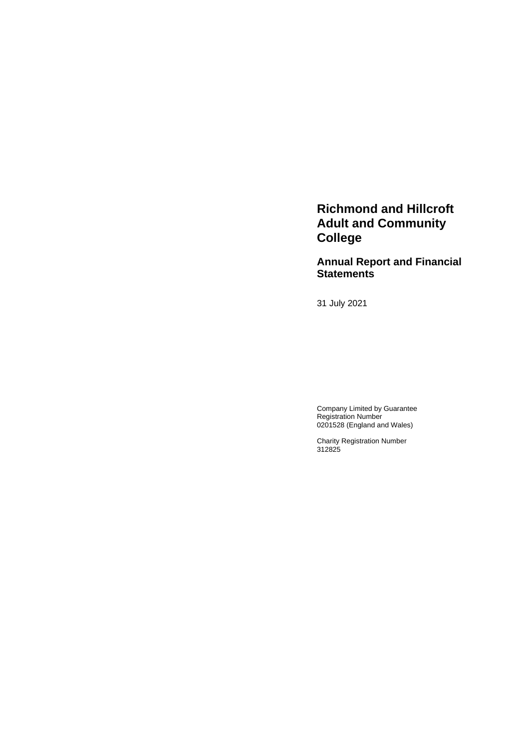# Richmond and Hillcroft Adult and Community College

## Annual Report and Financial Statements

31 July 2021

Company Limited by Guarantee
Registration Number
0201528 (England and Wales)

Charity Registration Number
312825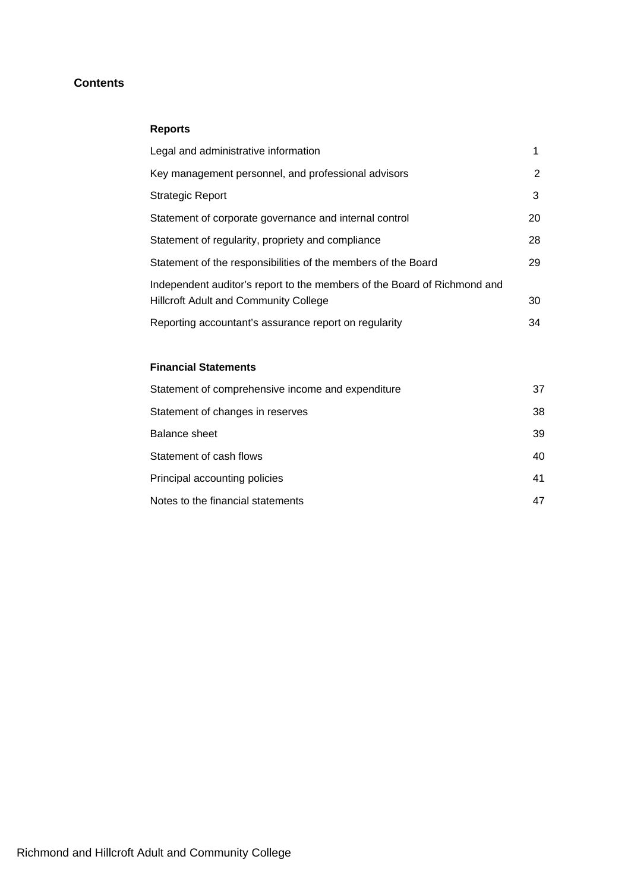# Contents

### Reports

| | |
|---|---|
| Legal and administrative information | 1 |
| Key management personnel, and professional advisors | 2 |
| Strategic Report | 3 |
| Statement of corporate governance and internal control | 20 |
| Statement of regularity, propriety and compliance | 28 |
| Statement of the responsibilities of the members of the Board | 29 |
| Independent auditor's report to the members of the Board of Richmond and Hillcroft Adult and Community College | 30 |
| Reporting accountant's assurance report on regularity | 34 |

### Financial Statements

| | |
|---|---|
| Statement of comprehensive income and expenditure | 37 |
| Statement of changes in reserves | 38 |
| Balance sheet | 39 |
| Statement of cash flows | 40 |
| Principal accounting policies | 41 |
| Notes to the financial statements | 47 |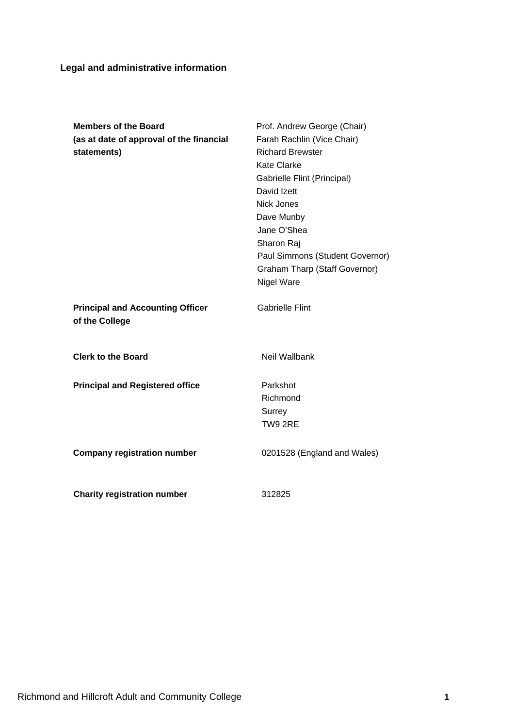## Legal and administrative information

| | |
|---|---|
| **Members of the Board (as at date of approval of the financial statements)** | Prof. Andrew George (Chair)<br>Farah Rachlin (Vice Chair)<br>Richard Brewster<br>Kate Clarke<br>Gabrielle Flint (Principal)<br>David Izett<br>Nick Jones<br>Dave Munby<br>Jane O'Shea<br>Sharon Raj<br>Paul Simmons (Student Governor)<br>Graham Tharp (Staff Governor)<br>Nigel Ware |
| **Principal and Accounting Officer of the College** | Gabrielle Flint |
| **Clerk to the Board** | Neil Wallbank |
| **Principal and Registered office** | Parkshot<br>Richmond<br>Surrey<br>TW9 2RE |
| **Company registration number** | 0201528 (England and Wales) |
| **Charity registration number** | 312825 |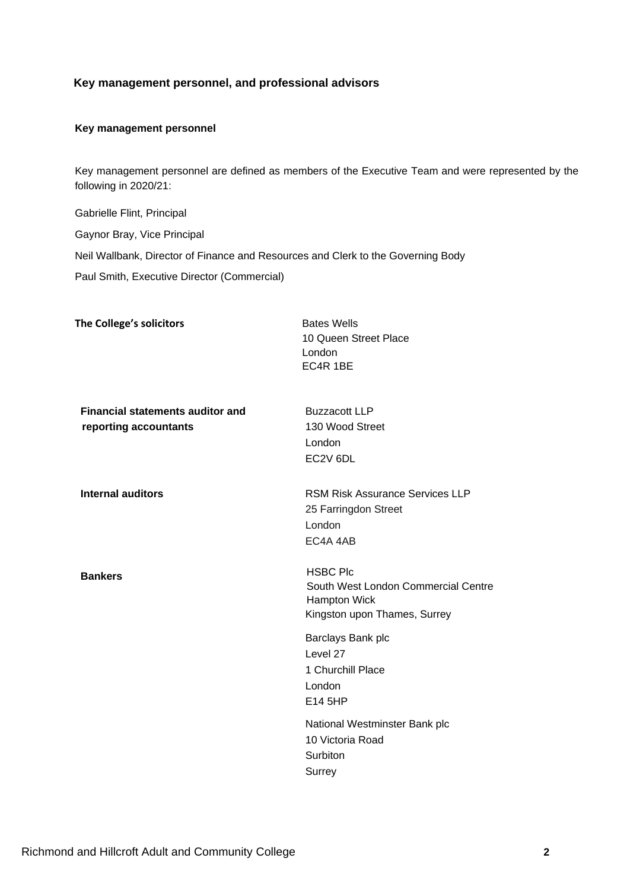## Key management personnel, and professional advisors

### Key management personnel

Key management personnel are defined as members of the Executive Team and were represented by the following in 2020/21:

Gabrielle Flint, Principal

Gaynor Bray, Vice Principal

Neil Wallbank, Director of Finance and Resources and Clerk to the Governing Body

Paul Smith, Executive Director (Commercial)

**The College's solicitors**

Bates Wells
10 Queen Street Place
London
EC4R 1BE

**Financial statements auditor and reporting accountants**

Buzzacott LLP
130 Wood Street
London
EC2V 6DL

**Internal auditors**

RSM Risk Assurance Services LLP
25 Farringdon Street
London
EC4A 4AB

**Bankers**

HSBC Plc
South West London Commercial Centre
Hampton Wick
Kingston upon Thames, Surrey

Barclays Bank plc
Level 27
1 Churchill Place
London
E14 5HP

National Westminster Bank plc
10 Victoria Road
Surbiton
Surrey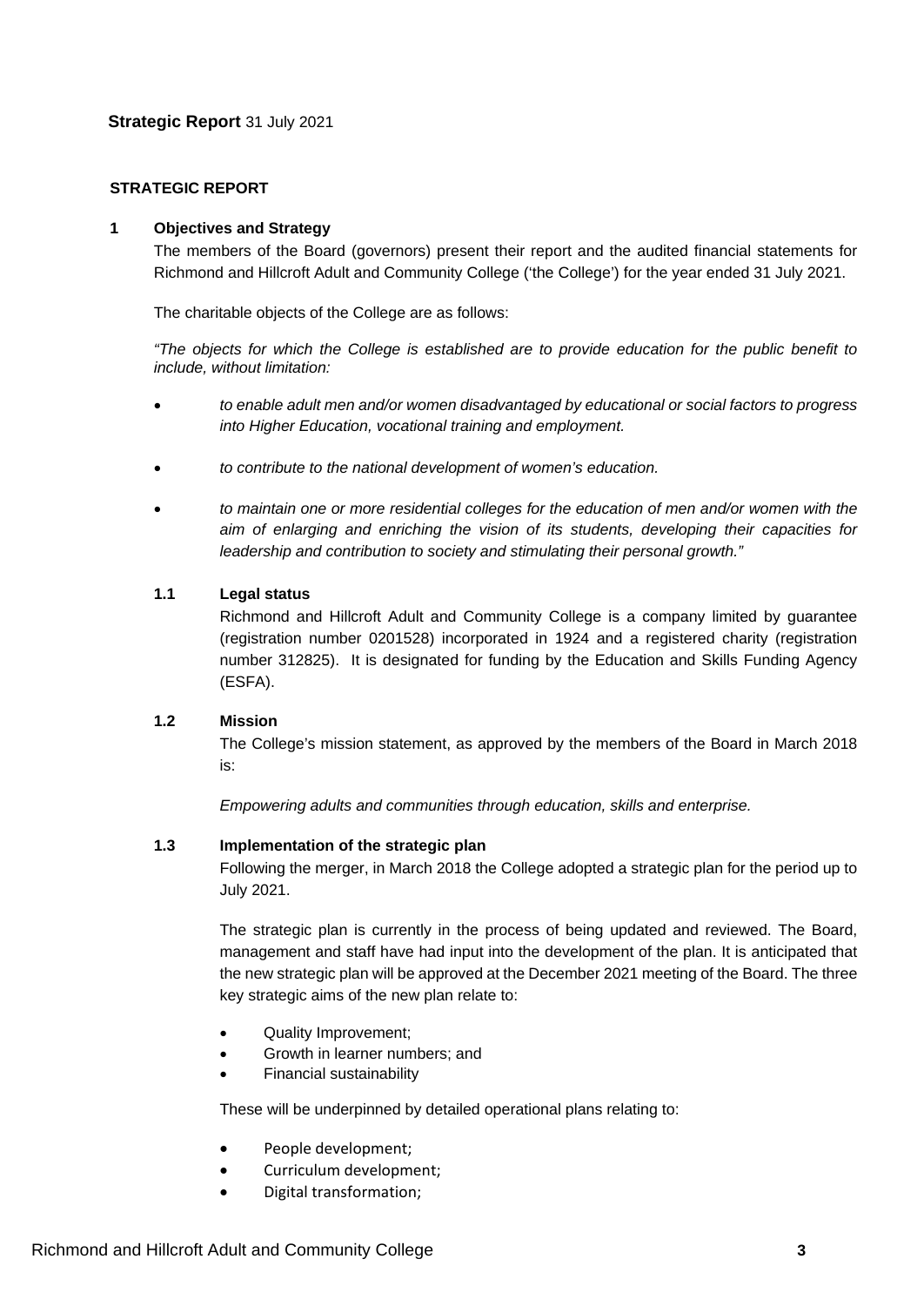**Strategic Report** 31 July 2021

## STRATEGIC REPORT

### 1 Objectives and Strategy

The members of the Board (governors) present their report and the audited financial statements for Richmond and Hillcroft Adult and Community College ('the College') for the year ended 31 July 2021.

The charitable objects of the College are as follows:

*"The objects for which the College is established are to provide education for the public benefit to include, without limitation:*

- *to enable adult men and/or women disadvantaged by educational or social factors to progress into Higher Education, vocational training and employment.*
- *to contribute to the national development of women's education.*
- *to maintain one or more residential colleges for the education of men and/or women with the aim of enlarging and enriching the vision of its students, developing their capacities for leadership and contribution to society and stimulating their personal growth."*

#### 1.1 Legal status

Richmond and Hillcroft Adult and Community College is a company limited by guarantee (registration number 0201528) incorporated in 1924 and a registered charity (registration number 312825). It is designated for funding by the Education and Skills Funding Agency (ESFA).

#### 1.2 Mission

The College's mission statement, as approved by the members of the Board in March 2018 is:

*Empowering adults and communities through education, skills and enterprise.*

#### 1.3 Implementation of the strategic plan

Following the merger, in March 2018 the College adopted a strategic plan for the period up to July 2021.

The strategic plan is currently in the process of being updated and reviewed. The Board, management and staff have had input into the development of the plan. It is anticipated that the new strategic plan will be approved at the December 2021 meeting of the Board. The three key strategic aims of the new plan relate to:

- Quality Improvement;
- Growth in learner numbers; and
- Financial sustainability

These will be underpinned by detailed operational plans relating to:

- People development;
- Curriculum development;
- Digital transformation;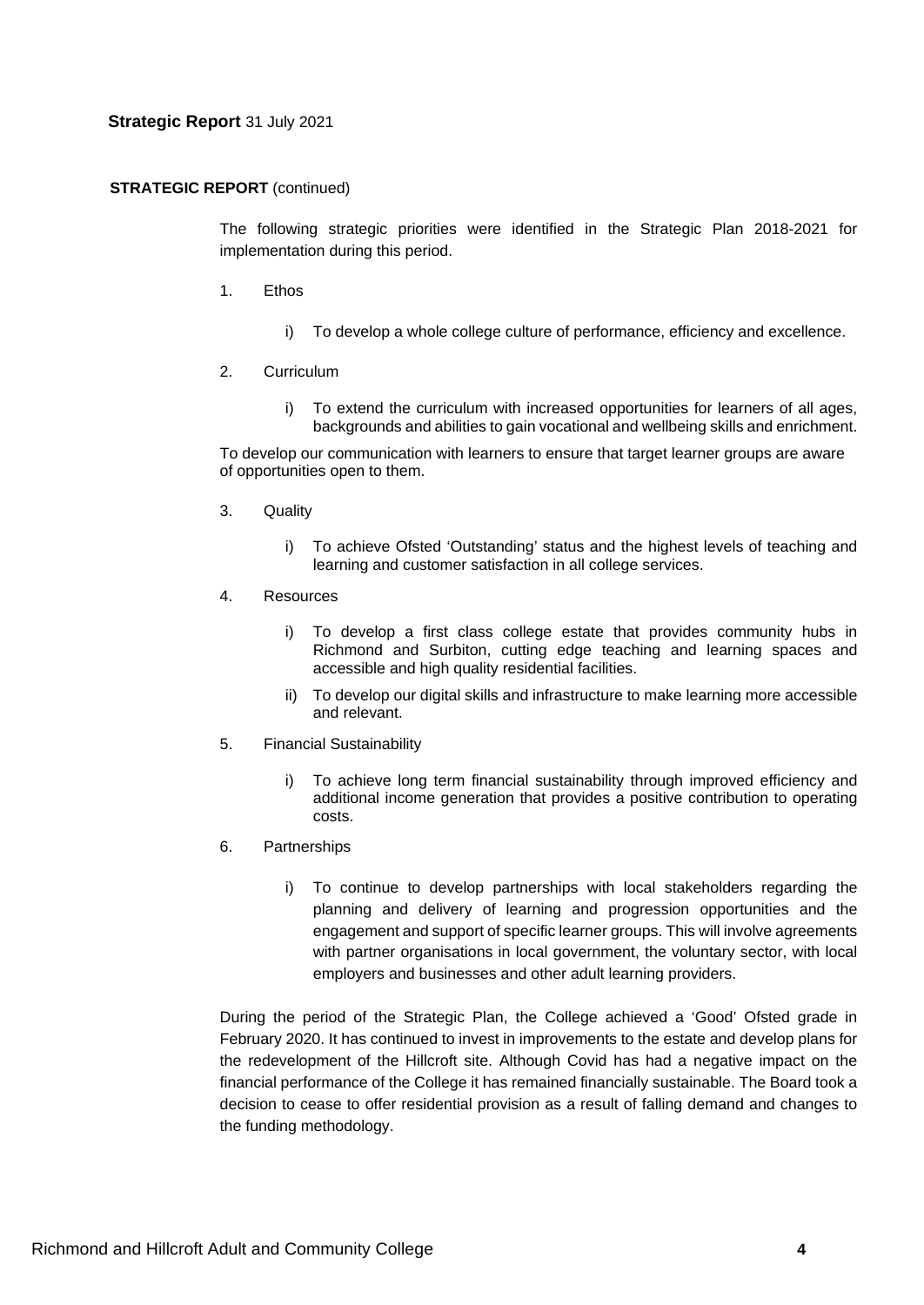**STRATEGIC REPORT** (continued)

The following strategic priorities were identified in the Strategic Plan 2018-2021 for implementation during this period.

1. Ethos

   i) To develop a whole college culture of performance, efficiency and excellence.

2. Curriculum

   i) To extend the curriculum with increased opportunities for learners of all ages, backgrounds and abilities to gain vocational and wellbeing skills and enrichment.

To develop our communication with learners to ensure that target learner groups are aware of opportunities open to them.

3. Quality

   i) To achieve Ofsted 'Outstanding' status and the highest levels of teaching and learning and customer satisfaction in all college services.

4. Resources

   i) To develop a first class college estate that provides community hubs in Richmond and Surbiton, cutting edge teaching and learning spaces and accessible and high quality residential facilities.

   ii) To develop our digital skills and infrastructure to make learning more accessible and relevant.

5. Financial Sustainability

   i) To achieve long term financial sustainability through improved efficiency and additional income generation that provides a positive contribution to operating costs.

6. Partnerships

   i) To continue to develop partnerships with local stakeholders regarding the planning and delivery of learning and progression opportunities and the engagement and support of specific learner groups. This will involve agreements with partner organisations in local government, the voluntary sector, with local employers and businesses and other adult learning providers.

During the period of the Strategic Plan, the College achieved a 'Good' Ofsted grade in February 2020. It has continued to invest in improvements to the estate and develop plans for the redevelopment of the Hillcroft site. Although Covid has had a negative impact on the financial performance of the College it has remained financially sustainable. The Board took a decision to cease to offer residential provision as a result of falling demand and changes to the funding methodology.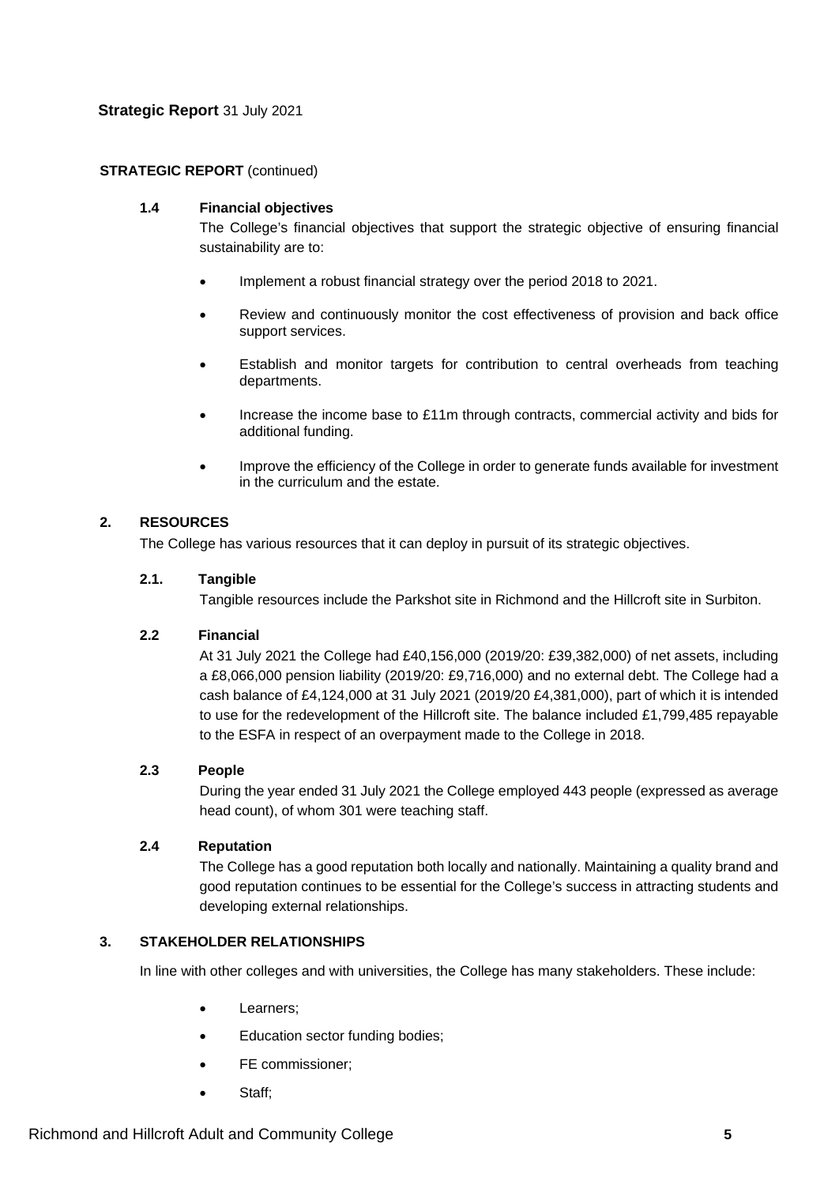**STRATEGIC REPORT** (continued)

### 1.4 Financial objectives

The College's financial objectives that support the strategic objective of ensuring financial sustainability are to:

- Implement a robust financial strategy over the period 2018 to 2021.
- Review and continuously monitor the cost effectiveness of provision and back office support services.
- Establish and monitor targets for contribution to central overheads from teaching departments.
- Increase the income base to £11m through contracts, commercial activity and bids for additional funding.
- Improve the efficiency of the College in order to generate funds available for investment in the curriculum and the estate.

## 2. RESOURCES

The College has various resources that it can deploy in pursuit of its strategic objectives.

### 2.1. Tangible

Tangible resources include the Parkshot site in Richmond and the Hillcroft site in Surbiton.

### 2.2 Financial

At 31 July 2021 the College had £40,156,000 (2019/20: £39,382,000) of net assets, including a £8,066,000 pension liability (2019/20: £9,716,000) and no external debt. The College had a cash balance of £4,124,000 at 31 July 2021 (2019/20 £4,381,000), part of which it is intended to use for the redevelopment of the Hillcroft site. The balance included £1,799,485 repayable to the ESFA in respect of an overpayment made to the College in 2018.

### 2.3 People

During the year ended 31 July 2021 the College employed 443 people (expressed as average head count), of whom 301 were teaching staff.

### 2.4 Reputation

The College has a good reputation both locally and nationally. Maintaining a quality brand and good reputation continues to be essential for the College's success in attracting students and developing external relationships.

## 3. STAKEHOLDER RELATIONSHIPS

In line with other colleges and with universities, the College has many stakeholders. These include:

- Learners;
- Education sector funding bodies;
- FE commissioner;
- Staff;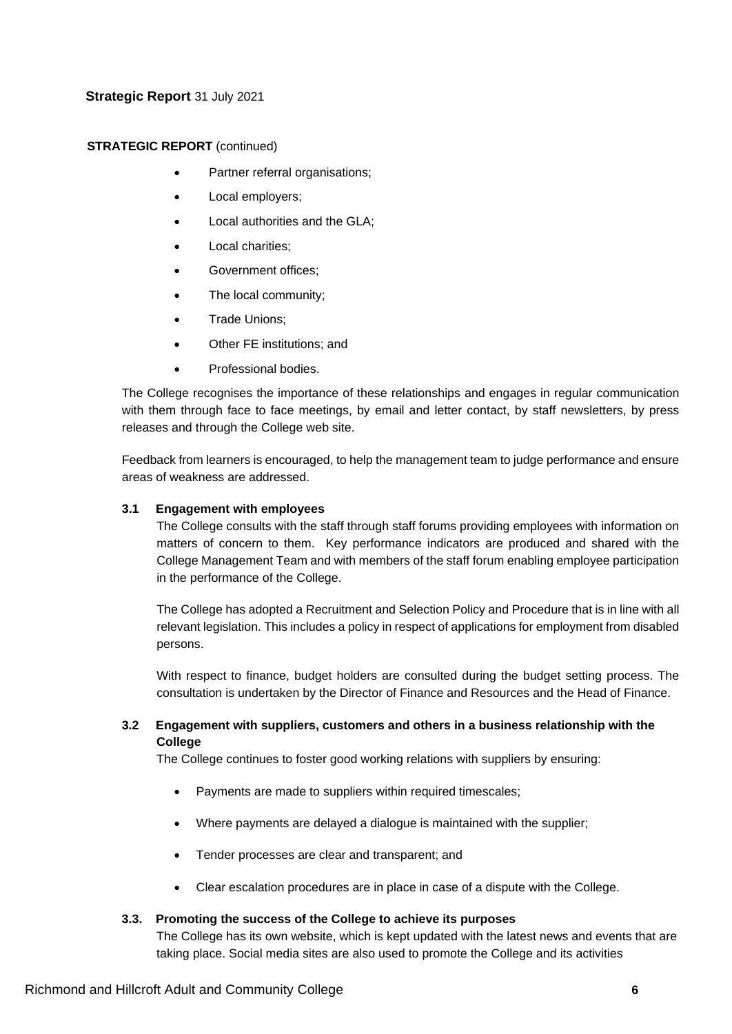**STRATEGIC REPORT** (continued)

- Partner referral organisations;
- Local employers;
- Local authorities and the GLA;
- Local charities;
- Government offices;
- The local community;
- Trade Unions;
- Other FE institutions; and
- Professional bodies.

The College recognises the importance of these relationships and engages in regular communication with them through face to face meetings, by email and letter contact, by staff newsletters, by press releases and through the College web site.

Feedback from learners is encouraged, to help the management team to judge performance and ensure areas of weakness are addressed.

### 3.1 Engagement with employees

The College consults with the staff through staff forums providing employees with information on matters of concern to them. Key performance indicators are produced and shared with the College Management Team and with members of the staff forum enabling employee participation in the performance of the College.

The College has adopted a Recruitment and Selection Policy and Procedure that is in line with all relevant legislation. This includes a policy in respect of applications for employment from disabled persons.

With respect to finance, budget holders are consulted during the budget setting process. The consultation is undertaken by the Director of Finance and Resources and the Head of Finance.

### 3.2 Engagement with suppliers, customers and others in a business relationship with the College

The College continues to foster good working relations with suppliers by ensuring:

- Payments are made to suppliers within required timescales;
- Where payments are delayed a dialogue is maintained with the supplier;
- Tender processes are clear and transparent; and
- Clear escalation procedures are in place in case of a dispute with the College.

### 3.3. Promoting the success of the College to achieve its purposes

The College has its own website, which is kept updated with the latest news and events that are taking place. Social media sites are also used to promote the College and its activities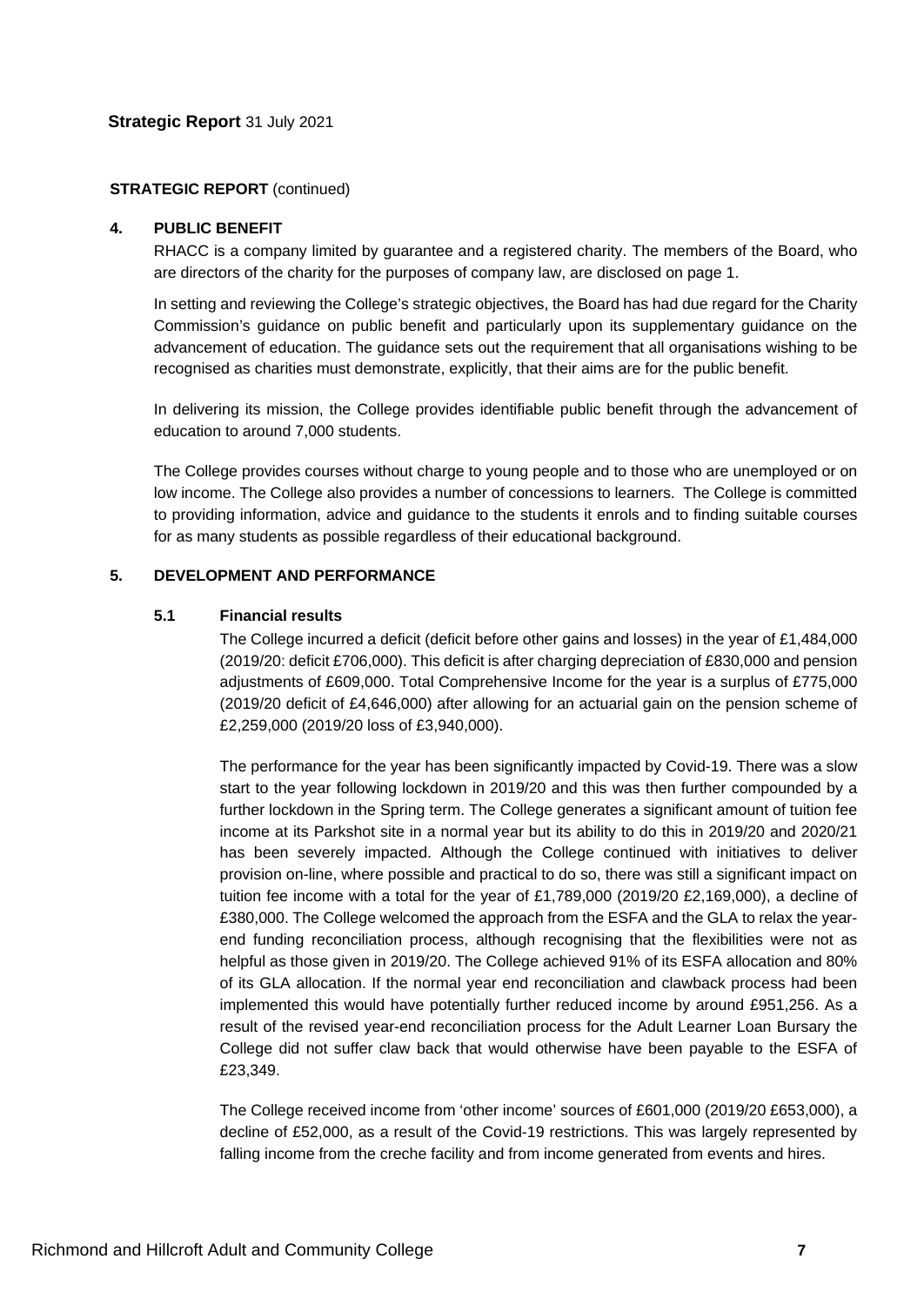**STRATEGIC REPORT** (continued)

## 4. PUBLIC BENEFIT

RHACC is a company limited by guarantee and a registered charity. The members of the Board, who are directors of the charity for the purposes of company law, are disclosed on page 1.

In setting and reviewing the College's strategic objectives, the Board has had due regard for the Charity Commission's guidance on public benefit and particularly upon its supplementary guidance on the advancement of education. The guidance sets out the requirement that all organisations wishing to be recognised as charities must demonstrate, explicitly, that their aims are for the public benefit.

In delivering its mission, the College provides identifiable public benefit through the advancement of education to around 7,000 students.

The College provides courses without charge to young people and to those who are unemployed or on low income. The College also provides a number of concessions to learners. The College is committed to providing information, advice and guidance to the students it enrols and to finding suitable courses for as many students as possible regardless of their educational background.

## 5. DEVELOPMENT AND PERFORMANCE

### 5.1 Financial results

The College incurred a deficit (deficit before other gains and losses) in the year of £1,484,000 (2019/20: deficit £706,000). This deficit is after charging depreciation of £830,000 and pension adjustments of £609,000. Total Comprehensive Income for the year is a surplus of £775,000 (2019/20 deficit of £4,646,000) after allowing for an actuarial gain on the pension scheme of £2,259,000 (2019/20 loss of £3,940,000).

The performance for the year has been significantly impacted by Covid-19. There was a slow start to the year following lockdown in 2019/20 and this was then further compounded by a further lockdown in the Spring term. The College generates a significant amount of tuition fee income at its Parkshot site in a normal year but its ability to do this in 2019/20 and 2020/21 has been severely impacted. Although the College continued with initiatives to deliver provision on-line, where possible and practical to do so, there was still a significant impact on tuition fee income with a total for the year of £1,789,000 (2019/20 £2,169,000), a decline of £380,000. The College welcomed the approach from the ESFA and the GLA to relax the year-end funding reconciliation process, although recognising that the flexibilities were not as helpful as those given in 2019/20. The College achieved 91% of its ESFA allocation and 80% of its GLA allocation. If the normal year end reconciliation and clawback process had been implemented this would have potentially further reduced income by around £951,256. As a result of the revised year-end reconciliation process for the Adult Learner Loan Bursary the College did not suffer claw back that would otherwise have been payable to the ESFA of £23,349.

The College received income from 'other income' sources of £601,000 (2019/20 £653,000), a decline of £52,000, as a result of the Covid-19 restrictions. This was largely represented by falling income from the creche facility and from income generated from events and hires.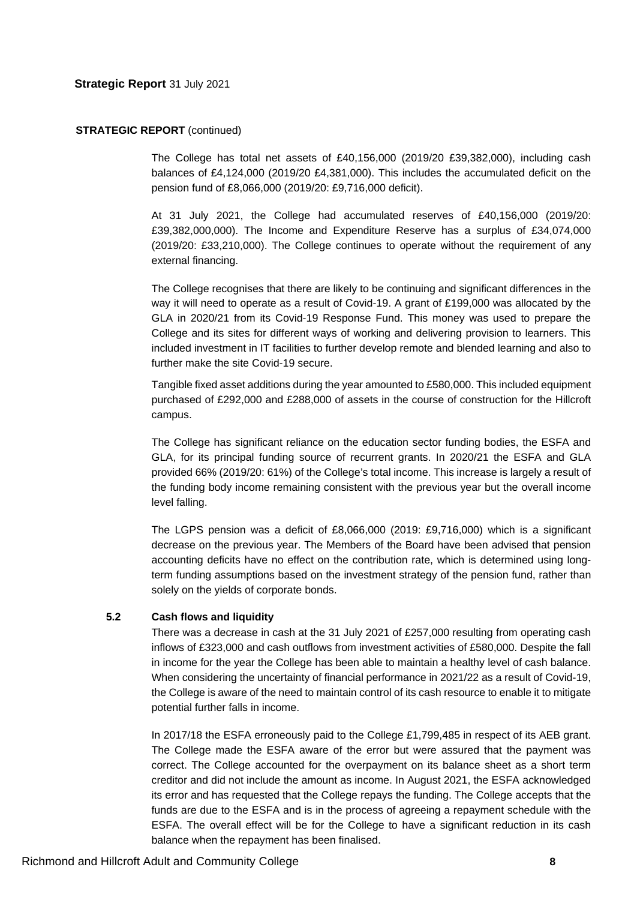**STRATEGIC REPORT** (continued)

The College has total net assets of £40,156,000 (2019/20 £39,382,000), including cash balances of £4,124,000 (2019/20 £4,381,000). This includes the accumulated deficit on the pension fund of £8,066,000 (2019/20: £9,716,000 deficit).

At 31 July 2021, the College had accumulated reserves of £40,156,000 (2019/20: £39,382,000,000). The Income and Expenditure Reserve has a surplus of £34,074,000 (2019/20: £33,210,000). The College continues to operate without the requirement of any external financing.

The College recognises that there are likely to be continuing and significant differences in the way it will need to operate as a result of Covid-19. A grant of £199,000 was allocated by the GLA in 2020/21 from its Covid-19 Response Fund. This money was used to prepare the College and its sites for different ways of working and delivering provision to learners. This included investment in IT facilities to further develop remote and blended learning and also to further make the site Covid-19 secure.

Tangible fixed asset additions during the year amounted to £580,000. This included equipment purchased of £292,000 and £288,000 of assets in the course of construction for the Hillcroft campus.

The College has significant reliance on the education sector funding bodies, the ESFA and GLA, for its principal funding source of recurrent grants. In 2020/21 the ESFA and GLA provided 66% (2019/20: 61%) of the College's total income. This increase is largely a result of the funding body income remaining consistent with the previous year but the overall income level falling.

The LGPS pension was a deficit of £8,066,000 (2019: £9,716,000) which is a significant decrease on the previous year. The Members of the Board have been advised that pension accounting deficits have no effect on the contribution rate, which is determined using long-term funding assumptions based on the investment strategy of the pension fund, rather than solely on the yields of corporate bonds.

### 5.2 Cash flows and liquidity

There was a decrease in cash at the 31 July 2021 of £257,000 resulting from operating cash inflows of £323,000 and cash outflows from investment activities of £580,000. Despite the fall in income for the year the College has been able to maintain a healthy level of cash balance. When considering the uncertainty of financial performance in 2021/22 as a result of Covid-19, the College is aware of the need to maintain control of its cash resource to enable it to mitigate potential further falls in income.

In 2017/18 the ESFA erroneously paid to the College £1,799,485 in respect of its AEB grant. The College made the ESFA aware of the error but were assured that the payment was correct. The College accounted for the overpayment on its balance sheet as a short term creditor and did not include the amount as income. In August 2021, the ESFA acknowledged its error and has requested that the College repays the funding. The College accepts that the funds are due to the ESFA and is in the process of agreeing a repayment schedule with the ESFA. The overall effect will be for the College to have a significant reduction in its cash balance when the repayment has been finalised.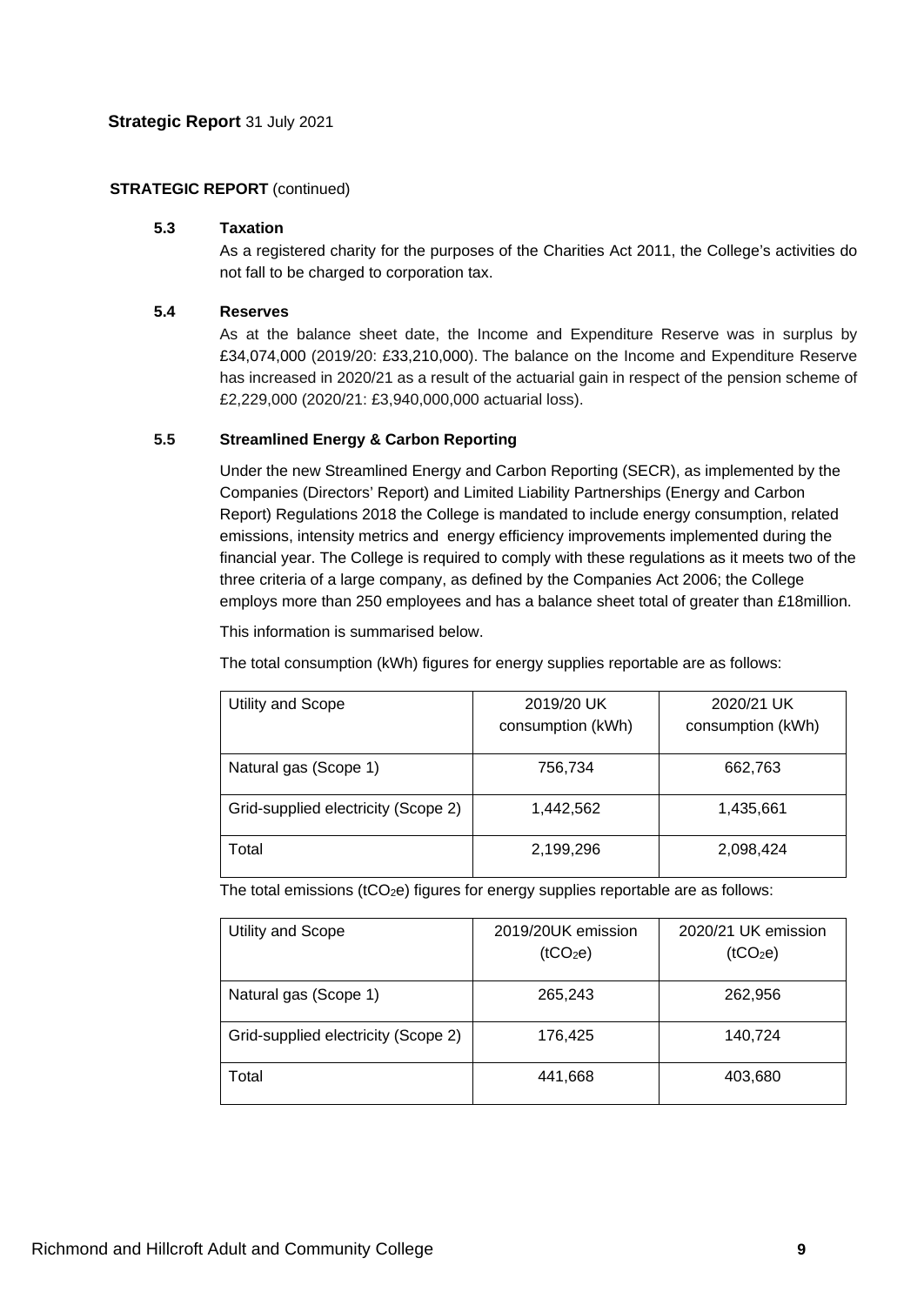**Strategic Report** 31 July 2021

**STRATEGIC REPORT** (continued)

**5.3 Taxation**

As a registered charity for the purposes of the Charities Act 2011, the College's activities do not fall to be charged to corporation tax.

**5.4 Reserves**

As at the balance sheet date, the Income and Expenditure Reserve was in surplus by £34,074,000 (2019/20: £33,210,000). The balance on the Income and Expenditure Reserve has increased in 2020/21 as a result of the actuarial gain in respect of the pension scheme of £2,229,000 (2020/21: £3,940,000,000 actuarial loss).

**5.5 Streamlined Energy & Carbon Reporting**

Under the new Streamlined Energy and Carbon Reporting (SECR), as implemented by the Companies (Directors' Report) and Limited Liability Partnerships (Energy and Carbon Report) Regulations 2018 the College is mandated to include energy consumption, related emissions, intensity metrics and energy efficiency improvements implemented during the financial year. The College is required to comply with these regulations as it meets two of the three criteria of a large company, as defined by the Companies Act 2006; the College employs more than 250 employees and has a balance sheet total of greater than £18million.

This information is summarised below.

The total consumption (kWh) figures for energy supplies reportable are as follows:

| Utility and Scope | 2019/20 UK consumption (kWh) | 2020/21 UK consumption (kWh) |
|---|---|---|
| Natural gas (Scope 1) | 756,734 | 662,763 |
| Grid-supplied electricity (Scope 2) | 1,442,562 | 1,435,661 |
| Total | 2,199,296 | 2,098,424 |

The total emissions ($tCO_2e$) figures for energy supplies reportable are as follows:

| Utility and Scope | 2019/20UK emission ($tCO_2e$) | 2020/21 UK emission ($tCO_2e$) |
|---|---|---|
| Natural gas (Scope 1) | 265,243 | 262,956 |
| Grid-supplied electricity (Scope 2) | 176,425 | 140,724 |
| Total | 441,668 | 403,680 |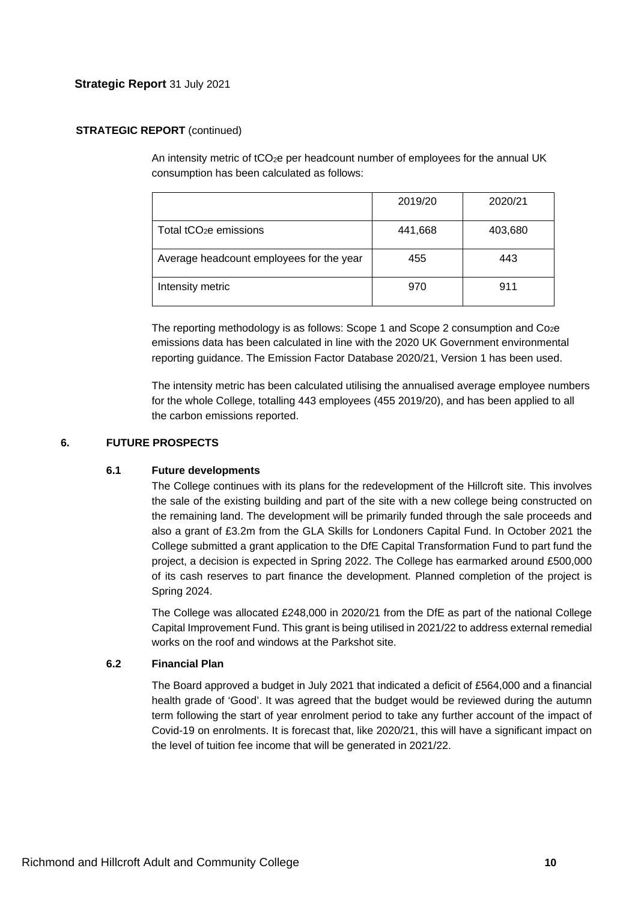**Strategic Report** 31 July 2021

**STRATEGIC REPORT** (continued)

An intensity metric of $tCO_2e$ per headcount number of employees for the annual UK consumption has been calculated as follows:

| | 2019/20 | 2020/21 |
|---|---|---|
| Total $tCO_2e$ emissions | 441,668 | 403,680 |
| Average headcount employees for the year | 455 | 443 |
| Intensity metric | 970 | 911 |

The reporting methodology is as follows: Scope 1 and Scope 2 consumption and $Co_2e$ emissions data has been calculated in line with the 2020 UK Government environmental reporting guidance. The Emission Factor Database 2020/21, Version 1 has been used.

The intensity metric has been calculated utilising the annualised average employee numbers for the whole College, totalling 443 employees (455 2019/20), and has been applied to all the carbon emissions reported.

## 6. FUTURE PROSPECTS

### 6.1 Future developments

The College continues with its plans for the redevelopment of the Hillcroft site. This involves the sale of the existing building and part of the site with a new college being constructed on the remaining land. The development will be primarily funded through the sale proceeds and also a grant of £3.2m from the GLA Skills for Londoners Capital Fund. In October 2021 the College submitted a grant application to the DfE Capital Transformation Fund to part fund the project, a decision is expected in Spring 2022. The College has earmarked around £500,000 of its cash reserves to part finance the development. Planned completion of the project is Spring 2024.

The College was allocated £248,000 in 2020/21 from the DfE as part of the national College Capital Improvement Fund. This grant is being utilised in 2021/22 to address external remedial works on the roof and windows at the Parkshot site.

### 6.2 Financial Plan

The Board approved a budget in July 2021 that indicated a deficit of £564,000 and a financial health grade of 'Good'. It was agreed that the budget would be reviewed during the autumn term following the start of year enrolment period to take any further account of the impact of Covid-19 on enrolments. It is forecast that, like 2020/21, this will have a significant impact on the level of tuition fee income that will be generated in 2021/22.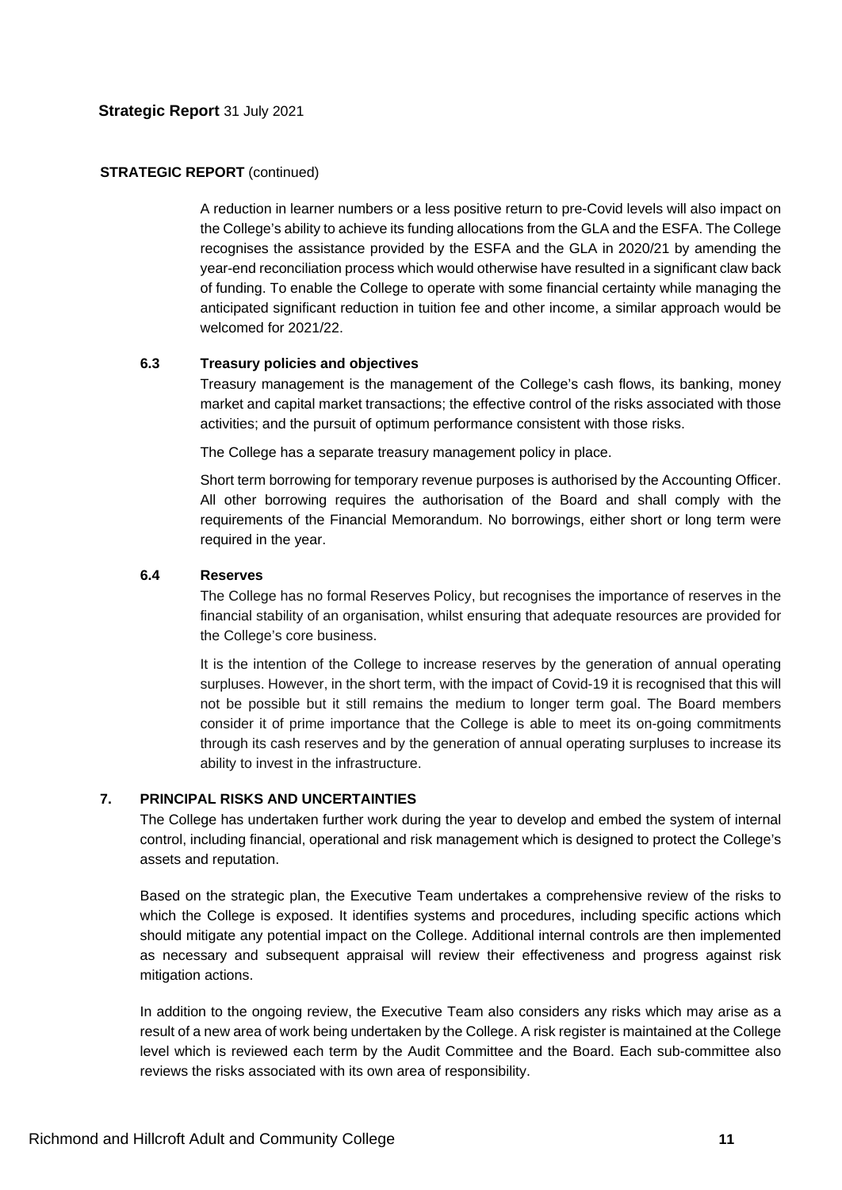**STRATEGIC REPORT** (continued)

A reduction in learner numbers or a less positive return to pre-Covid levels will also impact on the College's ability to achieve its funding allocations from the GLA and the ESFA. The College recognises the assistance provided by the ESFA and the GLA in 2020/21 by amending the year-end reconciliation process which would otherwise have resulted in a significant claw back of funding. To enable the College to operate with some financial certainty while managing the anticipated significant reduction in tuition fee and other income, a similar approach would be welcomed for 2021/22.

### 6.3 Treasury policies and objectives

Treasury management is the management of the College's cash flows, its banking, money market and capital market transactions; the effective control of the risks associated with those activities; and the pursuit of optimum performance consistent with those risks.

The College has a separate treasury management policy in place.

Short term borrowing for temporary revenue purposes is authorised by the Accounting Officer. All other borrowing requires the authorisation of the Board and shall comply with the requirements of the Financial Memorandum. No borrowings, either short or long term were required in the year.

### 6.4 Reserves

The College has no formal Reserves Policy, but recognises the importance of reserves in the financial stability of an organisation, whilst ensuring that adequate resources are provided for the College's core business.

It is the intention of the College to increase reserves by the generation of annual operating surpluses. However, in the short term, with the impact of Covid-19 it is recognised that this will not be possible but it still remains the medium to longer term goal. The Board members consider it of prime importance that the College is able to meet its on-going commitments through its cash reserves and by the generation of annual operating surpluses to increase its ability to invest in the infrastructure.

## 7. PRINCIPAL RISKS AND UNCERTAINTIES

The College has undertaken further work during the year to develop and embed the system of internal control, including financial, operational and risk management which is designed to protect the College's assets and reputation.

Based on the strategic plan, the Executive Team undertakes a comprehensive review of the risks to which the College is exposed. It identifies systems and procedures, including specific actions which should mitigate any potential impact on the College. Additional internal controls are then implemented as necessary and subsequent appraisal will review their effectiveness and progress against risk mitigation actions.

In addition to the ongoing review, the Executive Team also considers any risks which may arise as a result of a new area of work being undertaken by the College. A risk register is maintained at the College level which is reviewed each term by the Audit Committee and the Board. Each sub-committee also reviews the risks associated with its own area of responsibility.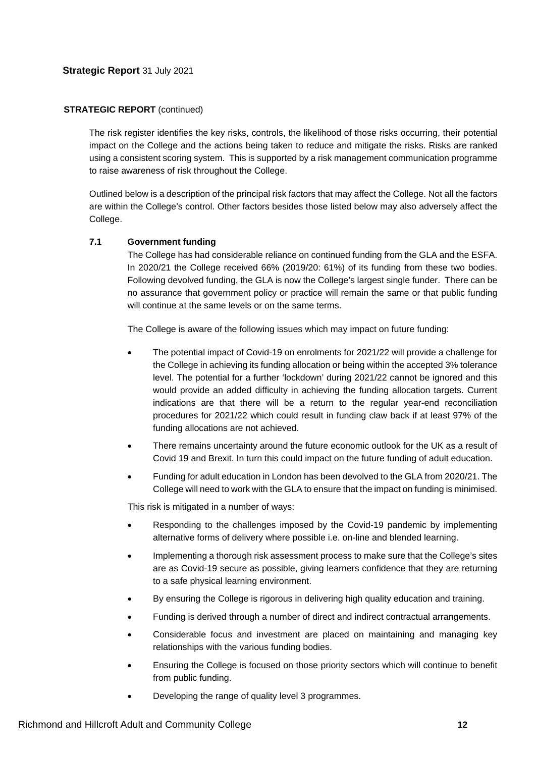**STRATEGIC REPORT** (continued)

The risk register identifies the key risks, controls, the likelihood of those risks occurring, their potential impact on the College and the actions being taken to reduce and mitigate the risks. Risks are ranked using a consistent scoring system. This is supported by a risk management communication programme to raise awareness of risk throughout the College.

Outlined below is a description of the principal risk factors that may affect the College. Not all the factors are within the College's control. Other factors besides those listed below may also adversely affect the College.

### 7.1 Government funding

The College has had considerable reliance on continued funding from the GLA and the ESFA. In 2020/21 the College received 66% (2019/20: 61%) of its funding from these two bodies. Following devolved funding, the GLA is now the College's largest single funder. There can be no assurance that government policy or practice will remain the same or that public funding will continue at the same levels or on the same terms.

The College is aware of the following issues which may impact on future funding:

- The potential impact of Covid-19 on enrolments for 2021/22 will provide a challenge for the College in achieving its funding allocation or being within the accepted 3% tolerance level. The potential for a further 'lockdown' during 2021/22 cannot be ignored and this would provide an added difficulty in achieving the funding allocation targets. Current indications are that there will be a return to the regular year-end reconciliation procedures for 2021/22 which could result in funding claw back if at least 97% of the funding allocations are not achieved.
- There remains uncertainty around the future economic outlook for the UK as a result of Covid 19 and Brexit. In turn this could impact on the future funding of adult education.
- Funding for adult education in London has been devolved to the GLA from 2020/21. The College will need to work with the GLA to ensure that the impact on funding is minimised.

This risk is mitigated in a number of ways:

- Responding to the challenges imposed by the Covid-19 pandemic by implementing alternative forms of delivery where possible i.e. on-line and blended learning.
- Implementing a thorough risk assessment process to make sure that the College's sites are as Covid-19 secure as possible, giving learners confidence that they are returning to a safe physical learning environment.
- By ensuring the College is rigorous in delivering high quality education and training.
- Funding is derived through a number of direct and indirect contractual arrangements.
- Considerable focus and investment are placed on maintaining and managing key relationships with the various funding bodies.
- Ensuring the College is focused on those priority sectors which will continue to benefit from public funding.
- Developing the range of quality level 3 programmes.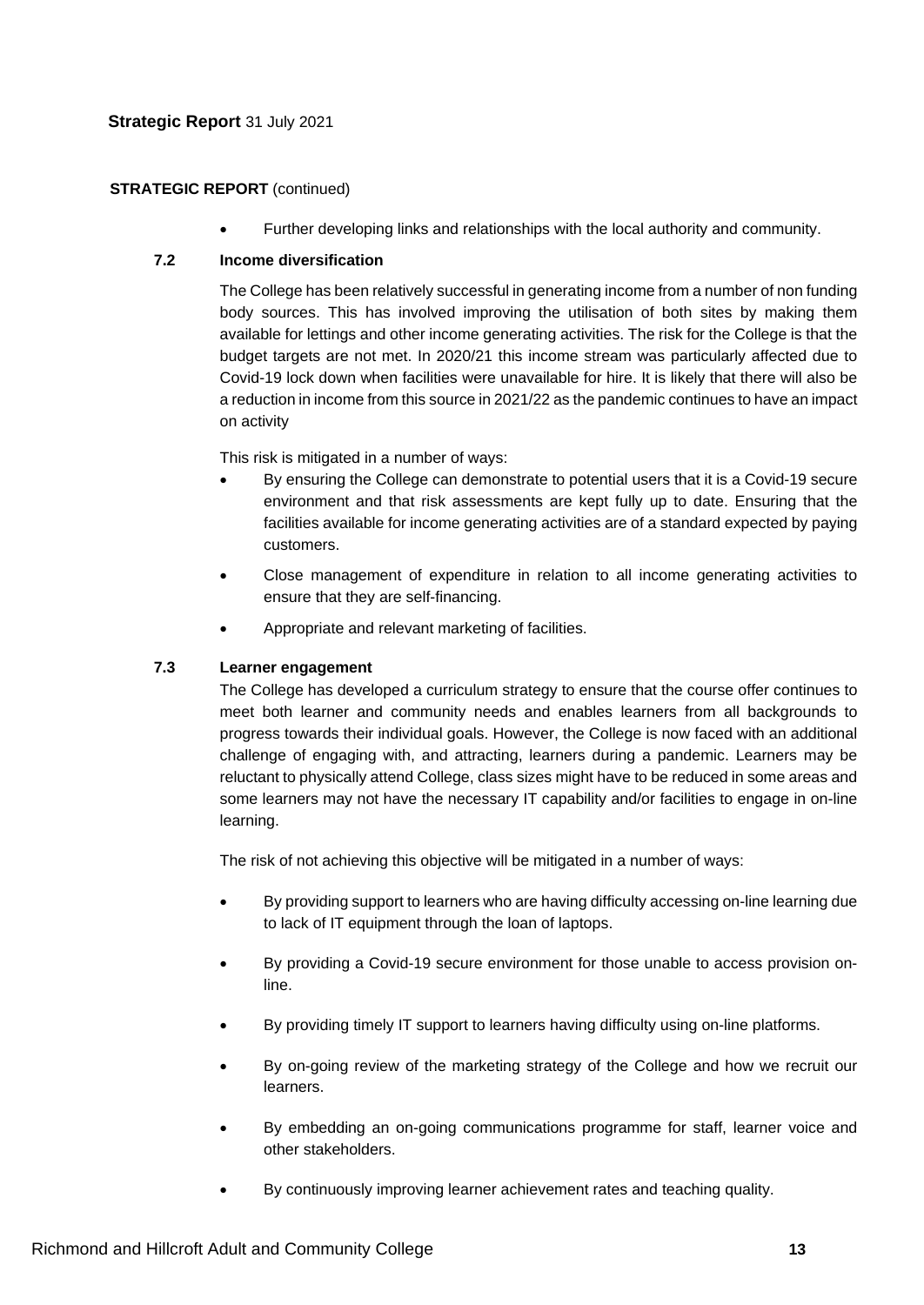**STRATEGIC REPORT** (continued)

- Further developing links and relationships with the local authority and community.

### 7.2 Income diversification

The College has been relatively successful in generating income from a number of non funding body sources. This has involved improving the utilisation of both sites by making them available for lettings and other income generating activities. The risk for the College is that the budget targets are not met. In 2020/21 this income stream was particularly affected due to Covid-19 lock down when facilities were unavailable for hire. It is likely that there will also be a reduction in income from this source in 2021/22 as the pandemic continues to have an impact on activity

This risk is mitigated in a number of ways:

- By ensuring the College can demonstrate to potential users that it is a Covid-19 secure environment and that risk assessments are kept fully up to date. Ensuring that the facilities available for income generating activities are of a standard expected by paying customers.
- Close management of expenditure in relation to all income generating activities to ensure that they are self-financing.
- Appropriate and relevant marketing of facilities.

### 7.3 Learner engagement

The College has developed a curriculum strategy to ensure that the course offer continues to meet both learner and community needs and enables learners from all backgrounds to progress towards their individual goals. However, the College is now faced with an additional challenge of engaging with, and attracting, learners during a pandemic. Learners may be reluctant to physically attend College, class sizes might have to be reduced in some areas and some learners may not have the necessary IT capability and/or facilities to engage in on-line learning.

The risk of not achieving this objective will be mitigated in a number of ways:

- By providing support to learners who are having difficulty accessing on-line learning due to lack of IT equipment through the loan of laptops.
- By providing a Covid-19 secure environment for those unable to access provision on-line.
- By providing timely IT support to learners having difficulty using on-line platforms.
- By on-going review of the marketing strategy of the College and how we recruit our learners.
- By embedding an on-going communications programme for staff, learner voice and other stakeholders.
- By continuously improving learner achievement rates and teaching quality.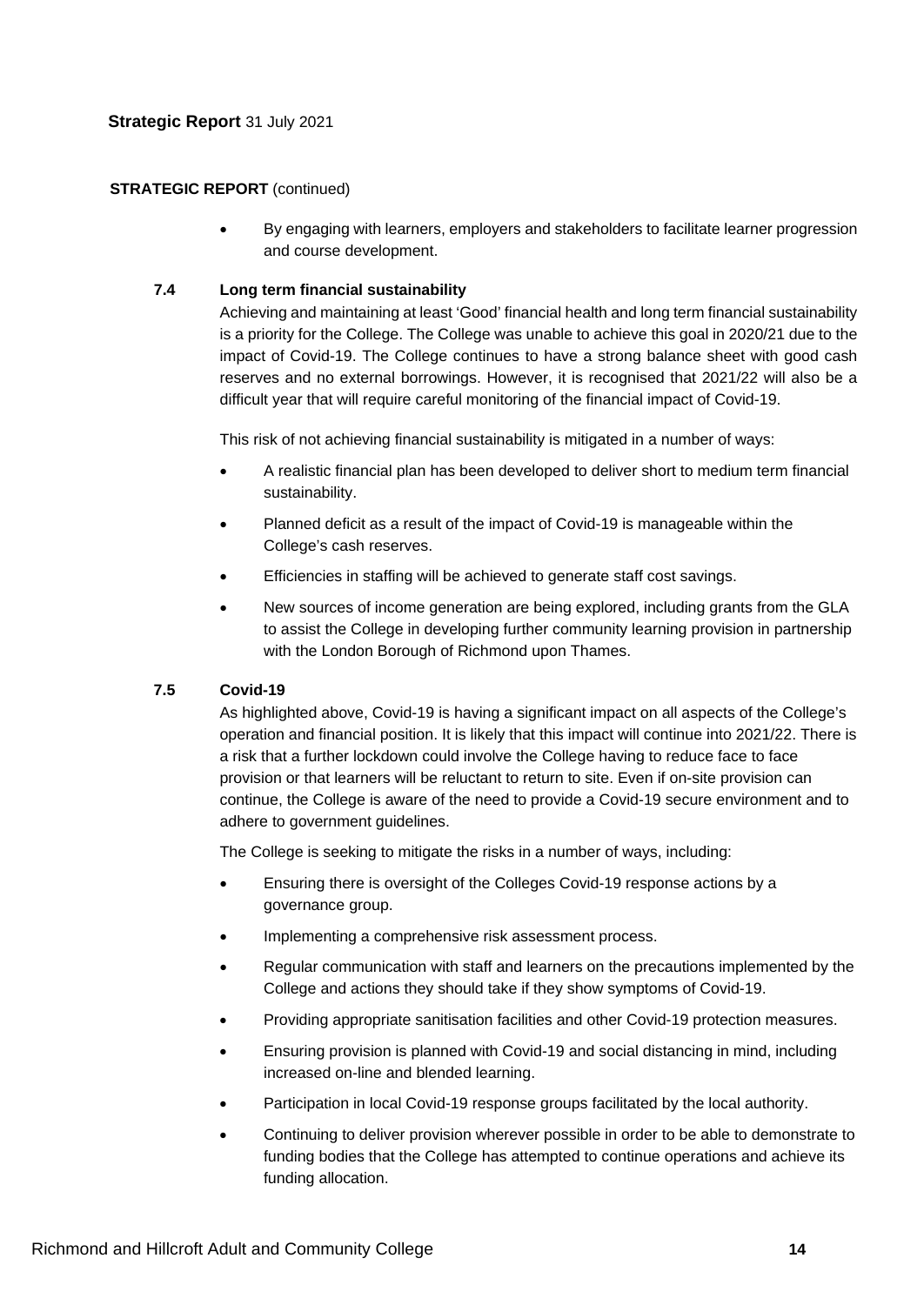**STRATEGIC REPORT** (continued)

- By engaging with learners, employers and stakeholders to facilitate learner progression and course development.

### 7.4 Long term financial sustainability

Achieving and maintaining at least 'Good' financial health and long term financial sustainability is a priority for the College. The College was unable to achieve this goal in 2020/21 due to the impact of Covid-19. The College continues to have a strong balance sheet with good cash reserves and no external borrowings. However, it is recognised that 2021/22 will also be a difficult year that will require careful monitoring of the financial impact of Covid-19.

This risk of not achieving financial sustainability is mitigated in a number of ways:

- A realistic financial plan has been developed to deliver short to medium term financial sustainability.
- Planned deficit as a result of the impact of Covid-19 is manageable within the College's cash reserves.
- Efficiencies in staffing will be achieved to generate staff cost savings.
- New sources of income generation are being explored, including grants from the GLA to assist the College in developing further community learning provision in partnership with the London Borough of Richmond upon Thames.

### 7.5 Covid-19

As highlighted above, Covid-19 is having a significant impact on all aspects of the College's operation and financial position. It is likely that this impact will continue into 2021/22. There is a risk that a further lockdown could involve the College having to reduce face to face provision or that learners will be reluctant to return to site. Even if on-site provision can continue, the College is aware of the need to provide a Covid-19 secure environment and to adhere to government guidelines.

The College is seeking to mitigate the risks in a number of ways, including:

- Ensuring there is oversight of the Colleges Covid-19 response actions by a governance group.
- Implementing a comprehensive risk assessment process.
- Regular communication with staff and learners on the precautions implemented by the College and actions they should take if they show symptoms of Covid-19.
- Providing appropriate sanitisation facilities and other Covid-19 protection measures.
- Ensuring provision is planned with Covid-19 and social distancing in mind, including increased on-line and blended learning.
- Participation in local Covid-19 response groups facilitated by the local authority.
- Continuing to deliver provision wherever possible in order to be able to demonstrate to funding bodies that the College has attempted to continue operations and achieve its funding allocation.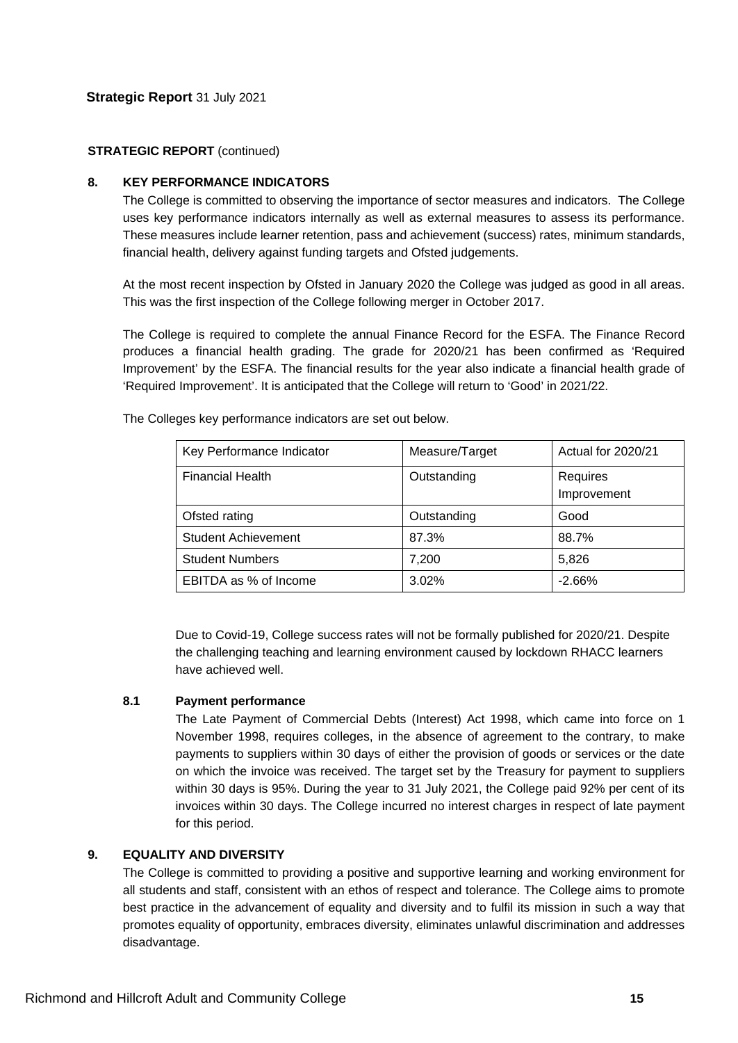**STRATEGIC REPORT** (continued)

## 8. KEY PERFORMANCE INDICATORS

The College is committed to observing the importance of sector measures and indicators. The College uses key performance indicators internally as well as external measures to assess its performance. These measures include learner retention, pass and achievement (success) rates, minimum standards, financial health, delivery against funding targets and Ofsted judgements.

At the most recent inspection by Ofsted in January 2020 the College was judged as good in all areas. This was the first inspection of the College following merger in October 2017.

The College is required to complete the annual Finance Record for the ESFA. The Finance Record produces a financial health grading. The grade for 2020/21 has been confirmed as 'Required Improvement' by the ESFA. The financial results for the year also indicate a financial health grade of 'Required Improvement'. It is anticipated that the College will return to 'Good' in 2021/22.

The Colleges key performance indicators are set out below.

| Key Performance Indicator | Measure/Target | Actual for 2020/21 |
|---|---|---|
| Financial Health | Outstanding | Requires Improvement |
| Ofsted rating | Outstanding | Good |
| Student Achievement | 87.3% | 88.7% |
| Student Numbers | 7,200 | 5,826 |
| EBITDA as % of Income | 3.02% | -2.66% |

Due to Covid-19, College success rates will not be formally published for 2020/21. Despite the challenging teaching and learning environment caused by lockdown RHACC learners have achieved well.

### 8.1 Payment performance

The Late Payment of Commercial Debts (Interest) Act 1998, which came into force on 1 November 1998, requires colleges, in the absence of agreement to the contrary, to make payments to suppliers within 30 days of either the provision of goods or services or the date on which the invoice was received. The target set by the Treasury for payment to suppliers within 30 days is 95%. During the year to 31 July 2021, the College paid 92% per cent of its invoices within 30 days. The College incurred no interest charges in respect of late payment for this period.

## 9. EQUALITY AND DIVERSITY

The College is committed to providing a positive and supportive learning and working environment for all students and staff, consistent with an ethos of respect and tolerance. The College aims to promote best practice in the advancement of equality and diversity and to fulfil its mission in such a way that promotes equality of opportunity, embraces diversity, eliminates unlawful discrimination and addresses disadvantage.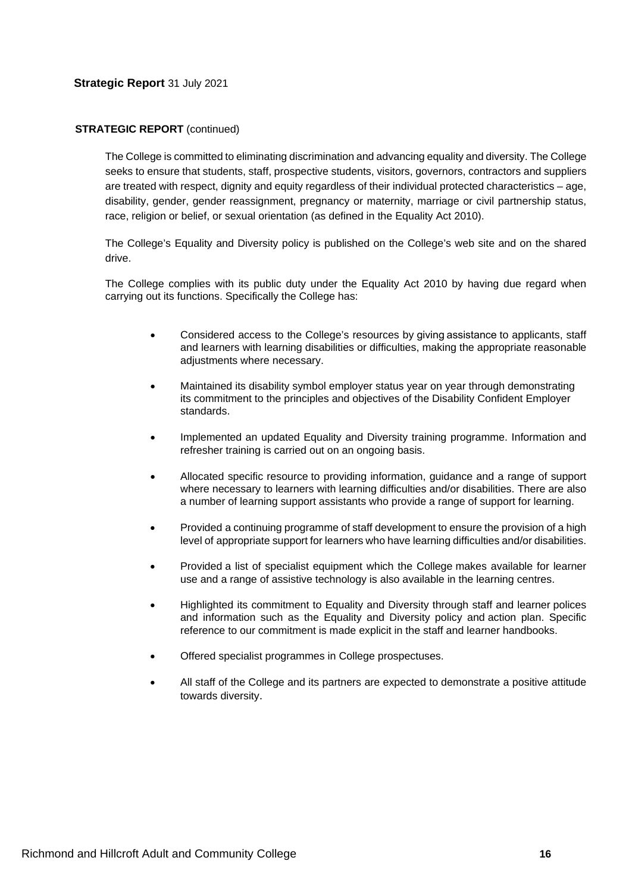**STRATEGIC REPORT** (continued)

The College is committed to eliminating discrimination and advancing equality and diversity. The College seeks to ensure that students, staff, prospective students, visitors, governors, contractors and suppliers are treated with respect, dignity and equity regardless of their individual protected characteristics – age, disability, gender, gender reassignment, pregnancy or maternity, marriage or civil partnership status, race, religion or belief, or sexual orientation (as defined in the Equality Act 2010).

The College's Equality and Diversity policy is published on the College's web site and on the shared drive.

The College complies with its public duty under the Equality Act 2010 by having due regard when carrying out its functions. Specifically the College has:

- Considered access to the College's resources by giving assistance to applicants, staff and learners with learning disabilities or difficulties, making the appropriate reasonable adjustments where necessary.
- Maintained its disability symbol employer status year on year through demonstrating its commitment to the principles and objectives of the Disability Confident Employer standards.
- Implemented an updated Equality and Diversity training programme. Information and refresher training is carried out on an ongoing basis.
- Allocated specific resource to providing information, guidance and a range of support where necessary to learners with learning difficulties and/or disabilities. There are also a number of learning support assistants who provide a range of support for learning.
- Provided a continuing programme of staff development to ensure the provision of a high level of appropriate support for learners who have learning difficulties and/or disabilities.
- Provided a list of specialist equipment which the College makes available for learner use and a range of assistive technology is also available in the learning centres.
- Highlighted its commitment to Equality and Diversity through staff and learner polices and information such as the Equality and Diversity policy and action plan. Specific reference to our commitment is made explicit in the staff and learner handbooks.
- Offered specialist programmes in College prospectuses.
- All staff of the College and its partners are expected to demonstrate a positive attitude towards diversity.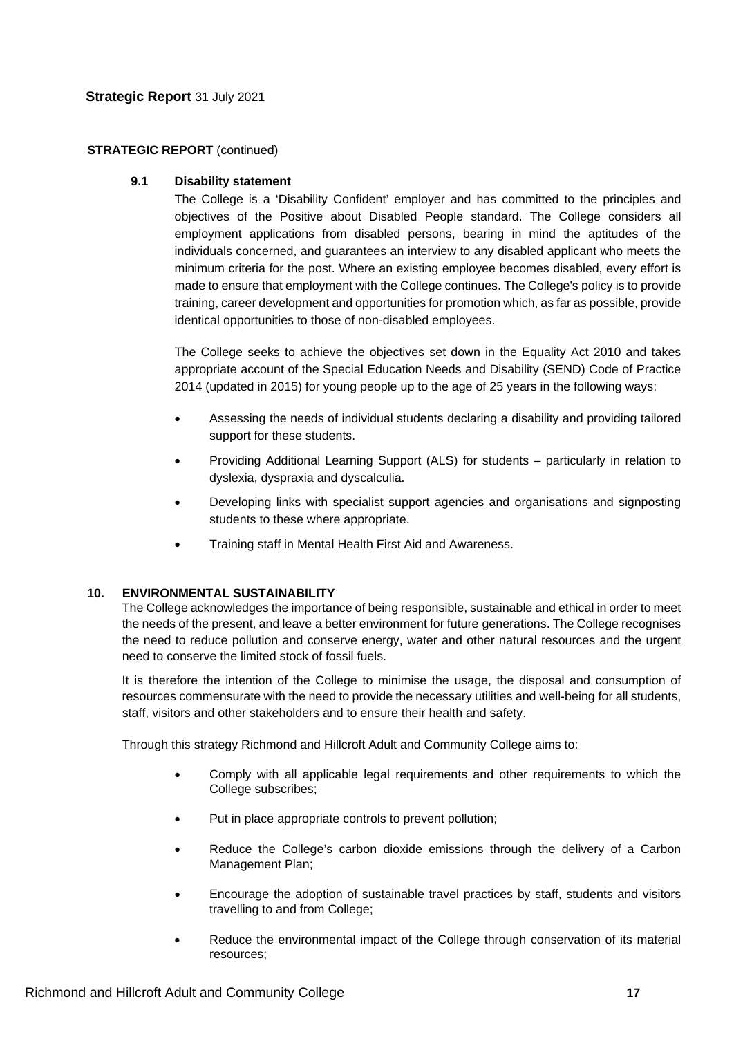**STRATEGIC REPORT** (continued)

### 9.1 Disability statement

The College is a 'Disability Confident' employer and has committed to the principles and objectives of the Positive about Disabled People standard. The College considers all employment applications from disabled persons, bearing in mind the aptitudes of the individuals concerned, and guarantees an interview to any disabled applicant who meets the minimum criteria for the post. Where an existing employee becomes disabled, every effort is made to ensure that employment with the College continues. The College's policy is to provide training, career development and opportunities for promotion which, as far as possible, provide identical opportunities to those of non-disabled employees.

The College seeks to achieve the objectives set down in the Equality Act 2010 and takes appropriate account of the Special Education Needs and Disability (SEND) Code of Practice 2014 (updated in 2015) for young people up to the age of 25 years in the following ways:

- Assessing the needs of individual students declaring a disability and providing tailored support for these students.
- Providing Additional Learning Support (ALS) for students – particularly in relation to dyslexia, dyspraxia and dyscalculia.
- Developing links with specialist support agencies and organisations and signposting students to these where appropriate.
- Training staff in Mental Health First Aid and Awareness.

## 10. ENVIRONMENTAL SUSTAINABILITY

The College acknowledges the importance of being responsible, sustainable and ethical in order to meet the needs of the present, and leave a better environment for future generations. The College recognises the need to reduce pollution and conserve energy, water and other natural resources and the urgent need to conserve the limited stock of fossil fuels.

It is therefore the intention of the College to minimise the usage, the disposal and consumption of resources commensurate with the need to provide the necessary utilities and well-being for all students, staff, visitors and other stakeholders and to ensure their health and safety.

Through this strategy Richmond and Hillcroft Adult and Community College aims to:

- Comply with all applicable legal requirements and other requirements to which the College subscribes;
- Put in place appropriate controls to prevent pollution;
- Reduce the College's carbon dioxide emissions through the delivery of a Carbon Management Plan;
- Encourage the adoption of sustainable travel practices by staff, students and visitors travelling to and from College;
- Reduce the environmental impact of the College through conservation of its material resources;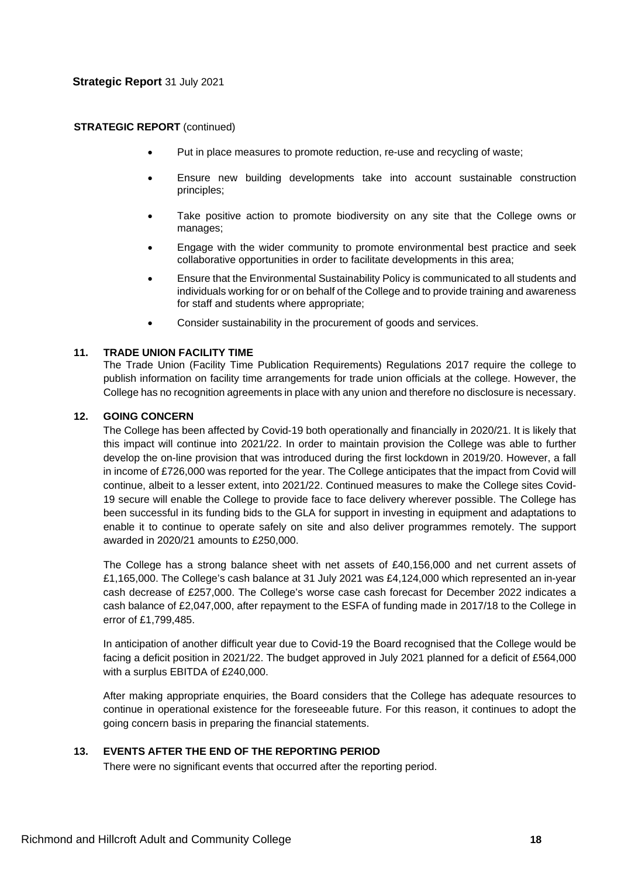**STRATEGIC REPORT** (continued)

- Put in place measures to promote reduction, re-use and recycling of waste;
- Ensure new building developments take into account sustainable construction principles;
- Take positive action to promote biodiversity on any site that the College owns or manages;
- Engage with the wider community to promote environmental best practice and seek collaborative opportunities in order to facilitate developments in this area;
- Ensure that the Environmental Sustainability Policy is communicated to all students and individuals working for or on behalf of the College and to provide training and awareness for staff and students where appropriate;
- Consider sustainability in the procurement of goods and services.

## 11. TRADE UNION FACILITY TIME

The Trade Union (Facility Time Publication Requirements) Regulations 2017 require the college to publish information on facility time arrangements for trade union officials at the college. However, the College has no recognition agreements in place with any union and therefore no disclosure is necessary.

## 12. GOING CONCERN

The College has been affected by Covid-19 both operationally and financially in 2020/21. It is likely that this impact will continue into 2021/22. In order to maintain provision the College was able to further develop the on-line provision that was introduced during the first lockdown in 2019/20. However, a fall in income of £726,000 was reported for the year. The College anticipates that the impact from Covid will continue, albeit to a lesser extent, into 2021/22. Continued measures to make the College sites Covid-19 secure will enable the College to provide face to face delivery wherever possible. The College has been successful in its funding bids to the GLA for support in investing in equipment and adaptations to enable it to continue to operate safely on site and also deliver programmes remotely. The support awarded in 2020/21 amounts to £250,000.

The College has a strong balance sheet with net assets of £40,156,000 and net current assets of £1,165,000. The College's cash balance at 31 July 2021 was £4,124,000 which represented an in-year cash decrease of £257,000. The College's worse case cash forecast for December 2022 indicates a cash balance of £2,047,000, after repayment to the ESFA of funding made in 2017/18 to the College in error of £1,799,485.

In anticipation of another difficult year due to Covid-19 the Board recognised that the College would be facing a deficit position in 2021/22. The budget approved in July 2021 planned for a deficit of £564,000 with a surplus EBITDA of £240,000.

After making appropriate enquiries, the Board considers that the College has adequate resources to continue in operational existence for the foreseeable future. For this reason, it continues to adopt the going concern basis in preparing the financial statements.

## 13. EVENTS AFTER THE END OF THE REPORTING PERIOD

There were no significant events that occurred after the reporting period.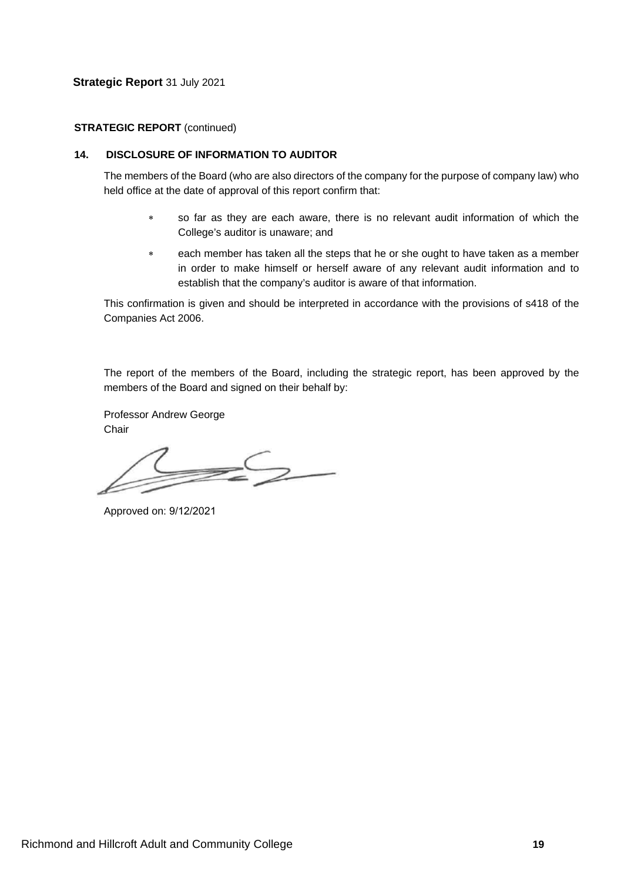**STRATEGIC REPORT** (continued)

## 14. DISCLOSURE OF INFORMATION TO AUDITOR

The members of the Board (who are also directors of the company for the purpose of company law) who held office at the date of approval of this report confirm that:

* so far as they are each aware, there is no relevant audit information of which the College's auditor is unaware; and
* each member has taken all the steps that he or she ought to have taken as a member in order to make himself or herself aware of any relevant audit information and to establish that the company's auditor is aware of that information.

This confirmation is given and should be interpreted in accordance with the provisions of s418 of the Companies Act 2006.

The report of the members of the Board, including the strategic report, has been approved by the members of the Board and signed on their behalf by:

Professor Andrew George
Chair

Approved on: 9/12/2021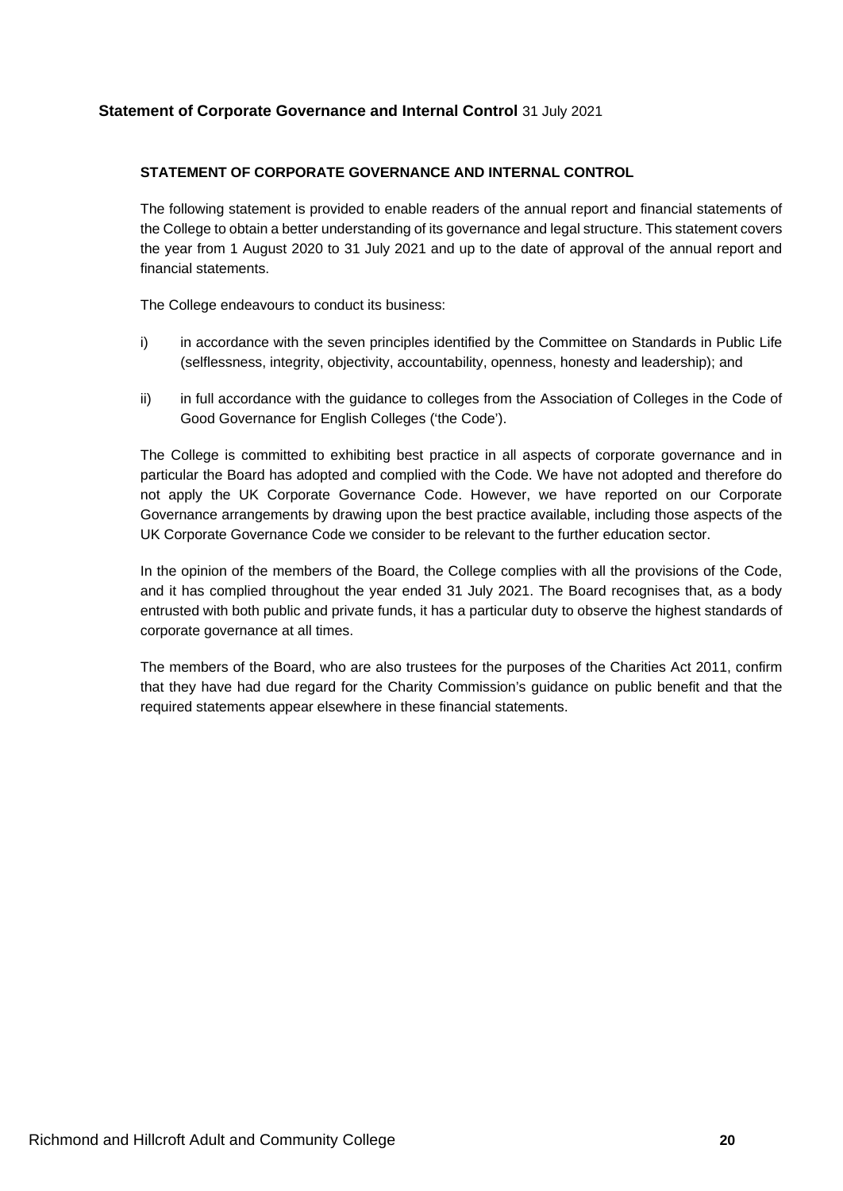## STATEMENT OF CORPORATE GOVERNANCE AND INTERNAL CONTROL

The following statement is provided to enable readers of the annual report and financial statements of the College to obtain a better understanding of its governance and legal structure. This statement covers the year from 1 August 2020 to 31 July 2021 and up to the date of approval of the annual report and financial statements.

The College endeavours to conduct its business:

i) in accordance with the seven principles identified by the Committee on Standards in Public Life (selflessness, integrity, objectivity, accountability, openness, honesty and leadership); and

ii) in full accordance with the guidance to colleges from the Association of Colleges in the Code of Good Governance for English Colleges ('the Code').

The College is committed to exhibiting best practice in all aspects of corporate governance and in particular the Board has adopted and complied with the Code. We have not adopted and therefore do not apply the UK Corporate Governance Code. However, we have reported on our Corporate Governance arrangements by drawing upon the best practice available, including those aspects of the UK Corporate Governance Code we consider to be relevant to the further education sector.

In the opinion of the members of the Board, the College complies with all the provisions of the Code, and it has complied throughout the year ended 31 July 2021. The Board recognises that, as a body entrusted with both public and private funds, it has a particular duty to observe the highest standards of corporate governance at all times.

The members of the Board, who are also trustees for the purposes of the Charities Act 2011, confirm that they have had due regard for the Charity Commission's guidance on public benefit and that the required statements appear elsewhere in these financial statements.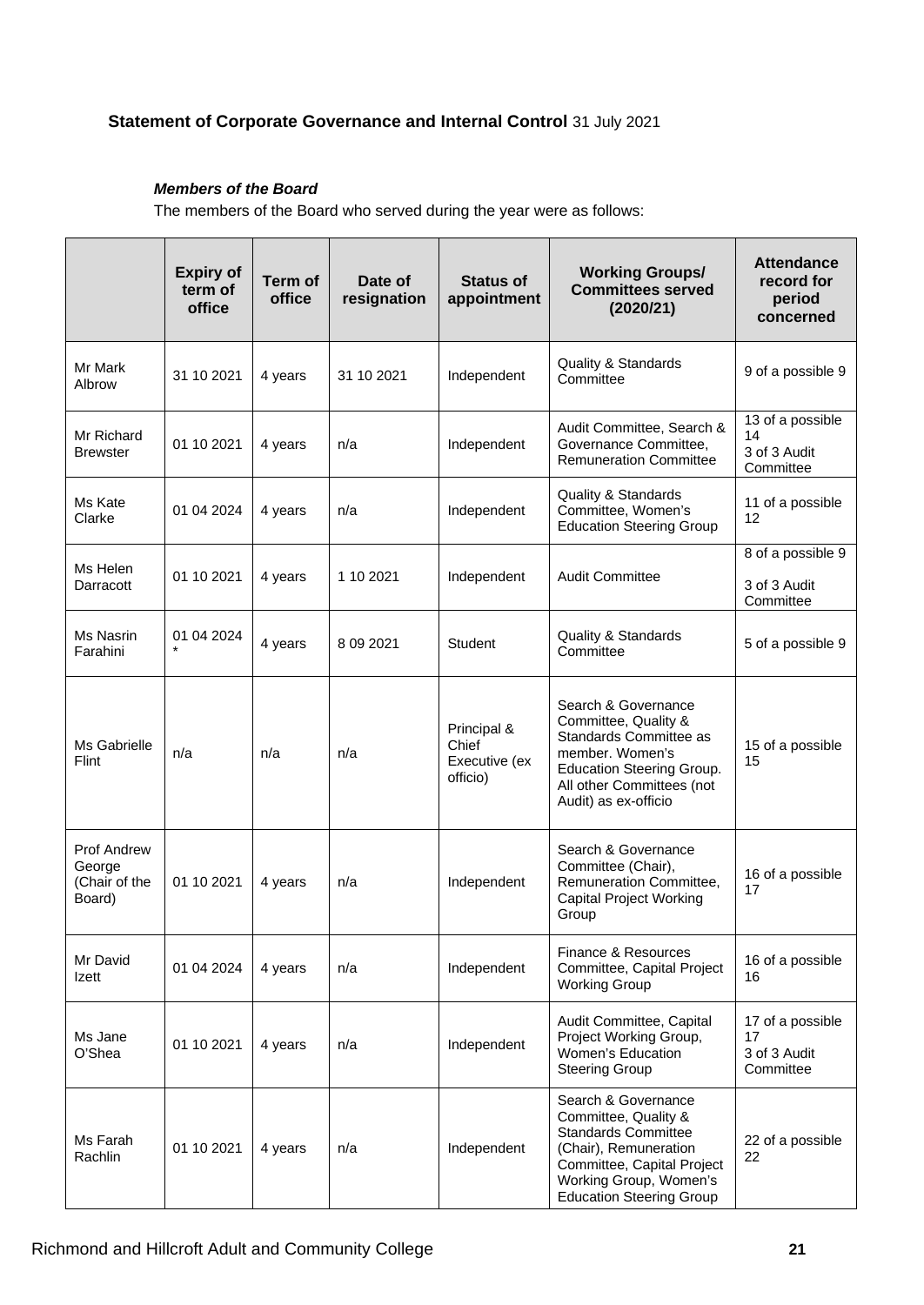**Statement of Corporate Governance and Internal Control** 31 July 2021

***Members of the Board***

The members of the Board who served during the year were as follows:

| | Expiry of term of office | Term of office | Date of resignation | Status of appointment | Working Groups/ Committees served (2020/21) | Attendance record for period concerned |
|---|---|---|---|---|---|---|
| Mr Mark Albrow | 31 10 2021 | 4 years | 31 10 2021 | Independent | Quality & Standards Committee | 9 of a possible 9 |
| Mr Richard Brewster | 01 10 2021 | 4 years | n/a | Independent | Audit Committee, Search & Governance Committee, Remuneration Committee | 13 of a possible 14<br>3 of 3 Audit Committee |
| Ms Kate Clarke | 01 04 2024 | 4 years | n/a | Independent | Quality & Standards Committee, Women's Education Steering Group | 11 of a possible 12 |
| Ms Helen Darracott | 01 10 2021 | 4 years | 1 10 2021 | Independent | Audit Committee | 8 of a possible 9<br>3 of 3 Audit Committee |
| Ms Nasrin Farahini | 01 04 2024 * | 4 years | 8 09 2021 | Student | Quality & Standards Committee | 5 of a possible 9 |
| Ms Gabrielle Flint | n/a | n/a | n/a | Principal & Chief Executive (ex officio) | Search & Governance Committee, Quality & Standards Committee as member. Women's Education Steering Group. All other Committees (not Audit) as ex-officio | 15 of a possible 15 |
| Prof Andrew George (Chair of the Board) | 01 10 2021 | 4 years | n/a | Independent | Search & Governance Committee (Chair), Remuneration Committee, Capital Project Working Group | 16 of a possible 17 |
| Mr David Izett | 01 04 2024 | 4 years | n/a | Independent | Finance & Resources Committee, Capital Project Working Group | 16 of a possible 16 |
| Ms Jane O'Shea | 01 10 2021 | 4 years | n/a | Independent | Audit Committee, Capital Project Working Group, Women's Education Steering Group | 17 of a possible 17<br>3 of 3 Audit Committee |
| Ms Farah Rachlin | 01 10 2021 | 4 years | n/a | Independent | Search & Governance Committee, Quality & Standards Committee (Chair), Remuneration Committee, Capital Project Working Group, Women's Education Steering Group | 22 of a possible 22 |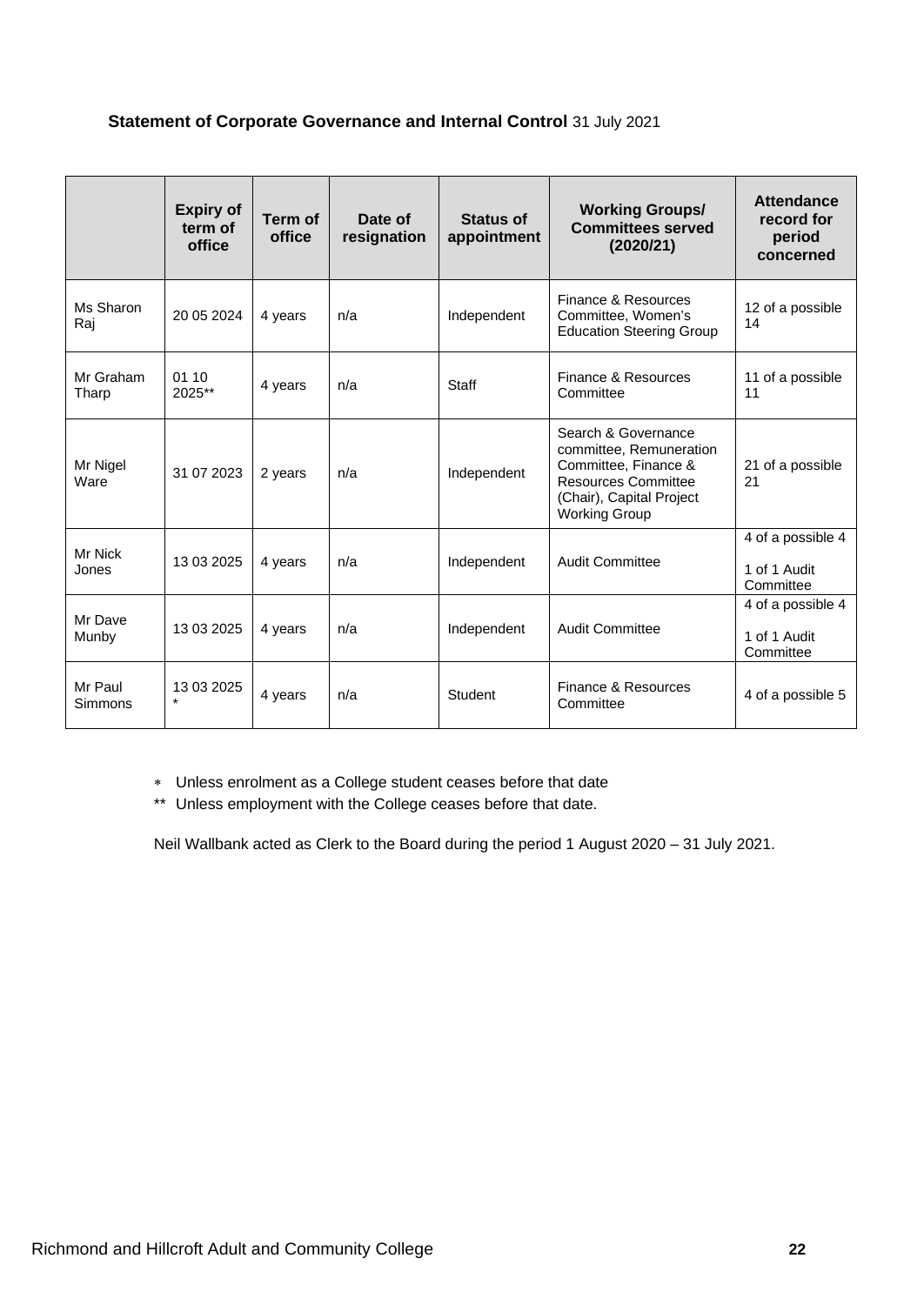**Statement of Corporate Governance and Internal Control** 31 July 2021

| | Expiry of term of office | Term of office | Date of resignation | Status of appointment | Working Groups/ Committees served (2020/21) | Attendance record for period concerned |
|---|---|---|---|---|---|---|
| Ms Sharon Raj | 20 05 2024 | 4 years | n/a | Independent | Finance & Resources Committee, Women's Education Steering Group | 12 of a possible 14 |
| Mr Graham Tharp | 01 10 2025** | 4 years | n/a | Staff | Finance & Resources Committee | 11 of a possible 11 |
| Mr Nigel Ware | 31 07 2023 | 2 years | n/a | Independent | Search & Governance committee, Remuneration Committee, Finance & Resources Committee (Chair), Capital Project Working Group | 21 of a possible 21 |
| Mr Nick Jones | 13 03 2025 | 4 years | n/a | Independent | Audit Committee | 4 of a possible 4<br>1 of 1 Audit Committee |
| Mr Dave Munby | 13 03 2025 | 4 years | n/a | Independent | Audit Committee | 4 of a possible 4<br>1 of 1 Audit Committee |
| Mr Paul Simmons | 13 03 2025 * | 4 years | n/a | Student | Finance & Resources Committee | 4 of a possible 5 |

\* Unless enrolment as a College student ceases before that date

** Unless employment with the College ceases before that date.

Neil Wallbank acted as Clerk to the Board during the period 1 August 2020 – 31 July 2021.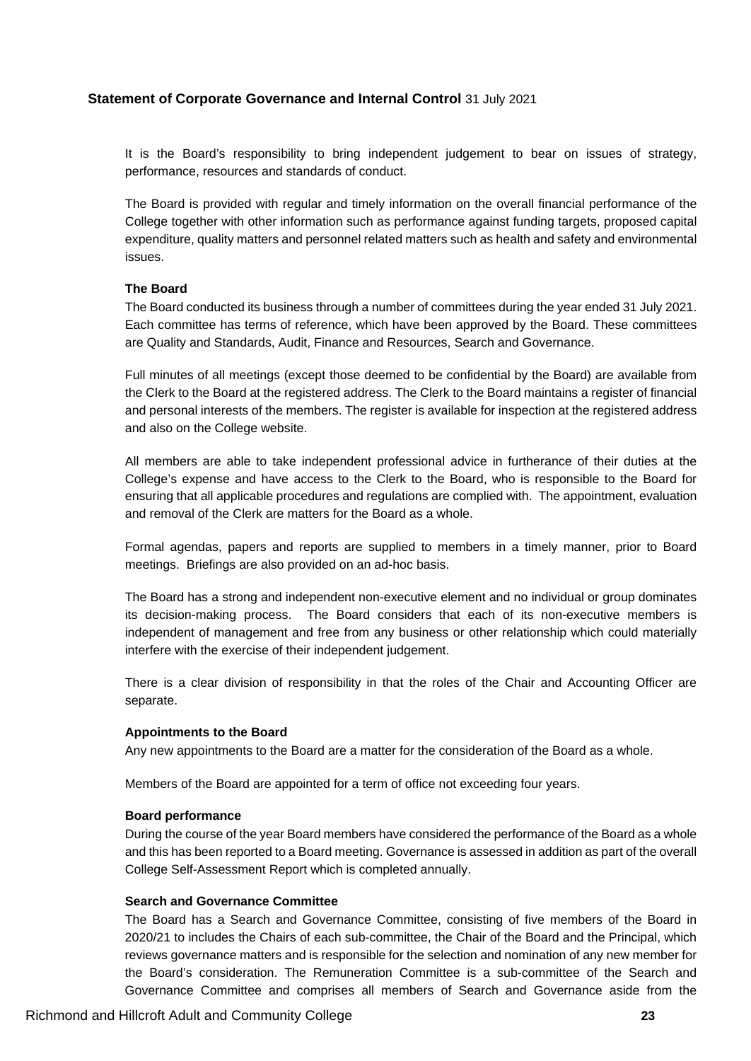It is the Board's responsibility to bring independent judgement to bear on issues of strategy, performance, resources and standards of conduct.

The Board is provided with regular and timely information on the overall financial performance of the College together with other information such as performance against funding targets, proposed capital expenditure, quality matters and personnel related matters such as health and safety and environmental issues.

**The Board**

The Board conducted its business through a number of committees during the year ended 31 July 2021. Each committee has terms of reference, which have been approved by the Board. These committees are Quality and Standards, Audit, Finance and Resources, Search and Governance.

Full minutes of all meetings (except those deemed to be confidential by the Board) are available from the Clerk to the Board at the registered address. The Clerk to the Board maintains a register of financial and personal interests of the members. The register is available for inspection at the registered address and also on the College website.

All members are able to take independent professional advice in furtherance of their duties at the College's expense and have access to the Clerk to the Board, who is responsible to the Board for ensuring that all applicable procedures and regulations are complied with. The appointment, evaluation and removal of the Clerk are matters for the Board as a whole.

Formal agendas, papers and reports are supplied to members in a timely manner, prior to Board meetings. Briefings are also provided on an ad-hoc basis.

The Board has a strong and independent non-executive element and no individual or group dominates its decision-making process. The Board considers that each of its non-executive members is independent of management and free from any business or other relationship which could materially interfere with the exercise of their independent judgement.

There is a clear division of responsibility in that the roles of the Chair and Accounting Officer are separate.

**Appointments to the Board**

Any new appointments to the Board are a matter for the consideration of the Board as a whole.

Members of the Board are appointed for a term of office not exceeding four years.

**Board performance**

During the course of the year Board members have considered the performance of the Board as a whole and this has been reported to a Board meeting. Governance is assessed in addition as part of the overall College Self-Assessment Report which is completed annually.

**Search and Governance Committee**

The Board has a Search and Governance Committee, consisting of five members of the Board in 2020/21 to includes the Chairs of each sub-committee, the Chair of the Board and the Principal, which reviews governance matters and is responsible for the selection and nomination of any new member for the Board's consideration. The Remuneration Committee is a sub-committee of the Search and Governance Committee and comprises all members of Search and Governance aside from the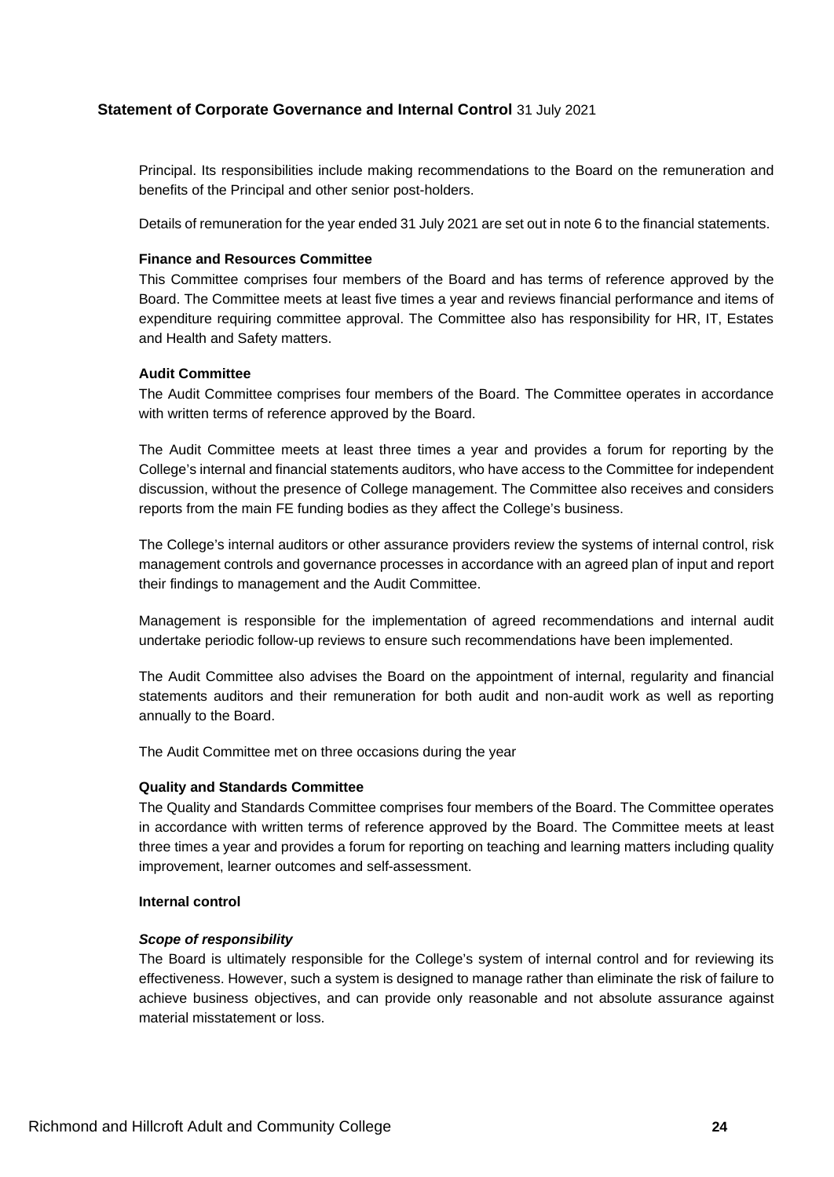Principal. Its responsibilities include making recommendations to the Board on the remuneration and benefits of the Principal and other senior post-holders.

Details of remuneration for the year ended 31 July 2021 are set out in note 6 to the financial statements.

**Finance and Resources Committee**

This Committee comprises four members of the Board and has terms of reference approved by the Board. The Committee meets at least five times a year and reviews financial performance and items of expenditure requiring committee approval. The Committee also has responsibility for HR, IT, Estates and Health and Safety matters.

**Audit Committee**

The Audit Committee comprises four members of the Board. The Committee operates in accordance with written terms of reference approved by the Board.

The Audit Committee meets at least three times a year and provides a forum for reporting by the College's internal and financial statements auditors, who have access to the Committee for independent discussion, without the presence of College management. The Committee also receives and considers reports from the main FE funding bodies as they affect the College's business.

The College's internal auditors or other assurance providers review the systems of internal control, risk management controls and governance processes in accordance with an agreed plan of input and report their findings to management and the Audit Committee.

Management is responsible for the implementation of agreed recommendations and internal audit undertake periodic follow-up reviews to ensure such recommendations have been implemented.

The Audit Committee also advises the Board on the appointment of internal, regularity and financial statements auditors and their remuneration for both audit and non-audit work as well as reporting annually to the Board.

The Audit Committee met on three occasions during the year

**Quality and Standards Committee**

The Quality and Standards Committee comprises four members of the Board. The Committee operates in accordance with written terms of reference approved by the Board. The Committee meets at least three times a year and provides a forum for reporting on teaching and learning matters including quality improvement, learner outcomes and self-assessment.

**Internal control**

***Scope of responsibility***

The Board is ultimately responsible for the College's system of internal control and for reviewing its effectiveness. However, such a system is designed to manage rather than eliminate the risk of failure to achieve business objectives, and can provide only reasonable and not absolute assurance against material misstatement or loss.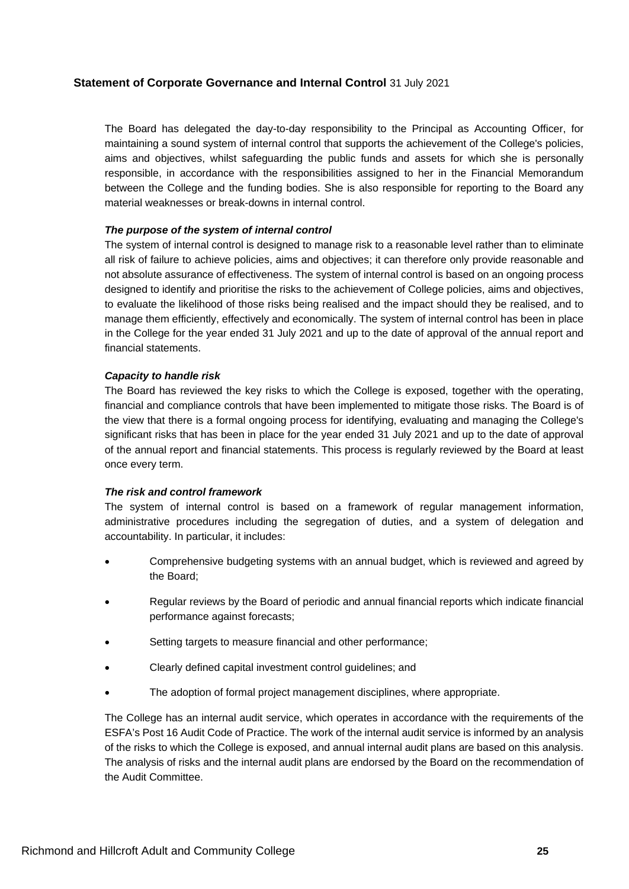The Board has delegated the day-to-day responsibility to the Principal as Accounting Officer, for maintaining a sound system of internal control that supports the achievement of the College's policies, aims and objectives, whilst safeguarding the public funds and assets for which she is personally responsible, in accordance with the responsibilities assigned to her in the Financial Memorandum between the College and the funding bodies. She is also responsible for reporting to the Board any material weaknesses or break-downs in internal control.

***The purpose of the system of internal control***

The system of internal control is designed to manage risk to a reasonable level rather than to eliminate all risk of failure to achieve policies, aims and objectives; it can therefore only provide reasonable and not absolute assurance of effectiveness. The system of internal control is based on an ongoing process designed to identify and prioritise the risks to the achievement of College policies, aims and objectives, to evaluate the likelihood of those risks being realised and the impact should they be realised, and to manage them efficiently, effectively and economically. The system of internal control has been in place in the College for the year ended 31 July 2021 and up to the date of approval of the annual report and financial statements.

***Capacity to handle risk***

The Board has reviewed the key risks to which the College is exposed, together with the operating, financial and compliance controls that have been implemented to mitigate those risks. The Board is of the view that there is a formal ongoing process for identifying, evaluating and managing the College's significant risks that has been in place for the year ended 31 July 2021 and up to the date of approval of the annual report and financial statements. This process is regularly reviewed by the Board at least once every term.

***The risk and control framework***

The system of internal control is based on a framework of regular management information, administrative procedures including the segregation of duties, and a system of delegation and accountability. In particular, it includes:

- Comprehensive budgeting systems with an annual budget, which is reviewed and agreed by the Board;
- Regular reviews by the Board of periodic and annual financial reports which indicate financial performance against forecasts;
- Setting targets to measure financial and other performance;
- Clearly defined capital investment control guidelines; and
- The adoption of formal project management disciplines, where appropriate.

The College has an internal audit service, which operates in accordance with the requirements of the ESFA's Post 16 Audit Code of Practice. The work of the internal audit service is informed by an analysis of the risks to which the College is exposed, and annual internal audit plans are based on this analysis. The analysis of risks and the internal audit plans are endorsed by the Board on the recommendation of the Audit Committee.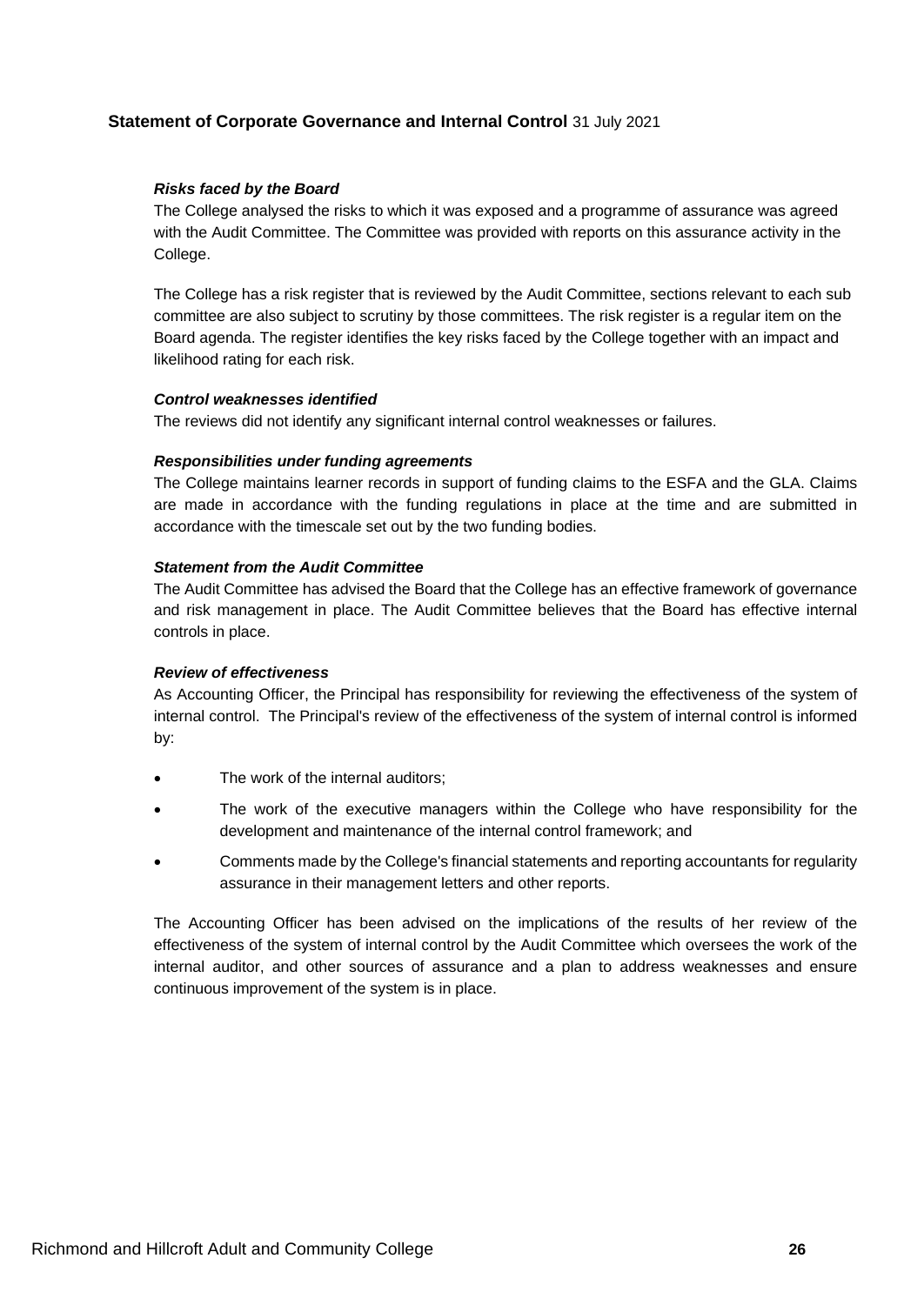## Statement of Corporate Governance and Internal Control 31 July 2021

***Risks faced by the Board***

The College analysed the risks to which it was exposed and a programme of assurance was agreed with the Audit Committee. The Committee was provided with reports on this assurance activity in the College.

The College has a risk register that is reviewed by the Audit Committee, sections relevant to each sub committee are also subject to scrutiny by those committees. The risk register is a regular item on the Board agenda. The register identifies the key risks faced by the College together with an impact and likelihood rating for each risk.

***Control weaknesses identified***

The reviews did not identify any significant internal control weaknesses or failures.

***Responsibilities under funding agreements***

The College maintains learner records in support of funding claims to the ESFA and the GLA. Claims are made in accordance with the funding regulations in place at the time and are submitted in accordance with the timescale set out by the two funding bodies.

***Statement from the Audit Committee***

The Audit Committee has advised the Board that the College has an effective framework of governance and risk management in place. The Audit Committee believes that the Board has effective internal controls in place.

***Review of effectiveness***

As Accounting Officer, the Principal has responsibility for reviewing the effectiveness of the system of internal control. The Principal's review of the effectiveness of the system of internal control is informed by:

- The work of the internal auditors;
- The work of the executive managers within the College who have responsibility for the development and maintenance of the internal control framework; and
- Comments made by the College's financial statements and reporting accountants for regularity assurance in their management letters and other reports.

The Accounting Officer has been advised on the implications of the results of her review of the effectiveness of the system of internal control by the Audit Committee which oversees the work of the internal auditor, and other sources of assurance and a plan to address weaknesses and ensure continuous improvement of the system is in place.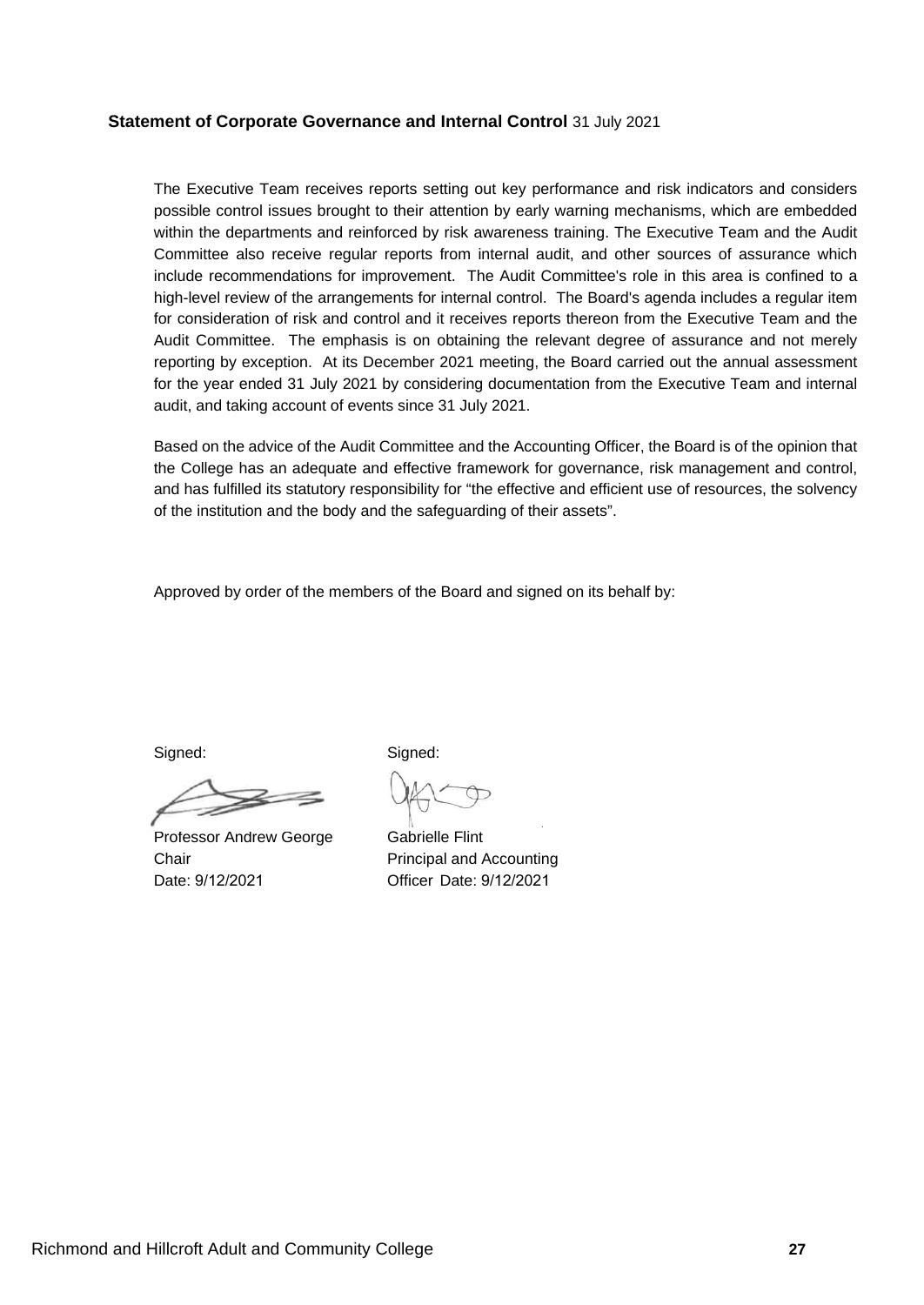**Statement of Corporate Governance and Internal Control** 31 July 2021

The Executive Team receives reports setting out key performance and risk indicators and considers possible control issues brought to their attention by early warning mechanisms, which are embedded within the departments and reinforced by risk awareness training. The Executive Team and the Audit Committee also receive regular reports from internal audit, and other sources of assurance which include recommendations for improvement. The Audit Committee's role in this area is confined to a high-level review of the arrangements for internal control. The Board's agenda includes a regular item for consideration of risk and control and it receives reports thereon from the Executive Team and the Audit Committee. The emphasis is on obtaining the relevant degree of assurance and not merely reporting by exception. At its December 2021 meeting, the Board carried out the annual assessment for the year ended 31 July 2021 by considering documentation from the Executive Team and internal audit, and taking account of events since 31 July 2021.

Based on the advice of the Audit Committee and the Accounting Officer, the Board is of the opinion that the College has an adequate and effective framework for governance, risk management and control, and has fulfilled its statutory responsibility for "the effective and efficient use of resources, the solvency of the institution and the body and the safeguarding of their assets".

Approved by order of the members of the Board and signed on its behalf by:

Signed:

Professor Andrew George
Chair
Date: 9/12/2021

Signed:

Gabrielle Flint
Principal and Accounting Officer
Date: 9/12/2021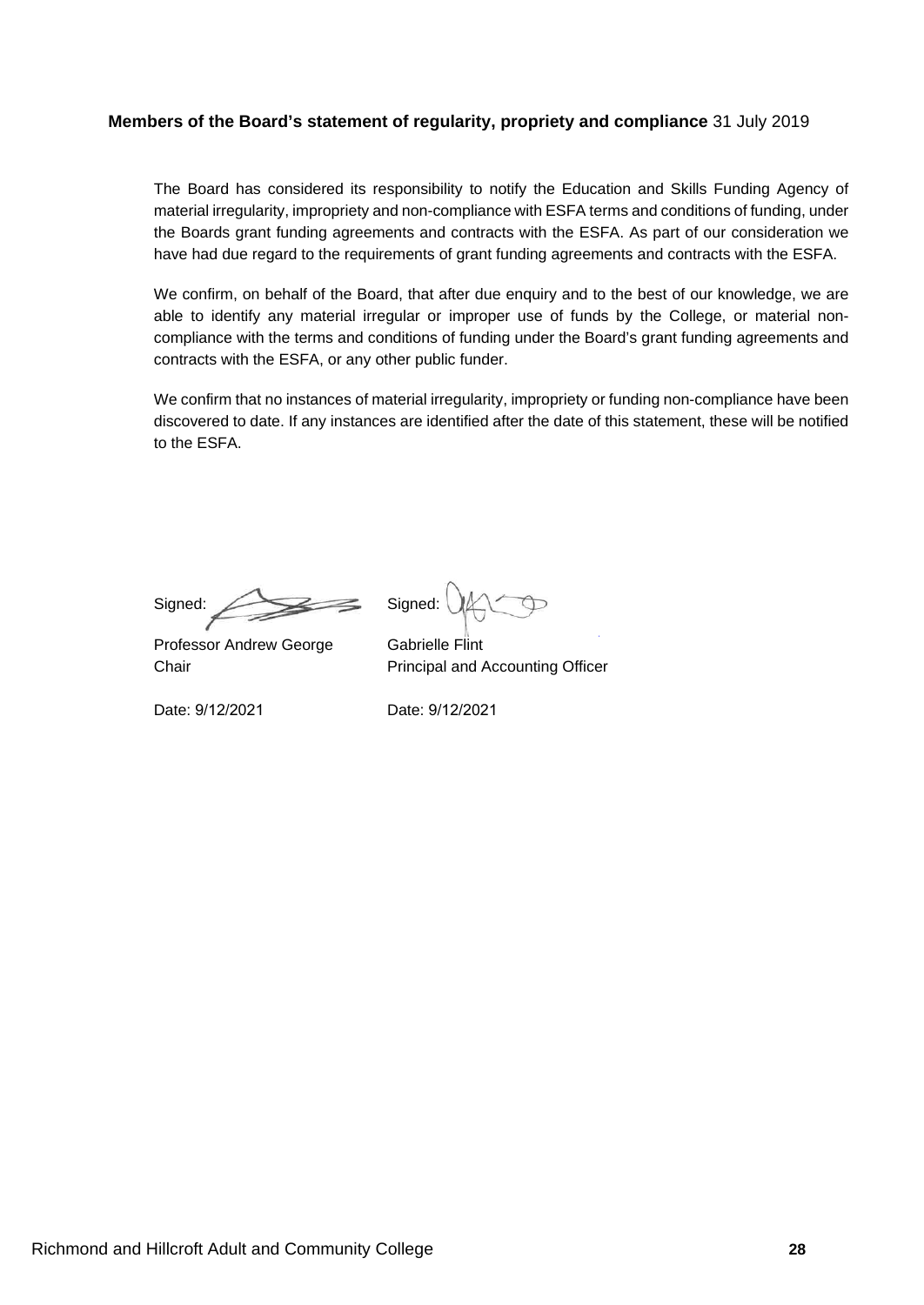**Members of the Board's statement of regularity, propriety and compliance** 31 July 2019

The Board has considered its responsibility to notify the Education and Skills Funding Agency of material irregularity, impropriety and non-compliance with ESFA terms and conditions of funding, under the Boards grant funding agreements and contracts with the ESFA. As part of our consideration we have had due regard to the requirements of grant funding agreements and contracts with the ESFA.

We confirm, on behalf of the Board, that after due enquiry and to the best of our knowledge, we are able to identify any material irregular or improper use of funds by the College, or material non-compliance with the terms and conditions of funding under the Board's grant funding agreements and contracts with the ESFA, or any other public funder.

We confirm that no instances of material irregularity, impropriety or funding non-compliance have been discovered to date. If any instances are identified after the date of this statement, these will be notified to the ESFA.

Signed:

Professor Andrew George
Chair

Date: 9/12/2021

Signed:

Gabrielle Flint
Principal and Accounting Officer

Date: 9/12/2021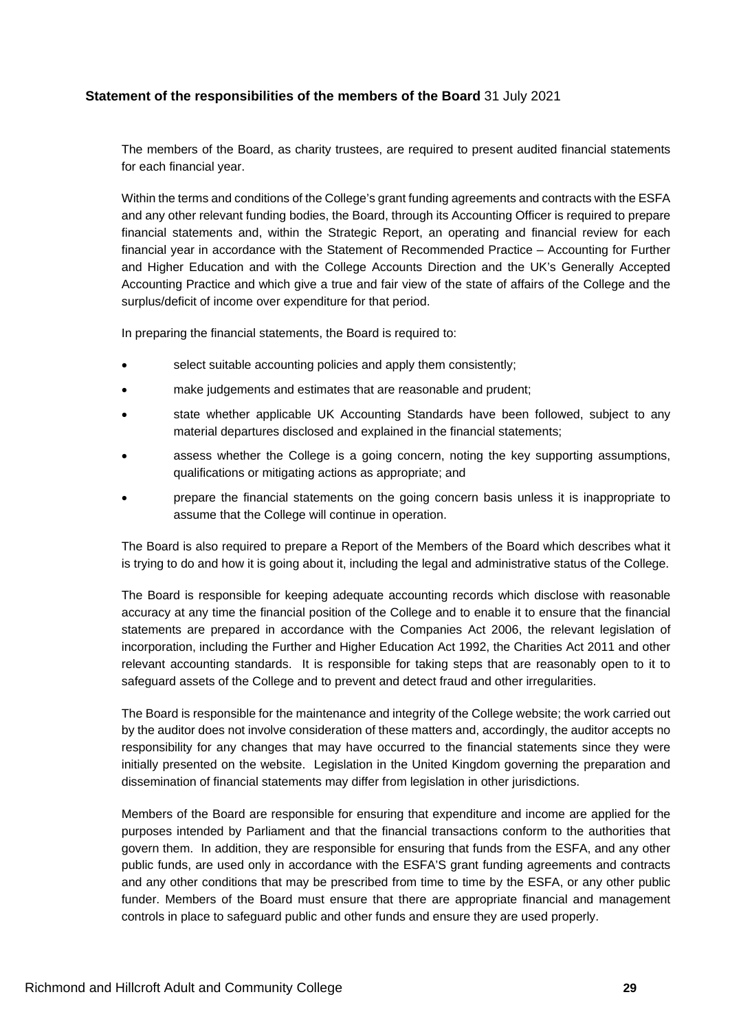## **Statement of the responsibilities of the members of the Board** 31 July 2021

The members of the Board, as charity trustees, are required to present audited financial statements for each financial year.

Within the terms and conditions of the College's grant funding agreements and contracts with the ESFA and any other relevant funding bodies, the Board, through its Accounting Officer is required to prepare financial statements and, within the Strategic Report, an operating and financial review for each financial year in accordance with the Statement of Recommended Practice – Accounting for Further and Higher Education and with the College Accounts Direction and the UK's Generally Accepted Accounting Practice and which give a true and fair view of the state of affairs of the College and the surplus/deficit of income over expenditure for that period.

In preparing the financial statements, the Board is required to:

- select suitable accounting policies and apply them consistently;
- make judgements and estimates that are reasonable and prudent;
- state whether applicable UK Accounting Standards have been followed, subject to any material departures disclosed and explained in the financial statements;
- assess whether the College is a going concern, noting the key supporting assumptions, qualifications or mitigating actions as appropriate; and
- prepare the financial statements on the going concern basis unless it is inappropriate to assume that the College will continue in operation.

The Board is also required to prepare a Report of the Members of the Board which describes what it is trying to do and how it is going about it, including the legal and administrative status of the College.

The Board is responsible for keeping adequate accounting records which disclose with reasonable accuracy at any time the financial position of the College and to enable it to ensure that the financial statements are prepared in accordance with the Companies Act 2006, the relevant legislation of incorporation, including the Further and Higher Education Act 1992, the Charities Act 2011 and other relevant accounting standards. It is responsible for taking steps that are reasonably open to it to safeguard assets of the College and to prevent and detect fraud and other irregularities.

The Board is responsible for the maintenance and integrity of the College website; the work carried out by the auditor does not involve consideration of these matters and, accordingly, the auditor accepts no responsibility for any changes that may have occurred to the financial statements since they were initially presented on the website. Legislation in the United Kingdom governing the preparation and dissemination of financial statements may differ from legislation in other jurisdictions.

Members of the Board are responsible for ensuring that expenditure and income are applied for the purposes intended by Parliament and that the financial transactions conform to the authorities that govern them. In addition, they are responsible for ensuring that funds from the ESFA, and any other public funds, are used only in accordance with the ESFA'S grant funding agreements and contracts and any other conditions that may be prescribed from time to time by the ESFA, or any other public funder. Members of the Board must ensure that there are appropriate financial and management controls in place to safeguard public and other funds and ensure they are used properly.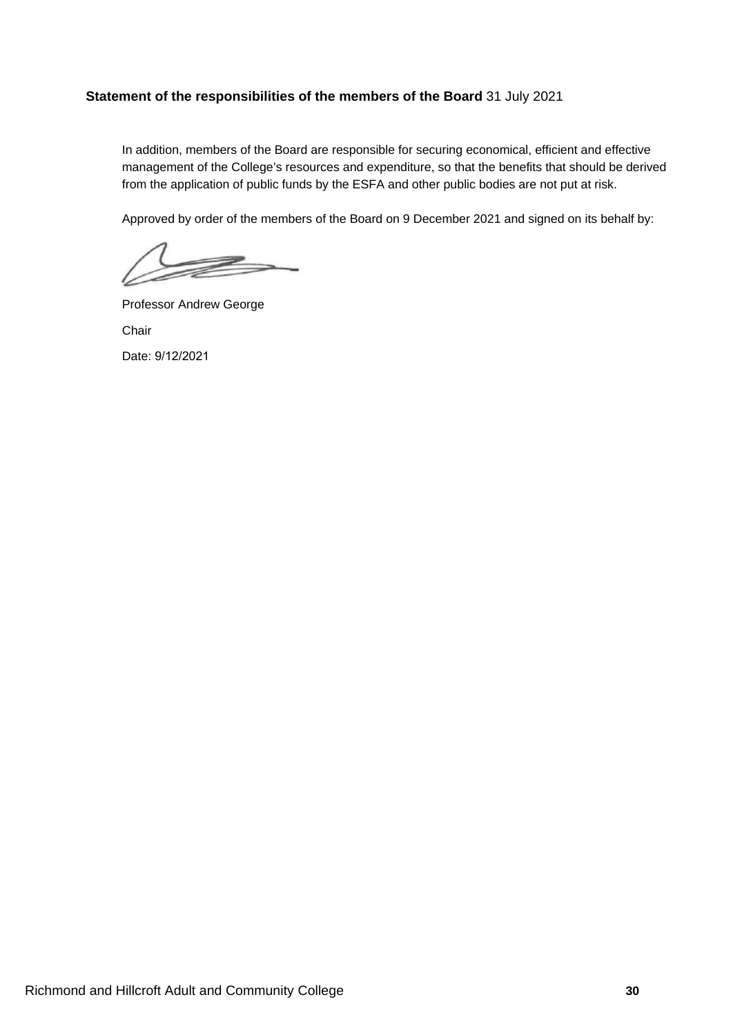**Statement of the responsibilities of the members of the Board** 31 July 2021

In addition, members of the Board are responsible for securing economical, efficient and effective management of the College's resources and expenditure, so that the benefits that should be derived from the application of public funds by the ESFA and other public bodies are not put at risk.

Approved by order of the members of the Board on 9 December 2021 and signed on its behalf by:

Professor Andrew George

Chair

Date: 9/12/2021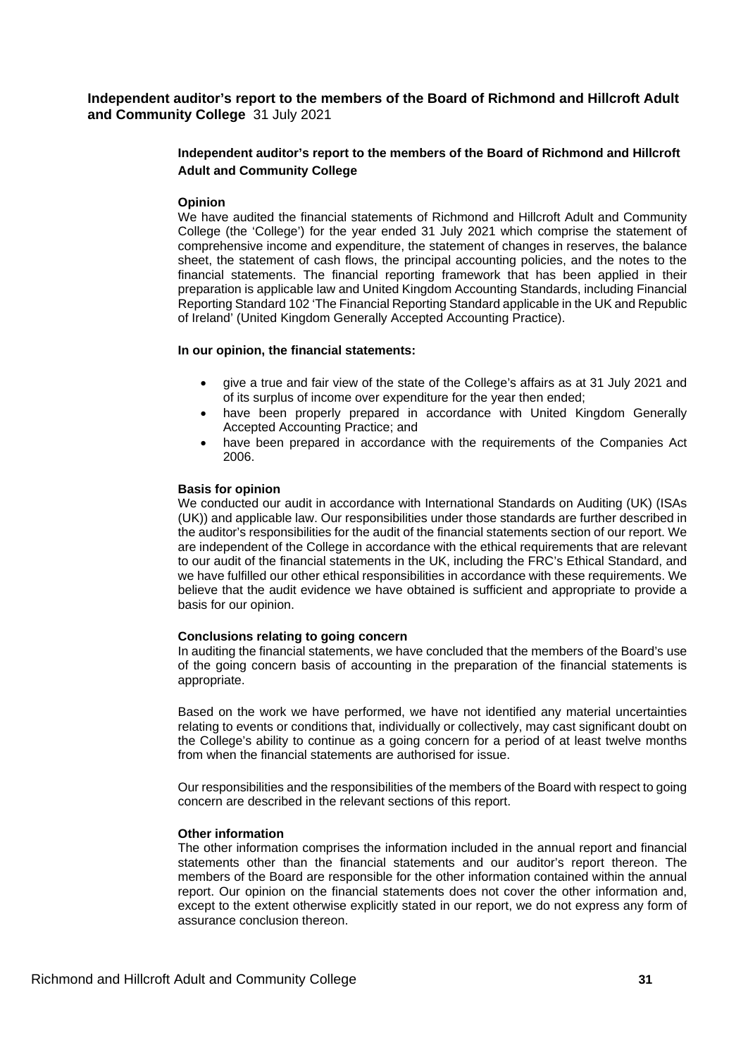## Independent auditor's report to the members of the Board of Richmond and Hillcroft Adult and Community College 31 July 2021

### Independent auditor's report to the members of the Board of Richmond and Hillcroft Adult and Community College

**Opinion**

We have audited the financial statements of Richmond and Hillcroft Adult and Community College (the 'College') for the year ended 31 July 2021 which comprise the statement of comprehensive income and expenditure, the statement of changes in reserves, the balance sheet, the statement of cash flows, the principal accounting policies, and the notes to the financial statements. The financial reporting framework that has been applied in their preparation is applicable law and United Kingdom Accounting Standards, including Financial Reporting Standard 102 'The Financial Reporting Standard applicable in the UK and Republic of Ireland' (United Kingdom Generally Accepted Accounting Practice).

**In our opinion, the financial statements:**

- give a true and fair view of the state of the College's affairs as at 31 July 2021 and of its surplus of income over expenditure for the year then ended;
- have been properly prepared in accordance with United Kingdom Generally Accepted Accounting Practice; and
- have been prepared in accordance with the requirements of the Companies Act 2006.

**Basis for opinion**

We conducted our audit in accordance with International Standards on Auditing (UK) (ISAs (UK)) and applicable law. Our responsibilities under those standards are further described in the auditor's responsibilities for the audit of the financial statements section of our report. We are independent of the College in accordance with the ethical requirements that are relevant to our audit of the financial statements in the UK, including the FRC's Ethical Standard, and we have fulfilled our other ethical responsibilities in accordance with these requirements. We believe that the audit evidence we have obtained is sufficient and appropriate to provide a basis for our opinion.

**Conclusions relating to going concern**

In auditing the financial statements, we have concluded that the members of the Board's use of the going concern basis of accounting in the preparation of the financial statements is appropriate.

Based on the work we have performed, we have not identified any material uncertainties relating to events or conditions that, individually or collectively, may cast significant doubt on the College's ability to continue as a going concern for a period of at least twelve months from when the financial statements are authorised for issue.

Our responsibilities and the responsibilities of the members of the Board with respect to going concern are described in the relevant sections of this report.

**Other information**

The other information comprises the information included in the annual report and financial statements other than the financial statements and our auditor's report thereon. The members of the Board are responsible for the other information contained within the annual report. Our opinion on the financial statements does not cover the other information and, except to the extent otherwise explicitly stated in our report, we do not express any form of assurance conclusion thereon.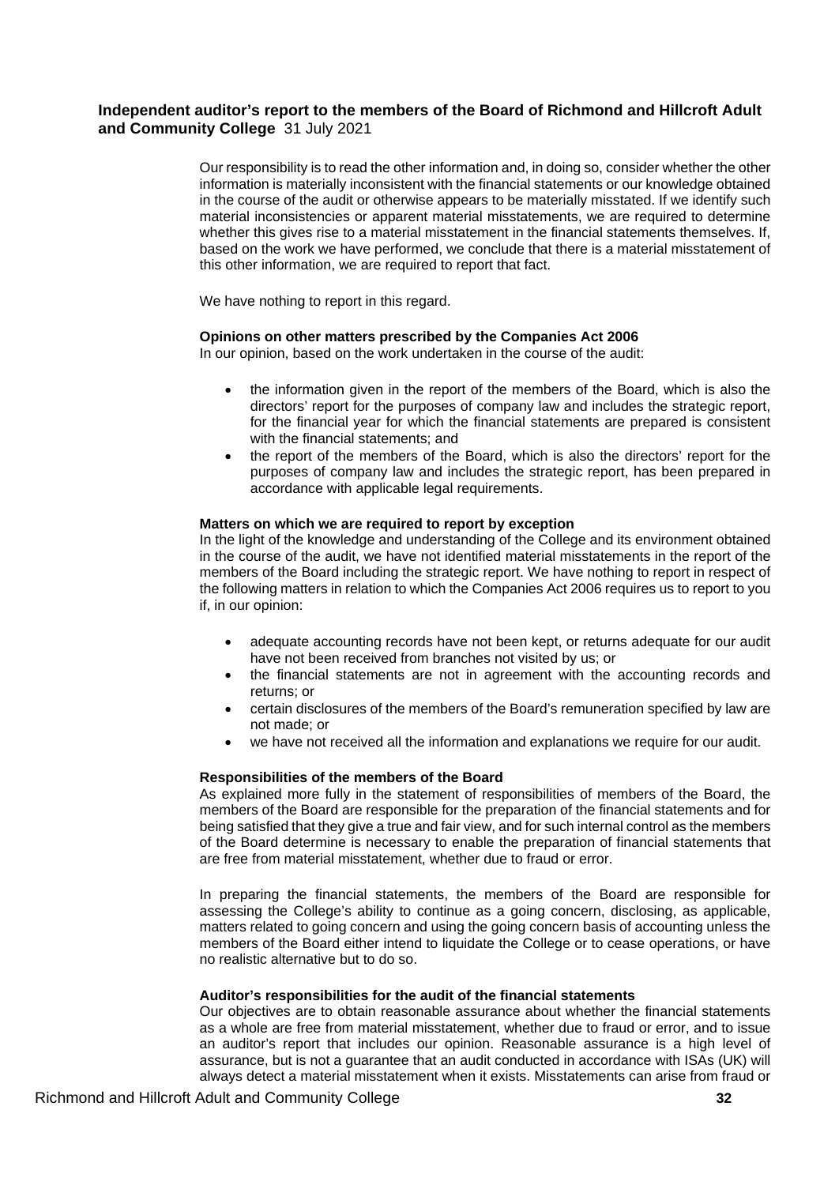## Independent auditor's report to the members of the Board of Richmond and Hillcroft Adult and Community College 31 July 2021

Our responsibility is to read the other information and, in doing so, consider whether the other information is materially inconsistent with the financial statements or our knowledge obtained in the course of the audit or otherwise appears to be materially misstated. If we identify such material inconsistencies or apparent material misstatements, we are required to determine whether this gives rise to a material misstatement in the financial statements themselves. If, based on the work we have performed, we conclude that there is a material misstatement of this other information, we are required to report that fact.

We have nothing to report in this regard.

**Opinions on other matters prescribed by the Companies Act 2006**

In our opinion, based on the work undertaken in the course of the audit:

- the information given in the report of the members of the Board, which is also the directors' report for the purposes of company law and includes the strategic report, for the financial year for which the financial statements are prepared is consistent with the financial statements; and
- the report of the members of the Board, which is also the directors' report for the purposes of company law and includes the strategic report, has been prepared in accordance with applicable legal requirements.

**Matters on which we are required to report by exception**

In the light of the knowledge and understanding of the College and its environment obtained in the course of the audit, we have not identified material misstatements in the report of the members of the Board including the strategic report. We have nothing to report in respect of the following matters in relation to which the Companies Act 2006 requires us to report to you if, in our opinion:

- adequate accounting records have not been kept, or returns adequate for our audit have not been received from branches not visited by us; or
- the financial statements are not in agreement with the accounting records and returns; or
- certain disclosures of the members of the Board's remuneration specified by law are not made; or
- we have not received all the information and explanations we require for our audit.

**Responsibilities of the members of the Board**

As explained more fully in the statement of responsibilities of members of the Board, the members of the Board are responsible for the preparation of the financial statements and for being satisfied that they give a true and fair view, and for such internal control as the members of the Board determine is necessary to enable the preparation of financial statements that are free from material misstatement, whether due to fraud or error.

In preparing the financial statements, the members of the Board are responsible for assessing the College's ability to continue as a going concern, disclosing, as applicable, matters related to going concern and using the going concern basis of accounting unless the members of the Board either intend to liquidate the College or to cease operations, or have no realistic alternative but to do so.

**Auditor's responsibilities for the audit of the financial statements**

Our objectives are to obtain reasonable assurance about whether the financial statements as a whole are free from material misstatement, whether due to fraud or error, and to issue an auditor's report that includes our opinion. Reasonable assurance is a high level of assurance, but is not a guarantee that an audit conducted in accordance with ISAs (UK) will always detect a material misstatement when it exists. Misstatements can arise from fraud or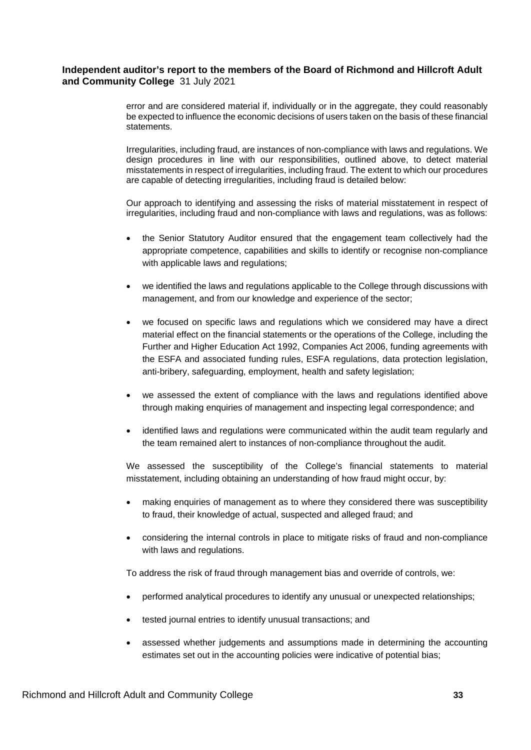error and are considered material if, individually or in the aggregate, they could reasonably be expected to influence the economic decisions of users taken on the basis of these financial statements.

Irregularities, including fraud, are instances of non-compliance with laws and regulations. We design procedures in line with our responsibilities, outlined above, to detect material misstatements in respect of irregularities, including fraud. The extent to which our procedures are capable of detecting irregularities, including fraud is detailed below:

Our approach to identifying and assessing the risks of material misstatement in respect of irregularities, including fraud and non-compliance with laws and regulations, was as follows:

- the Senior Statutory Auditor ensured that the engagement team collectively had the appropriate competence, capabilities and skills to identify or recognise non-compliance with applicable laws and regulations;
- we identified the laws and regulations applicable to the College through discussions with management, and from our knowledge and experience of the sector;
- we focused on specific laws and regulations which we considered may have a direct material effect on the financial statements or the operations of the College, including the Further and Higher Education Act 1992, Companies Act 2006, funding agreements with the ESFA and associated funding rules, ESFA regulations, data protection legislation, anti-bribery, safeguarding, employment, health and safety legislation;
- we assessed the extent of compliance with the laws and regulations identified above through making enquiries of management and inspecting legal correspondence; and
- identified laws and regulations were communicated within the audit team regularly and the team remained alert to instances of non-compliance throughout the audit.

We assessed the susceptibility of the College's financial statements to material misstatement, including obtaining an understanding of how fraud might occur, by:

- making enquiries of management as to where they considered there was susceptibility to fraud, their knowledge of actual, suspected and alleged fraud; and
- considering the internal controls in place to mitigate risks of fraud and non-compliance with laws and regulations.

To address the risk of fraud through management bias and override of controls, we:

- performed analytical procedures to identify any unusual or unexpected relationships;
- tested journal entries to identify unusual transactions; and
- assessed whether judgements and assumptions made in determining the accounting estimates set out in the accounting policies were indicative of potential bias;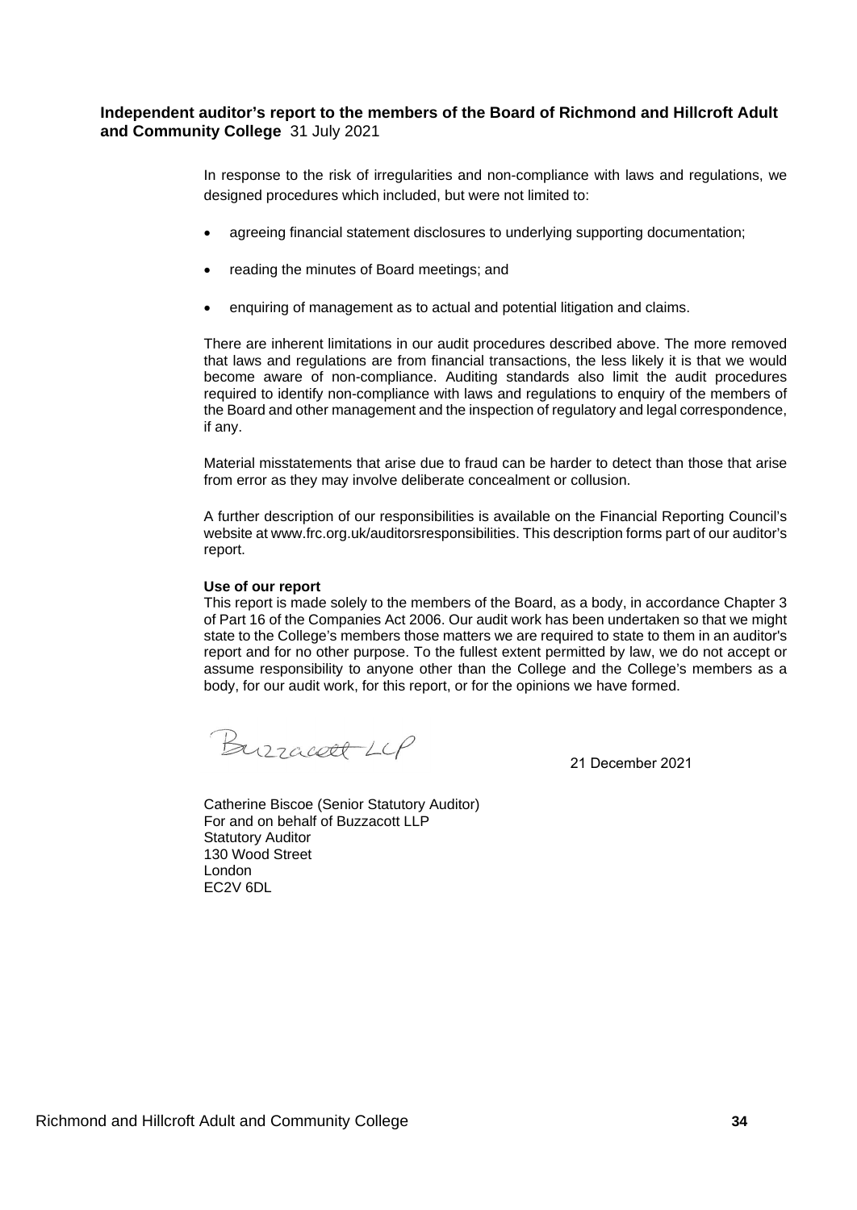**Independent auditor's report to the members of the Board of Richmond and Hillcroft Adult and Community College** 31 July 2021

In response to the risk of irregularities and non-compliance with laws and regulations, we designed procedures which included, but were not limited to:

- agreeing financial statement disclosures to underlying supporting documentation;
- reading the minutes of Board meetings; and
- enquiring of management as to actual and potential litigation and claims.

There are inherent limitations in our audit procedures described above. The more removed that laws and regulations are from financial transactions, the less likely it is that we would become aware of non-compliance. Auditing standards also limit the audit procedures required to identify non-compliance with laws and regulations to enquiry of the members of the Board and other management and the inspection of regulatory and legal correspondence, if any.

Material misstatements that arise due to fraud can be harder to detect than those that arise from error as they may involve deliberate concealment or collusion.

A further description of our responsibilities is available on the Financial Reporting Council's website at www.frc.org.uk/auditorsresponsibilities. This description forms part of our auditor's report.

**Use of our report**

This report is made solely to the members of the Board, as a body, in accordance Chapter 3 of Part 16 of the Companies Act 2006. Our audit work has been undertaken so that we might state to the College's members those matters we are required to state to them in an auditor's report and for no other purpose. To the fullest extent permitted by law, we do not accept or assume responsibility to anyone other than the College and the College's members as a body, for our audit work, for this report, or for the opinions we have formed.

Buzzacott LLP

21 December 2021

Catherine Biscoe (Senior Statutory Auditor)
For and on behalf of Buzzacott LLP
Statutory Auditor
130 Wood Street
London
EC2V 6DL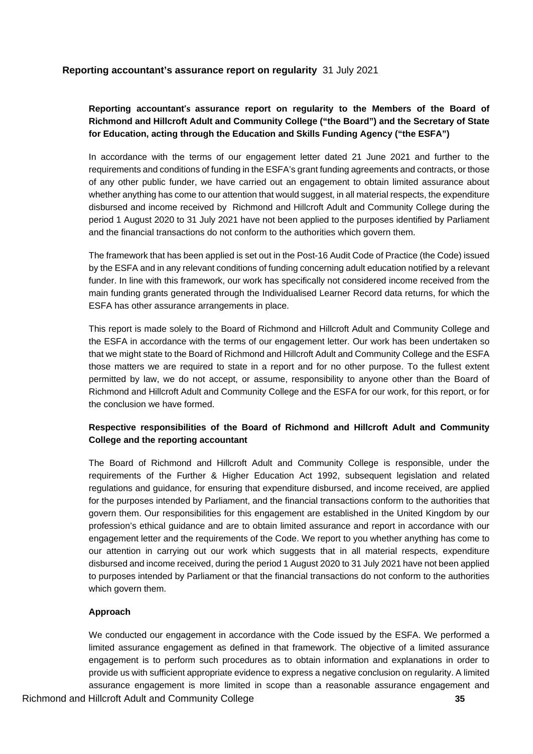## Reporting accountant's assurance report on regularity 31 July 2021

**Reporting accountant's assurance report on regularity to the Members of the Board of Richmond and Hillcroft Adult and Community College ("the Board") and the Secretary of State for Education, acting through the Education and Skills Funding Agency ("the ESFA")**

In accordance with the terms of our engagement letter dated 21 June 2021 and further to the requirements and conditions of funding in the ESFA's grant funding agreements and contracts, or those of any other public funder, we have carried out an engagement to obtain limited assurance about whether anything has come to our attention that would suggest, in all material respects, the expenditure disbursed and income received by Richmond and Hillcroft Adult and Community College during the period 1 August 2020 to 31 July 2021 have not been applied to the purposes identified by Parliament and the financial transactions do not conform to the authorities which govern them.

The framework that has been applied is set out in the Post-16 Audit Code of Practice (the Code) issued by the ESFA and in any relevant conditions of funding concerning adult education notified by a relevant funder. In line with this framework, our work has specifically not considered income received from the main funding grants generated through the Individualised Learner Record data returns, for which the ESFA has other assurance arrangements in place.

This report is made solely to the Board of Richmond and Hillcroft Adult and Community College and the ESFA in accordance with the terms of our engagement letter. Our work has been undertaken so that we might state to the Board of Richmond and Hillcroft Adult and Community College and the ESFA those matters we are required to state in a report and for no other purpose. To the fullest extent permitted by law, we do not accept, or assume, responsibility to anyone other than the Board of Richmond and Hillcroft Adult and Community College and the ESFA for our work, for this report, or for the conclusion we have formed.

**Respective responsibilities of the Board of Richmond and Hillcroft Adult and Community College and the reporting accountant**

The Board of Richmond and Hillcroft Adult and Community College is responsible, under the requirements of the Further & Higher Education Act 1992, subsequent legislation and related regulations and guidance, for ensuring that expenditure disbursed, and income received, are applied for the purposes intended by Parliament, and the financial transactions conform to the authorities that govern them. Our responsibilities for this engagement are established in the United Kingdom by our profession's ethical guidance and are to obtain limited assurance and report in accordance with our engagement letter and the requirements of the Code. We report to you whether anything has come to our attention in carrying out our work which suggests that in all material respects, expenditure disbursed and income received, during the period 1 August 2020 to 31 July 2021 have not been applied to purposes intended by Parliament or that the financial transactions do not conform to the authorities which govern them.

**Approach**

We conducted our engagement in accordance with the Code issued by the ESFA. We performed a limited assurance engagement as defined in that framework. The objective of a limited assurance engagement is to perform such procedures as to obtain information and explanations in order to provide us with sufficient appropriate evidence to express a negative conclusion on regularity. A limited assurance engagement is more limited in scope than a reasonable assurance engagement and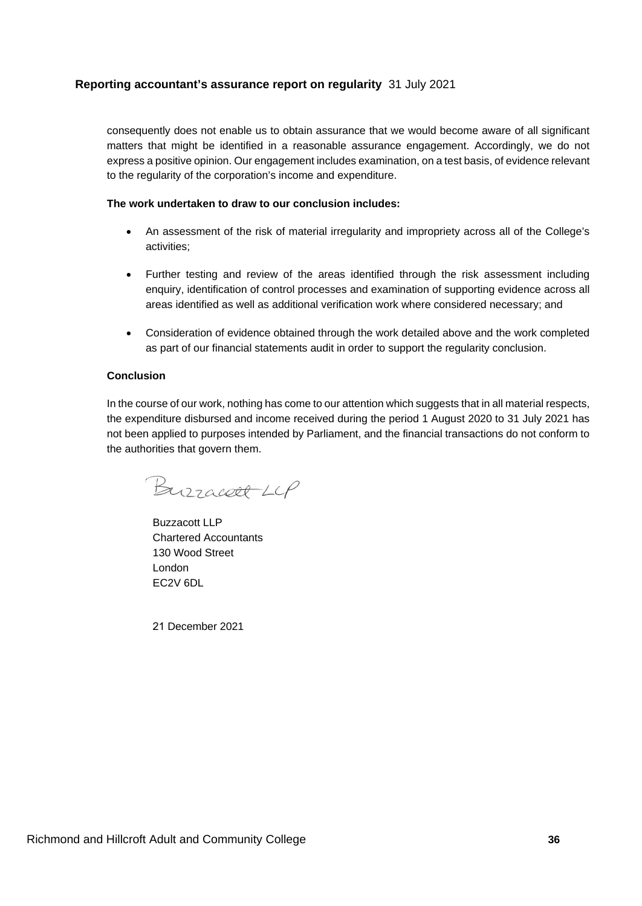consequently does not enable us to obtain assurance that we would become aware of all significant matters that might be identified in a reasonable assurance engagement. Accordingly, we do not express a positive opinion. Our engagement includes examination, on a test basis, of evidence relevant to the regularity of the corporation's income and expenditure.

**The work undertaken to draw to our conclusion includes:**

- An assessment of the risk of material irregularity and impropriety across all of the College's activities;
- Further testing and review of the areas identified through the risk assessment including enquiry, identification of control processes and examination of supporting evidence across all areas identified as well as additional verification work where considered necessary; and
- Consideration of evidence obtained through the work detailed above and the work completed as part of our financial statements audit in order to support the regularity conclusion.

**Conclusion**

In the course of our work, nothing has come to our attention which suggests that in all material respects, the expenditure disbursed and income received during the period 1 August 2020 to 31 July 2021 has not been applied to purposes intended by Parliament, and the financial transactions do not conform to the authorities that govern them.

Buzzacott LLP

Buzzacott LLP
Chartered Accountants
130 Wood Street
London
EC2V 6DL

21 December 2021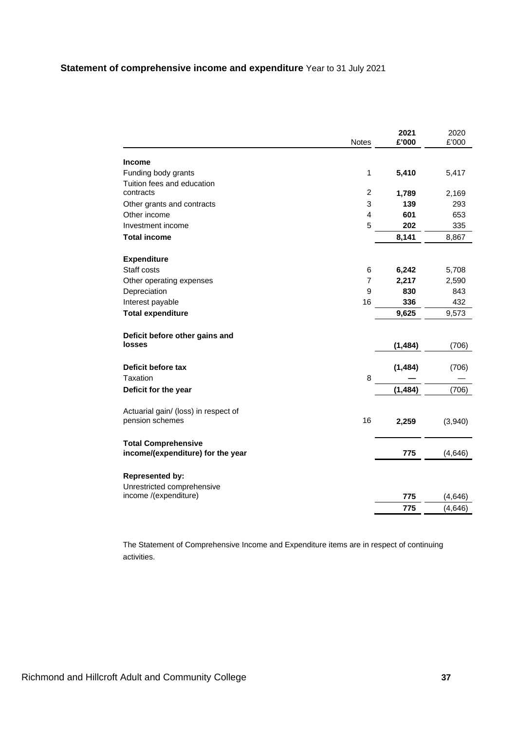## **Statement of comprehensive income and expenditure** Year to 31 July 2021

| | Notes | **2021 £'000** | 2020 £'000 |
|---|---|---|---|
| **Income** | | | |
| Funding body grants | 1 | **5,410** | 5,417 |
| Tuition fees and education contracts | 2 | **1,789** | 2,169 |
| Other grants and contracts | 3 | **139** | 293 |
| Other income | 4 | **601** | 653 |
| Investment income | 5 | **202** | 335 |
| **Total income** | | **8,141** | 8,867 |
| | | | |
| **Expenditure** | | | |
| Staff costs | 6 | **6,242** | 5,708 |
| Other operating expenses | 7 | **2,217** | 2,590 |
| Depreciation | 9 | **830** | 843 |
| Interest payable | 16 | **336** | 432 |
| **Total expenditure** | | **9,625** | 9,573 |
| | | | |
| **Deficit before other gains and losses** | | **(1,484)** | (706) |
| | | | |
| **Deficit before tax** | | **(1,484)** | (706) |
| Taxation | 8 | **—** | — |
| **Deficit for the year** | | **(1,484)** | (706) |
| | | | |
| Actuarial gain/ (loss) in respect of pension schemes | 16 | **2,259** | (3,940) |
| | | | |
| **Total Comprehensive income/(expenditure) for the year** | | **775** | (4,646) |
| | | | |
| **Represented by:** | | | |
| Unrestricted comprehensive income /(expenditure) | | **775** | (4,646) |
| | | **775** | (4,646) |

The Statement of Comprehensive Income and Expenditure items are in respect of continuing activities.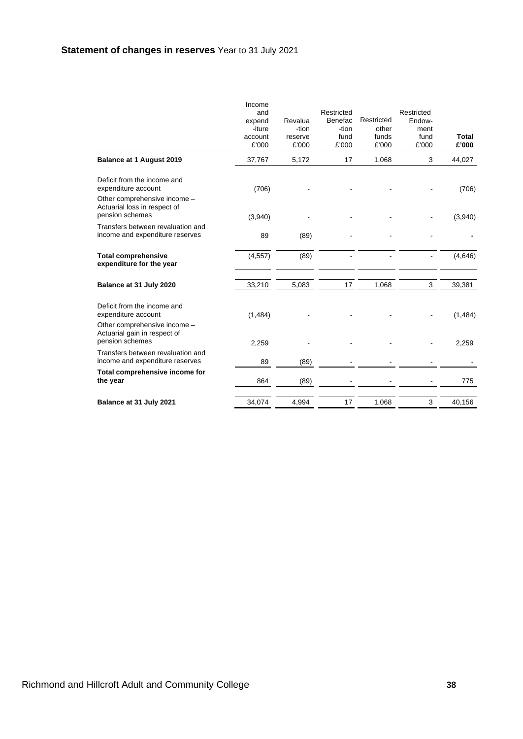## **Statement of changes in reserves** Year to 31 July 2021

| | Income and expend -iture account £'000 | Revalua -tion reserve £'000 | Restricted Benefac -tion fund £'000 | Restricted other funds £'000 | Restricted Endow- ment fund £'000 | **Total £'000** |
|---|---|---|---|---|---|---|
| **Balance at 1 August 2019** | 37,767 | 5,172 | 17 | 1,068 | 3 | 44,027 |
| Deficit from the income and expenditure account | (706) | - | - | - | - | (706) |
| Other comprehensive income – Actuarial loss in respect of pension schemes | (3,940) | - | - | - | - | (3,940) |
| Transfers between revaluation and income and expenditure reserves | 89 | (89) | - | - | - | - |
| **Total comprehensive expenditure for the year** | (4,557) | (89) | - | - | - | (4,646) |
| **Balance at 31 July 2020** | 33,210 | 5,083 | 17 | 1,068 | 3 | 39,381 |
| Deficit from the income and expenditure account | (1,484) | - | - | - | - | (1,484) |
| Other comprehensive income – Actuarial gain in respect of pension schemes | 2,259 | - | - | - | - | 2,259 |
| Transfers between revaluation and income and expenditure reserves | 89 | (89) | - | - | - | - |
| **Total comprehensive income for the year** | 864 | (89) | - | - | - | 775 |
| **Balance at 31 July 2021** | 34,074 | 4,994 | 17 | 1,068 | 3 | 40,156 |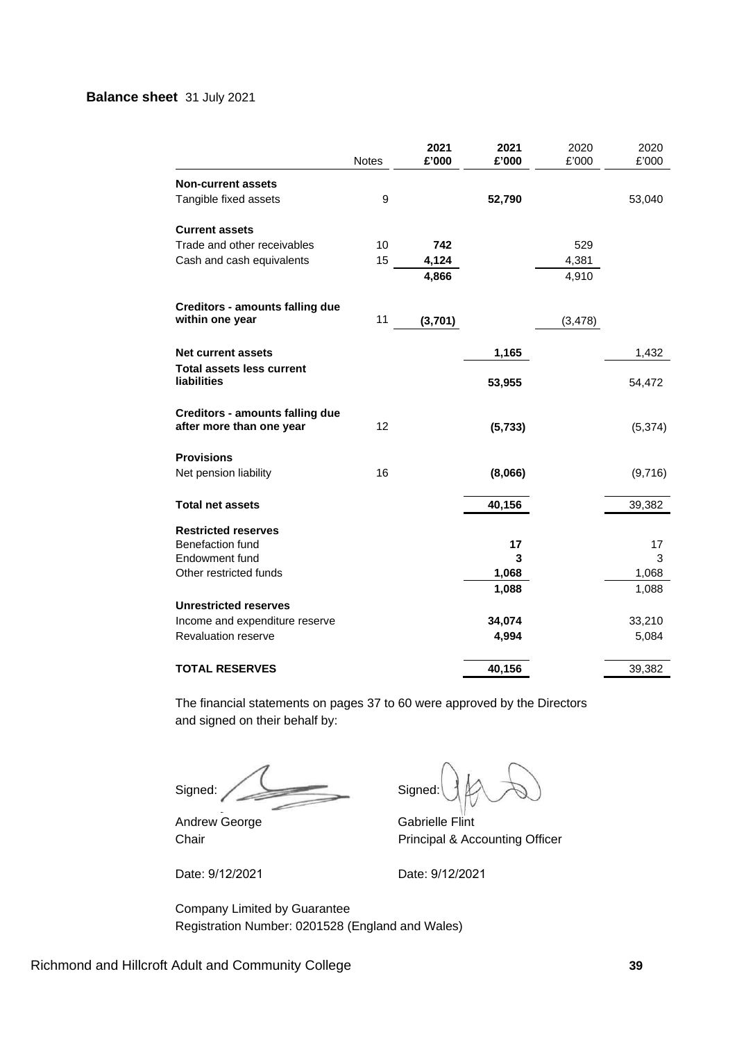**Balance sheet** 31 July 2021

| | Notes | 2021 £'000 | 2021 £'000 | 2020 £'000 | 2020 £'000 |
|---|---|---|---|---|---|
| **Non-current assets** | | | | | |
| Tangible fixed assets | 9 | | **52,790** | | 53,040 |
| | | | | | |
| **Current assets** | | | | | |
| Trade and other receivables | 10 | **742** | | 529 | |
| Cash and cash equivalents | 15 | **4,124** | | 4,381 | |
| | | **4,866** | | 4,910 | |
| | | | | | |
| **Creditors - amounts falling due within one year** | 11 | **(3,701)** | | (3,478) | |
| | | | | | |
| **Net current assets** | | | **1,165** | | 1,432 |
| **Total assets less current liabilities** | | | **53,955** | | 54,472 |
| | | | | | |
| **Creditors - amounts falling due after more than one year** | 12 | | **(5,733)** | | (5,374) |
| | | | | | |
| **Provisions** | | | | | |
| Net pension liability | 16 | | **(8,066)** | | (9,716) |
| | | | | | |
| **Total net assets** | | | **40,156** | | 39,382 |
| | | | | | |
| **Restricted reserves** | | | | | |
| Benefaction fund | | | **17** | | 17 |
| Endowment fund | | | **3** | | 3 |
| Other restricted funds | | | **1,068** | | 1,068 |
| | | | **1,088** | | 1,088 |
| **Unrestricted reserves** | | | | | |
| Income and expenditure reserve | | | **34,074** | | 33,210 |
| Revaluation reserve | | | **4,994** | | 5,084 |
| | | | | | |
| **TOTAL RESERVES** | | | **40,156** | | 39,382 |

The financial statements on pages 37 to 60 were approved by the Directors and signed on their behalf by:

Signed:

Andrew George
Chair

Date: 9/12/2021

Signed:

Gabrielle Flint
Principal & Accounting Officer

Date: 9/12/2021

Company Limited by Guarantee
Registration Number: 0201528 (England and Wales)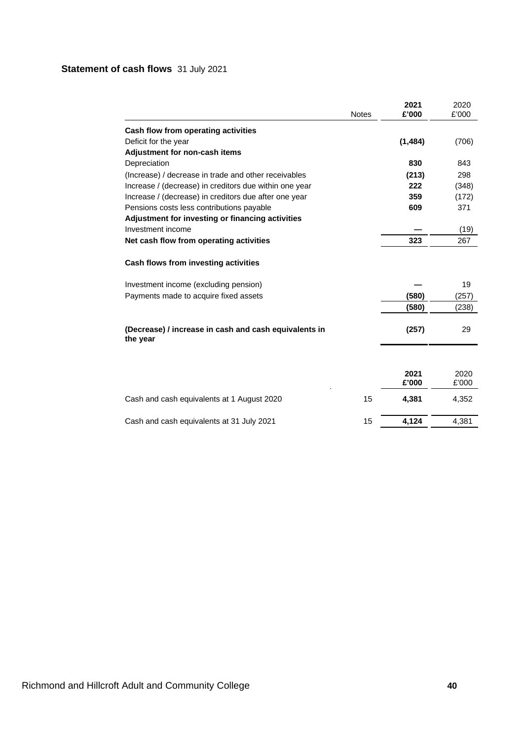## Statement of cash flows 31 July 2021

| | Notes | 2021<br>£'000 | 2020<br>£'000 |
|---|---|---|---|
| **Cash flow from operating activities** | | | |
| Deficit for the year | | **(1,484)** | (706) |
| **Adjustment for non-cash items** | | | |
| Depreciation | | **830** | 843 |
| (Increase) / decrease in trade and other receivables | | **(213)** | 298 |
| Increase / (decrease) in creditors due within one year | | **222** | (348) |
| Increase / (decrease) in creditors due after one year | | **359** | (172) |
| Pensions costs less contributions payable | | **609** | 371 |
| **Adjustment for investing or financing activities** | | | |
| Investment income | | **—** | (19) |
| **Net cash flow from operating activities** | | **323** | 267 |
| | | | |
| **Cash flows from investing activities** | | | |
| | | | |
| Investment income (excluding pension) | | **—** | 19 |
| Payments made to acquire fixed assets | | **(580)** | (257) |
| | | **(580)** | (238) |
| | | | |
| **(Decrease) / increase in cash and cash equivalents in the year** | | **(257)** | 29 |

| | Notes | 2021<br>£'000 | 2020<br>£'000 |
|---|---|---|---|
| Cash and cash equivalents at 1 August 2020 | 15 | **4,381** | 4,352 |
| Cash and cash equivalents at 31 July 2021 | 15 | **4,124** | 4,381 |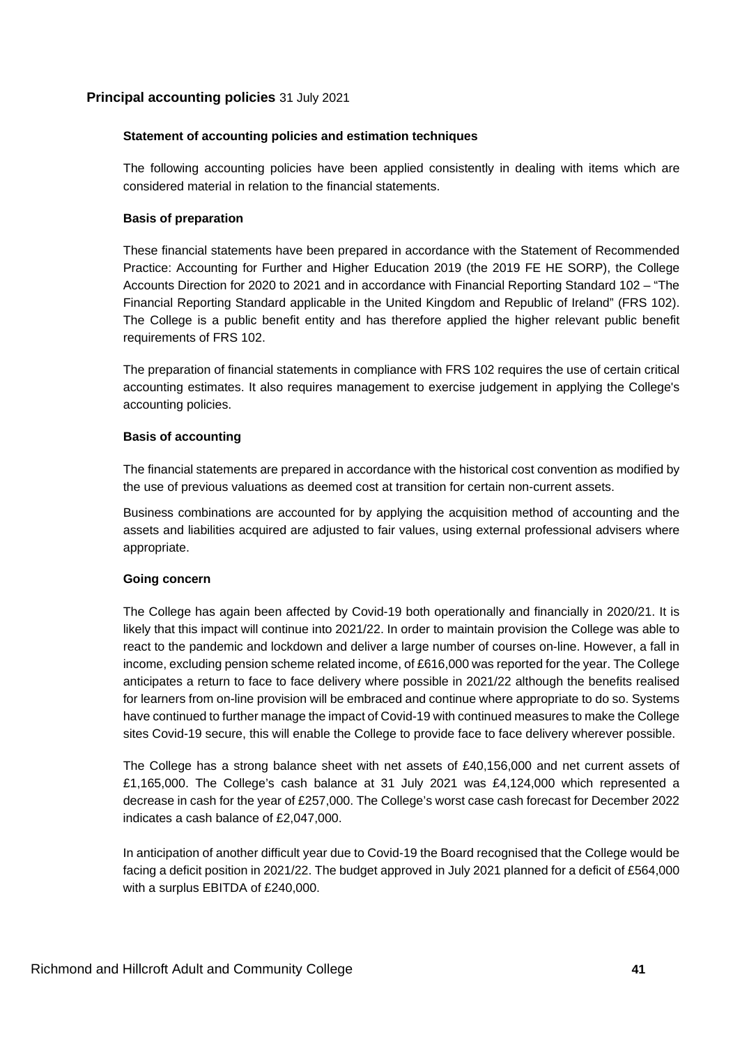## **Principal accounting policies** 31 July 2021

### Statement of accounting policies and estimation techniques

The following accounting policies have been applied consistently in dealing with items which are considered material in relation to the financial statements.

### Basis of preparation

These financial statements have been prepared in accordance with the Statement of Recommended Practice: Accounting for Further and Higher Education 2019 (the 2019 FE HE SORP), the College Accounts Direction for 2020 to 2021 and in accordance with Financial Reporting Standard 102 – "The Financial Reporting Standard applicable in the United Kingdom and Republic of Ireland" (FRS 102). The College is a public benefit entity and has therefore applied the higher relevant public benefit requirements of FRS 102.

The preparation of financial statements in compliance with FRS 102 requires the use of certain critical accounting estimates. It also requires management to exercise judgement in applying the College's accounting policies.

### Basis of accounting

The financial statements are prepared in accordance with the historical cost convention as modified by the use of previous valuations as deemed cost at transition for certain non-current assets.

Business combinations are accounted for by applying the acquisition method of accounting and the assets and liabilities acquired are adjusted to fair values, using external professional advisers where appropriate.

### Going concern

The College has again been affected by Covid-19 both operationally and financially in 2020/21. It is likely that this impact will continue into 2021/22. In order to maintain provision the College was able to react to the pandemic and lockdown and deliver a large number of courses on-line. However, a fall in income, excluding pension scheme related income, of £616,000 was reported for the year. The College anticipates a return to face to face delivery where possible in 2021/22 although the benefits realised for learners from on-line provision will be embraced and continue where appropriate to do so. Systems have continued to further manage the impact of Covid-19 with continued measures to make the College sites Covid-19 secure, this will enable the College to provide face to face delivery wherever possible.

The College has a strong balance sheet with net assets of £40,156,000 and net current assets of £1,165,000. The College's cash balance at 31 July 2021 was £4,124,000 which represented a decrease in cash for the year of £257,000. The College's worst case cash forecast for December 2022 indicates a cash balance of £2,047,000.

In anticipation of another difficult year due to Covid-19 the Board recognised that the College would be facing a deficit position in 2021/22. The budget approved in July 2021 planned for a deficit of £564,000 with a surplus EBITDA of £240,000.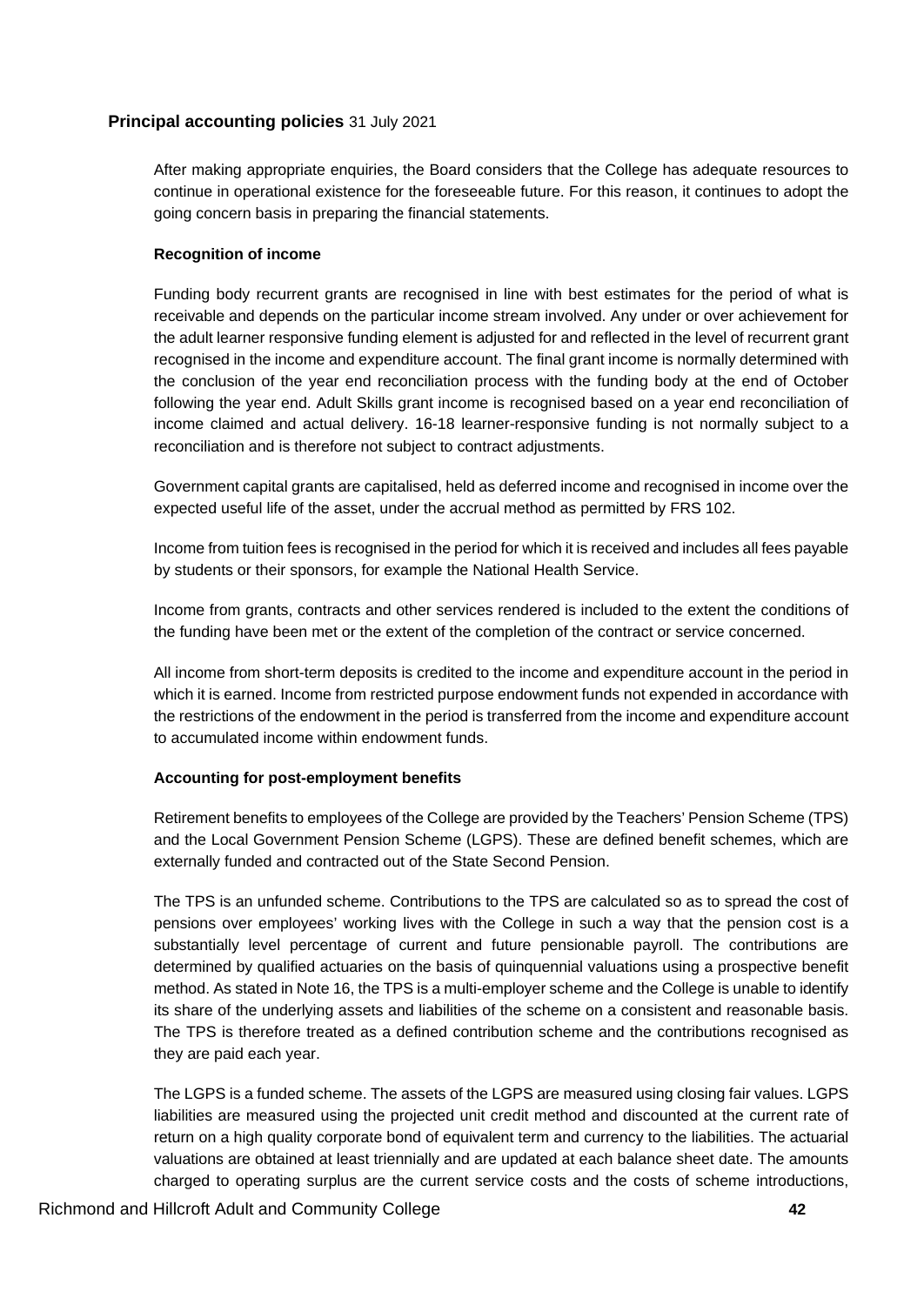## Principal accounting policies 31 July 2021

After making appropriate enquiries, the Board considers that the College has adequate resources to continue in operational existence for the foreseeable future. For this reason, it continues to adopt the going concern basis in preparing the financial statements.

### Recognition of income

Funding body recurrent grants are recognised in line with best estimates for the period of what is receivable and depends on the particular income stream involved. Any under or over achievement for the adult learner responsive funding element is adjusted for and reflected in the level of recurrent grant recognised in the income and expenditure account. The final grant income is normally determined with the conclusion of the year end reconciliation process with the funding body at the end of October following the year end. Adult Skills grant income is recognised based on a year end reconciliation of income claimed and actual delivery. 16-18 learner-responsive funding is not normally subject to a reconciliation and is therefore not subject to contract adjustments.

Government capital grants are capitalised, held as deferred income and recognised in income over the expected useful life of the asset, under the accrual method as permitted by FRS 102.

Income from tuition fees is recognised in the period for which it is received and includes all fees payable by students or their sponsors, for example the National Health Service.

Income from grants, contracts and other services rendered is included to the extent the conditions of the funding have been met or the extent of the completion of the contract or service concerned.

All income from short-term deposits is credited to the income and expenditure account in the period in which it is earned. Income from restricted purpose endowment funds not expended in accordance with the restrictions of the endowment in the period is transferred from the income and expenditure account to accumulated income within endowment funds.

### Accounting for post-employment benefits

Retirement benefits to employees of the College are provided by the Teachers' Pension Scheme (TPS) and the Local Government Pension Scheme (LGPS). These are defined benefit schemes, which are externally funded and contracted out of the State Second Pension.

The TPS is an unfunded scheme. Contributions to the TPS are calculated so as to spread the cost of pensions over employees' working lives with the College in such a way that the pension cost is a substantially level percentage of current and future pensionable payroll. The contributions are determined by qualified actuaries on the basis of quinquennial valuations using a prospective benefit method. As stated in Note 16, the TPS is a multi-employer scheme and the College is unable to identify its share of the underlying assets and liabilities of the scheme on a consistent and reasonable basis. The TPS is therefore treated as a defined contribution scheme and the contributions recognised as they are paid each year.

The LGPS is a funded scheme. The assets of the LGPS are measured using closing fair values. LGPS liabilities are measured using the projected unit credit method and discounted at the current rate of return on a high quality corporate bond of equivalent term and currency to the liabilities. The actuarial valuations are obtained at least triennially and are updated at each balance sheet date. The amounts charged to operating surplus are the current service costs and the costs of scheme introductions,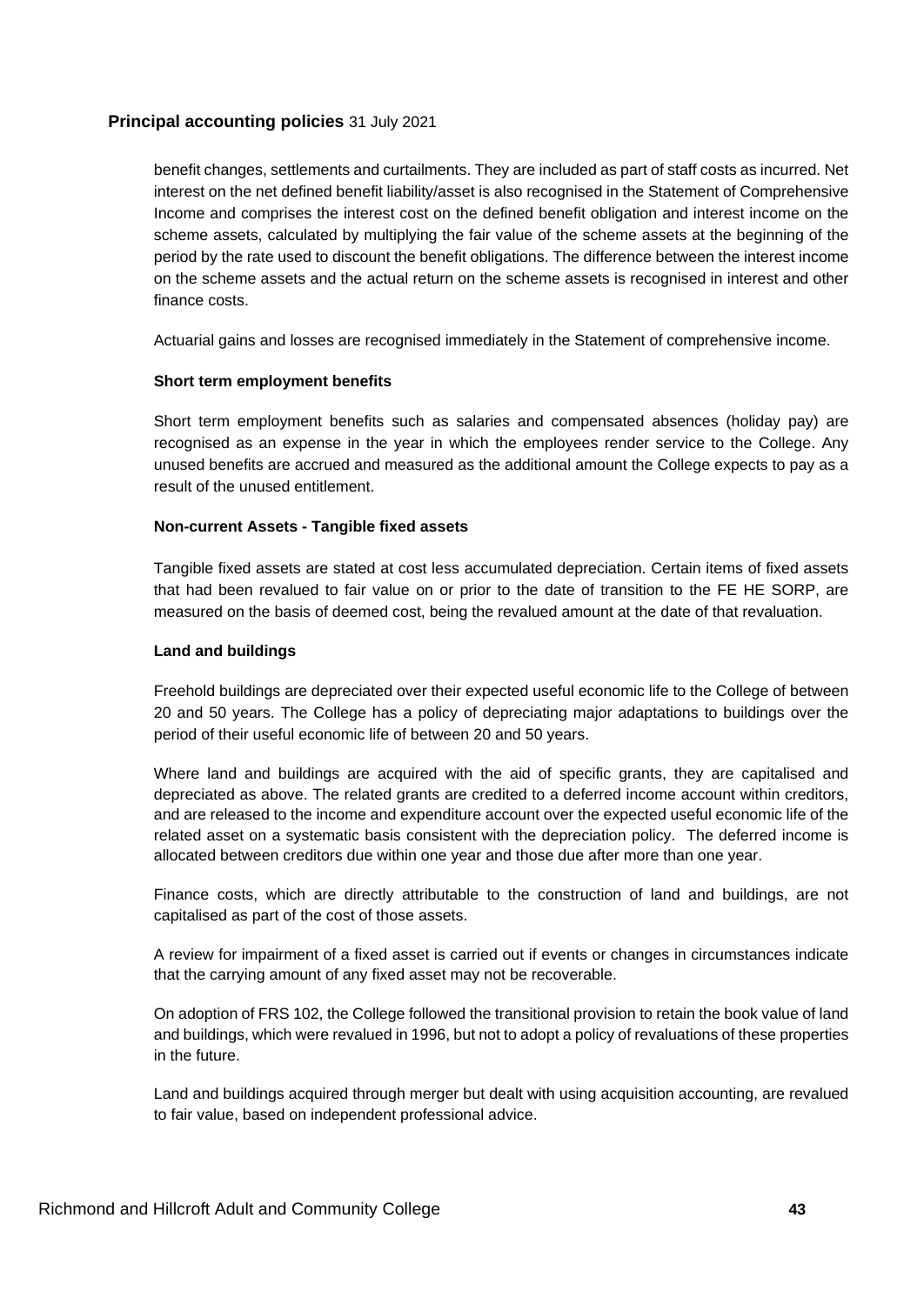benefit changes, settlements and curtailments. They are included as part of staff costs as incurred. Net interest on the net defined benefit liability/asset is also recognised in the Statement of Comprehensive Income and comprises the interest cost on the defined benefit obligation and interest income on the scheme assets, calculated by multiplying the fair value of the scheme assets at the beginning of the period by the rate used to discount the benefit obligations. The difference between the interest income on the scheme assets and the actual return on the scheme assets is recognised in interest and other finance costs.

Actuarial gains and losses are recognised immediately in the Statement of comprehensive income.

**Short term employment benefits**

Short term employment benefits such as salaries and compensated absences (holiday pay) are recognised as an expense in the year in which the employees render service to the College. Any unused benefits are accrued and measured as the additional amount the College expects to pay as a result of the unused entitlement.

**Non-current Assets - Tangible fixed assets**

Tangible fixed assets are stated at cost less accumulated depreciation. Certain items of fixed assets that had been revalued to fair value on or prior to the date of transition to the FE HE SORP, are measured on the basis of deemed cost, being the revalued amount at the date of that revaluation.

**Land and buildings**

Freehold buildings are depreciated over their expected useful economic life to the College of between 20 and 50 years. The College has a policy of depreciating major adaptations to buildings over the period of their useful economic life of between 20 and 50 years.

Where land and buildings are acquired with the aid of specific grants, they are capitalised and depreciated as above. The related grants are credited to a deferred income account within creditors, and are released to the income and expenditure account over the expected useful economic life of the related asset on a systematic basis consistent with the depreciation policy. The deferred income is allocated between creditors due within one year and those due after more than one year.

Finance costs, which are directly attributable to the construction of land and buildings, are not capitalised as part of the cost of those assets.

A review for impairment of a fixed asset is carried out if events or changes in circumstances indicate that the carrying amount of any fixed asset may not be recoverable.

On adoption of FRS 102, the College followed the transitional provision to retain the book value of land and buildings, which were revalued in 1996, but not to adopt a policy of revaluations of these properties in the future.

Land and buildings acquired through merger but dealt with using acquisition accounting, are revalued to fair value, based on independent professional advice.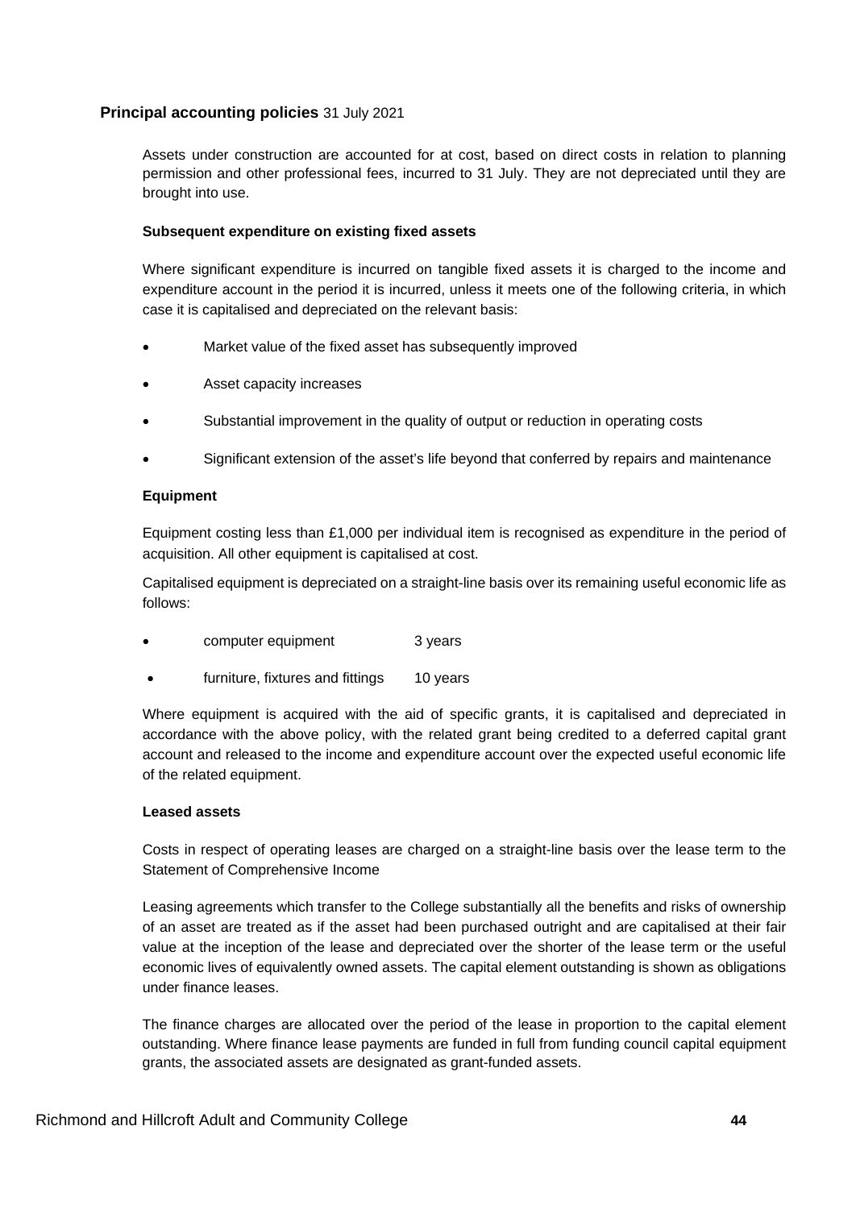## Principal accounting policies 31 July 2021

Assets under construction are accounted for at cost, based on direct costs in relation to planning permission and other professional fees, incurred to 31 July. They are not depreciated until they are brought into use.

**Subsequent expenditure on existing fixed assets**

Where significant expenditure is incurred on tangible fixed assets it is charged to the income and expenditure account in the period it is incurred, unless it meets one of the following criteria, in which case it is capitalised and depreciated on the relevant basis:

- Market value of the fixed asset has subsequently improved
- Asset capacity increases
- Substantial improvement in the quality of output or reduction in operating costs
- Significant extension of the asset's life beyond that conferred by repairs and maintenance

**Equipment**

Equipment costing less than £1,000 per individual item is recognised as expenditure in the period of acquisition. All other equipment is capitalised at cost.

Capitalised equipment is depreciated on a straight-line basis over its remaining useful economic life as follows:

- computer equipment 3 years
- furniture, fixtures and fittings 10 years

Where equipment is acquired with the aid of specific grants, it is capitalised and depreciated in accordance with the above policy, with the related grant being credited to a deferred capital grant account and released to the income and expenditure account over the expected useful economic life of the related equipment.

**Leased assets**

Costs in respect of operating leases are charged on a straight-line basis over the lease term to the Statement of Comprehensive Income

Leasing agreements which transfer to the College substantially all the benefits and risks of ownership of an asset are treated as if the asset had been purchased outright and are capitalised at their fair value at the inception of the lease and depreciated over the shorter of the lease term or the useful economic lives of equivalently owned assets. The capital element outstanding is shown as obligations under finance leases.

The finance charges are allocated over the period of the lease in proportion to the capital element outstanding. Where finance lease payments are funded in full from funding council capital equipment grants, the associated assets are designated as grant-funded assets.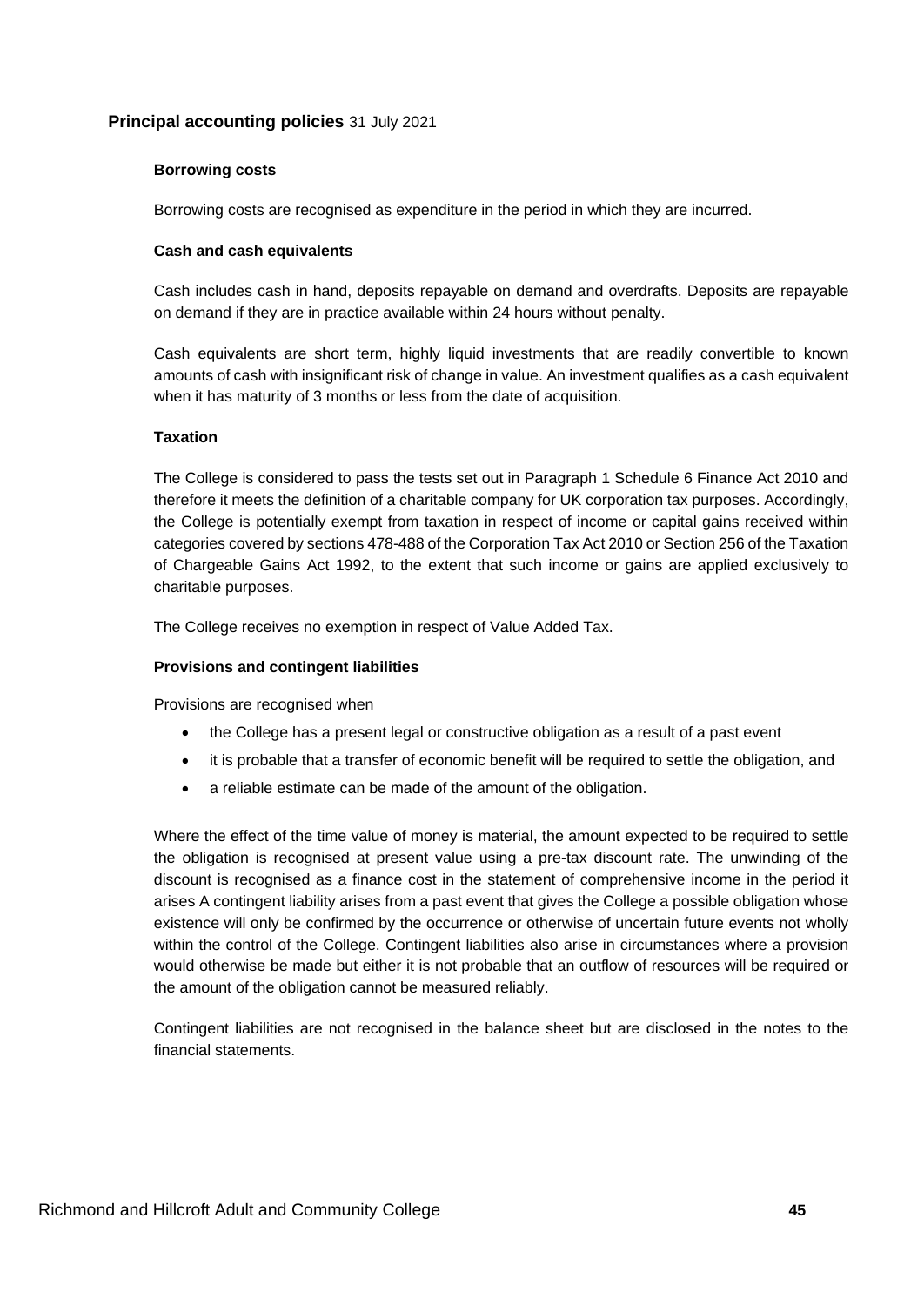## **Principal accounting policies** 31 July 2021

### Borrowing costs

Borrowing costs are recognised as expenditure in the period in which they are incurred.

### Cash and cash equivalents

Cash includes cash in hand, deposits repayable on demand and overdrafts. Deposits are repayable on demand if they are in practice available within 24 hours without penalty.

Cash equivalents are short term, highly liquid investments that are readily convertible to known amounts of cash with insignificant risk of change in value. An investment qualifies as a cash equivalent when it has maturity of 3 months or less from the date of acquisition.

### Taxation

The College is considered to pass the tests set out in Paragraph 1 Schedule 6 Finance Act 2010 and therefore it meets the definition of a charitable company for UK corporation tax purposes. Accordingly, the College is potentially exempt from taxation in respect of income or capital gains received within categories covered by sections 478-488 of the Corporation Tax Act 2010 or Section 256 of the Taxation of Chargeable Gains Act 1992, to the extent that such income or gains are applied exclusively to charitable purposes.

The College receives no exemption in respect of Value Added Tax.

### Provisions and contingent liabilities

Provisions are recognised when

- the College has a present legal or constructive obligation as a result of a past event
- it is probable that a transfer of economic benefit will be required to settle the obligation, and
- a reliable estimate can be made of the amount of the obligation.

Where the effect of the time value of money is material, the amount expected to be required to settle the obligation is recognised at present value using a pre-tax discount rate. The unwinding of the discount is recognised as a finance cost in the statement of comprehensive income in the period it arises A contingent liability arises from a past event that gives the College a possible obligation whose existence will only be confirmed by the occurrence or otherwise of uncertain future events not wholly within the control of the College. Contingent liabilities also arise in circumstances where a provision would otherwise be made but either it is not probable that an outflow of resources will be required or the amount of the obligation cannot be measured reliably.

Contingent liabilities are not recognised in the balance sheet but are disclosed in the notes to the financial statements.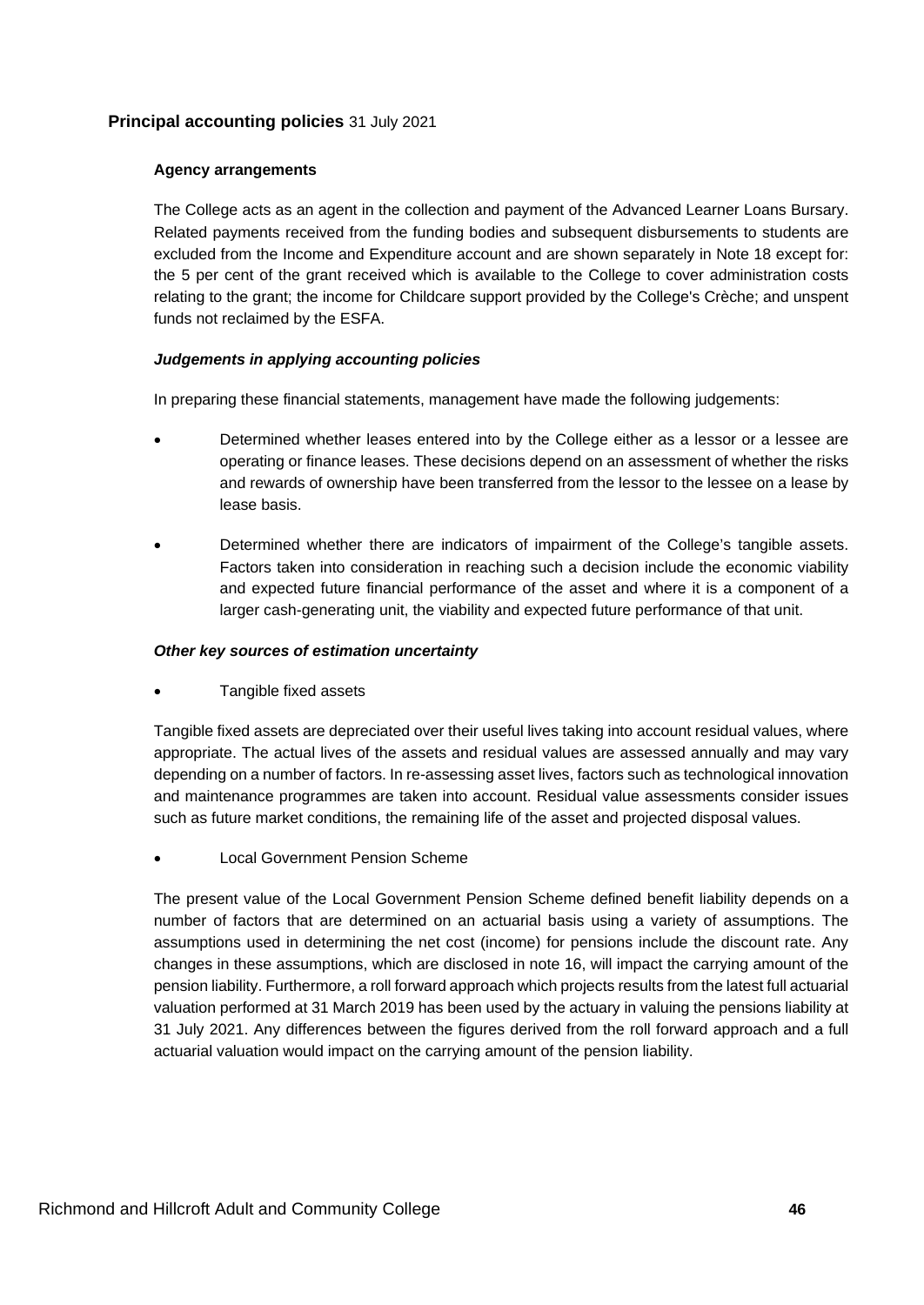## Principal accounting policies 31 July 2021

### Agency arrangements

The College acts as an agent in the collection and payment of the Advanced Learner Loans Bursary. Related payments received from the funding bodies and subsequent disbursements to students are excluded from the Income and Expenditure account and are shown separately in Note 18 except for: the 5 per cent of the grant received which is available to the College to cover administration costs relating to the grant; the income for Childcare support provided by the College's Crèche; and unspent funds not reclaimed by the ESFA.

### *Judgements in applying accounting policies*

In preparing these financial statements, management have made the following judgements:

- Determined whether leases entered into by the College either as a lessor or a lessee are operating or finance leases. These decisions depend on an assessment of whether the risks and rewards of ownership have been transferred from the lessor to the lessee on a lease by lease basis.
- Determined whether there are indicators of impairment of the College's tangible assets. Factors taken into consideration in reaching such a decision include the economic viability and expected future financial performance of the asset and where it is a component of a larger cash-generating unit, the viability and expected future performance of that unit.

### *Other key sources of estimation uncertainty*

- Tangible fixed assets

Tangible fixed assets are depreciated over their useful lives taking into account residual values, where appropriate. The actual lives of the assets and residual values are assessed annually and may vary depending on a number of factors. In re-assessing asset lives, factors such as technological innovation and maintenance programmes are taken into account. Residual value assessments consider issues such as future market conditions, the remaining life of the asset and projected disposal values.

- Local Government Pension Scheme

The present value of the Local Government Pension Scheme defined benefit liability depends on a number of factors that are determined on an actuarial basis using a variety of assumptions. The assumptions used in determining the net cost (income) for pensions include the discount rate. Any changes in these assumptions, which are disclosed in note 16, will impact the carrying amount of the pension liability. Furthermore, a roll forward approach which projects results from the latest full actuarial valuation performed at 31 March 2019 has been used by the actuary in valuing the pensions liability at 31 July 2021. Any differences between the figures derived from the roll forward approach and a full actuarial valuation would impact on the carrying amount of the pension liability.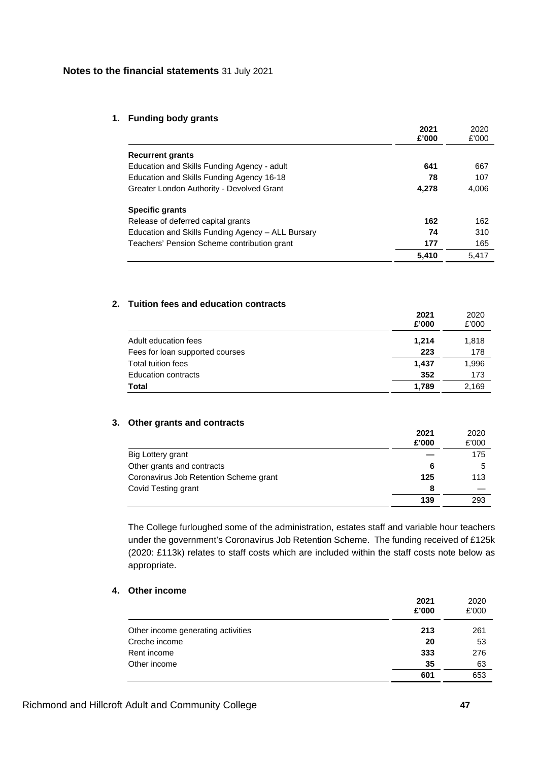**Notes to the financial statements** 31 July 2021

### 1. Funding body grants

| | 2021<br>£'000 | 2020<br>£'000 |
|---|---|---|
| **Recurrent grants** | | |
| Education and Skills Funding Agency - adult | **641** | 667 |
| Education and Skills Funding Agency 16-18 | **78** | 107 |
| Greater London Authority - Devolved Grant | **4,278** | 4,006 |
| **Specific grants** | | |
| Release of deferred capital grants | **162** | 162 |
| Education and Skills Funding Agency – ALL Bursary | **74** | 310 |
| Teachers' Pension Scheme contribution grant | **177** | 165 |
| | **5,410** | 5,417 |

### 2. Tuition fees and education contracts

| | 2021<br>£'000 | 2020<br>£'000 |
|---|---|---|
| Adult education fees | **1,214** | 1,818 |
| Fees for loan supported courses | **223** | 178 |
| Total tuition fees | **1,437** | 1,996 |
| Education contracts | **352** | 173 |
| **Total** | **1,789** | 2,169 |

### 3. Other grants and contracts

| | 2021<br>£'000 | 2020<br>£'000 |
|---|---|---|
| Big Lottery grant | **—** | 175 |
| Other grants and contracts | **6** | 5 |
| Coronavirus Job Retention Scheme grant | **125** | 113 |
| Covid Testing grant | **8** | — |
| | **139** | 293 |

The College furloughed some of the administration, estates staff and variable hour teachers under the government's Coronavirus Job Retention Scheme. The funding received of £125k (2020: £113k) relates to staff costs which are included within the staff costs note below as appropriate.

### 4. Other income

| | 2021<br>£'000 | 2020<br>£'000 |
|---|---|---|
| Other income generating activities | **213** | 261 |
| Creche income | **20** | 53 |
| Rent income | **333** | 276 |
| Other income | **35** | 63 |
| | **601** | 653 |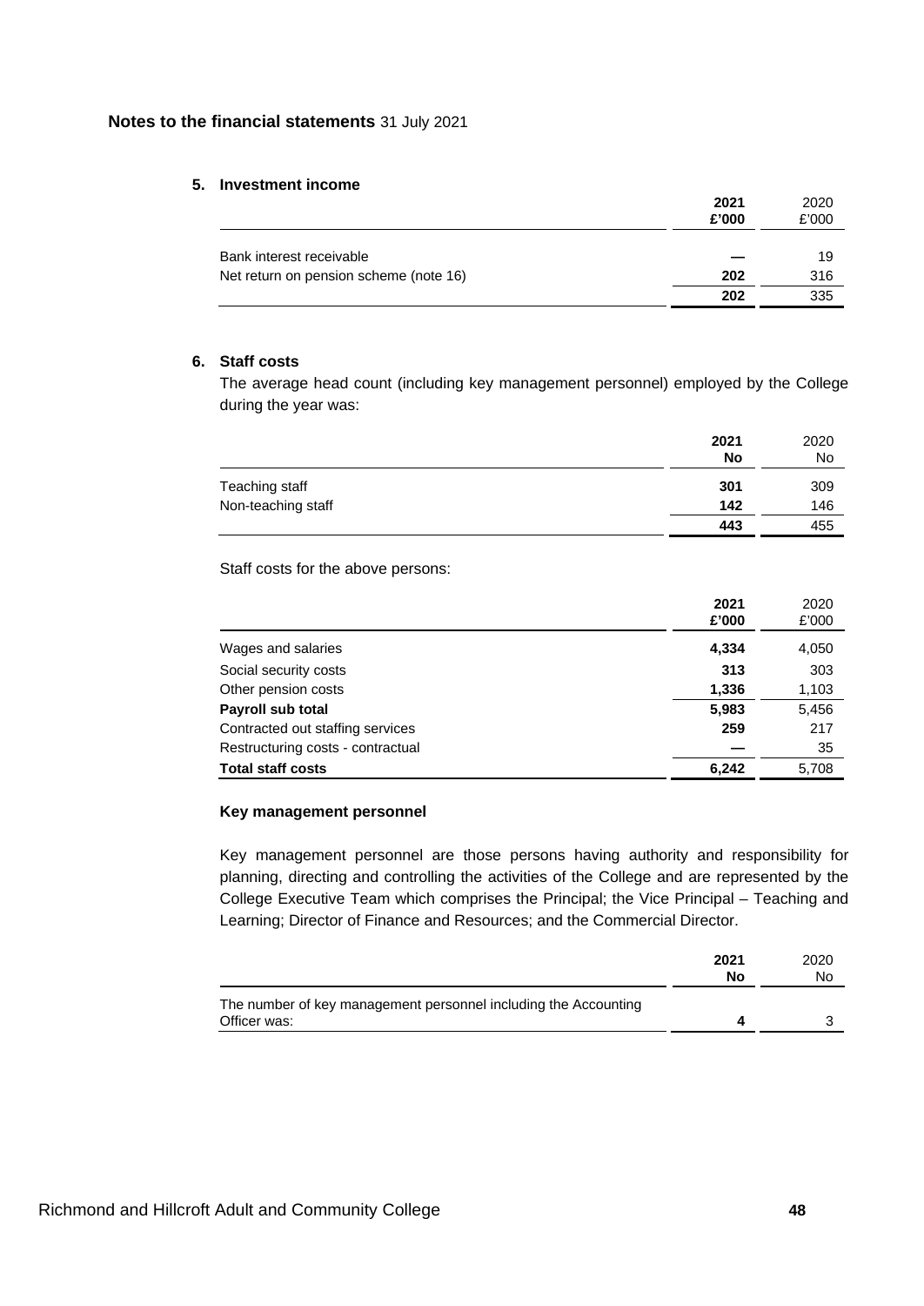**Notes to the financial statements** 31 July 2021

### 5. Investment income

| | 2021 £'000 | 2020 £'000 |
|---|---|---|
| Bank interest receivable | — | 19 |
| Net return on pension scheme (note 16) | 202 | 316 |
| | 202 | 335 |

### 6. Staff costs

The average head count (including key management personnel) employed by the College during the year was:

| | 2021 No | 2020 No |
|---|---|---|
| Teaching staff | 301 | 309 |
| Non-teaching staff | 142 | 146 |
| | 443 | 455 |

Staff costs for the above persons:

| | 2021 £'000 | 2020 £'000 |
|---|---|---|
| Wages and salaries | 4,334 | 4,050 |
| Social security costs | 313 | 303 |
| Other pension costs | 1,336 | 1,103 |
| **Payroll sub total** | 5,983 | 5,456 |
| Contracted out staffing services | 259 | 217 |
| Restructuring costs - contractual | — | 35 |
| **Total staff costs** | 6,242 | 5,708 |

**Key management personnel**

Key management personnel are those persons having authority and responsibility for planning, directing and controlling the activities of the College and are represented by the College Executive Team which comprises the Principal; the Vice Principal – Teaching and Learning; Director of Finance and Resources; and the Commercial Director.

| | 2021 No | 2020 No |
|---|---|---|
| The number of key management personnel including the Accounting Officer was: | 4 | 3 |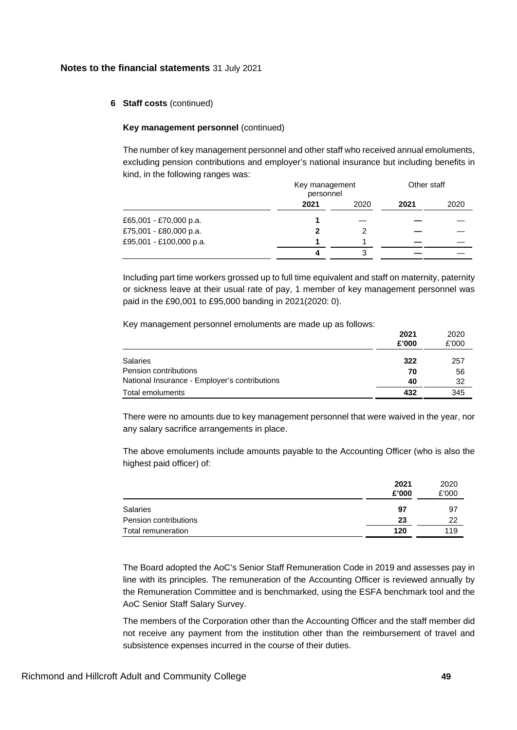**Notes to the financial statements** 31 July 2021

### 6 Staff costs (continued)

**Key management personnel** (continued)

The number of key management personnel and other staff who received annual emoluments, excluding pension contributions and employer's national insurance but including benefits in kind, in the following ranges was:

| | Key management personnel | | Other staff | |
|---|---|---|---|---|
| | **2021** | 2020 | **2021** | 2020 |
| £65,001 - £70,000 p.a. | **1** | — | **—** | — |
| £75,001 - £80,000 p.a. | **2** | 2 | **—** | — |
| £95,001 - £100,000 p.a. | **1** | 1 | **—** | — |
| | **4** | 3 | **—** | — |

Including part time workers grossed up to full time equivalent and staff on maternity, paternity or sickness leave at their usual rate of pay, 1 member of key management personnel was paid in the £90,001 to £95,000 banding in 2021(2020: 0).

Key management personnel emoluments are made up as follows:

| | **2021 £'000** | 2020 £'000 |
|---|---|---|
| Salaries | **322** | 257 |
| Pension contributions | **70** | 56 |
| National Insurance - Employer's contributions | **40** | 32 |
| Total emoluments | **432** | 345 |

There were no amounts due to key management personnel that were waived in the year, nor any salary sacrifice arrangements in place.

The above emoluments include amounts payable to the Accounting Officer (who is also the highest paid officer) of:

| | **2021 £'000** | 2020 £'000 |
|---|---|---|
| Salaries | **97** | 97 |
| Pension contributions | **23** | 22 |
| Total remuneration | **120** | 119 |

The Board adopted the AoC's Senior Staff Remuneration Code in 2019 and assesses pay in line with its principles. The remuneration of the Accounting Officer is reviewed annually by the Remuneration Committee and is benchmarked, using the ESFA benchmark tool and the AoC Senior Staff Salary Survey.

The members of the Corporation other than the Accounting Officer and the staff member did not receive any payment from the institution other than the reimbursement of travel and subsistence expenses incurred in the course of their duties.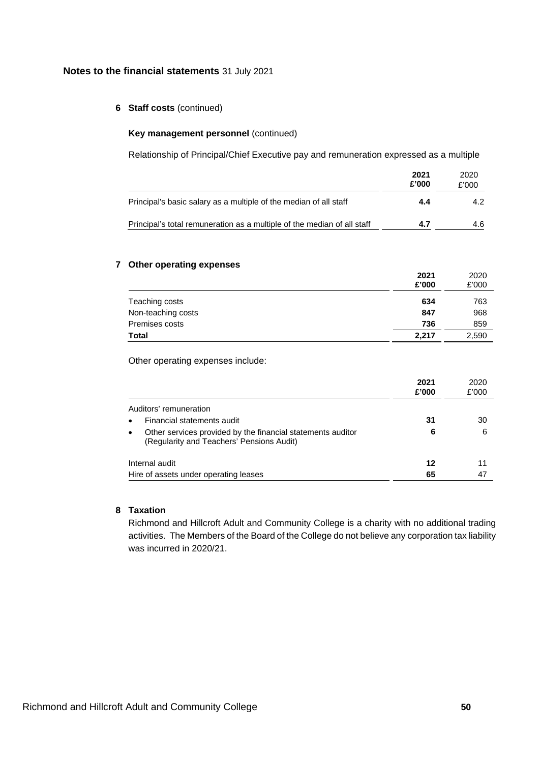## Notes to the financial statements 31 July 2021

### 6 Staff costs (continued)

**Key management personnel** (continued)

Relationship of Principal/Chief Executive pay and remuneration expressed as a multiple

| | **2021 £'000** | 2020 £'000 |
|---|---|---|
| Principal's basic salary as a multiple of the median of all staff | **4.4** | 4.2 |
| Principal's total remuneration as a multiple of the median of all staff | **4.7** | 4.6 |

### 7 Other operating expenses

| | **2021 £'000** | 2020 £'000 |
|---|---|---|
| Teaching costs | **634** | 763 |
| Non-teaching costs | **847** | 968 |
| Premises costs | **736** | 859 |
| **Total** | **2,217** | 2,590 |

Other operating expenses include:

| | **2021 £'000** | 2020 £'000 |
|---|---|---|
| Auditors' remuneration | | |
| • Financial statements audit | **31** | 30 |
| • Other services provided by the financial statements auditor (Regularity and Teachers' Pensions Audit) | **6** | 6 |
| Internal audit | **12** | 11 |
| Hire of assets under operating leases | **65** | 47 |

### 8 Taxation

Richmond and Hillcroft Adult and Community College is a charity with no additional trading activities. The Members of the Board of the College do not believe any corporation tax liability was incurred in 2020/21.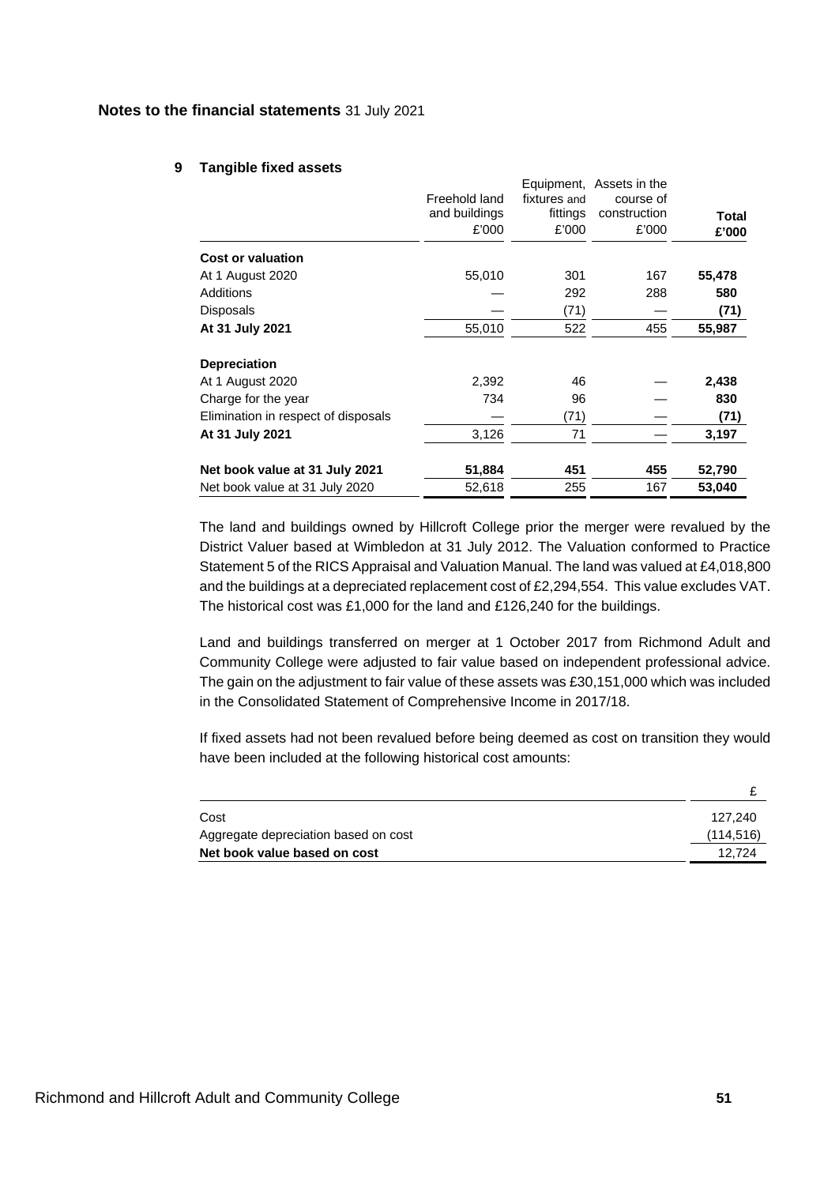**Notes to the financial statements** 31 July 2021

## 9 Tangible fixed assets

| | Freehold land and buildings £'000 | Equipment, fixtures and fittings £'000 | Assets in the course of construction £'000 | **Total £'000** |
|---|---|---|---|---|
| **Cost or valuation** | | | | |
| At 1 August 2020 | 55,010 | 301 | 167 | **55,478** |
| Additions | — | 292 | 288 | **580** |
| Disposals | — | (71) | — | **(71)** |
| **At 31 July 2021** | 55,010 | 522 | 455 | **55,987** |
| **Depreciation** | | | | |
| At 1 August 2020 | 2,392 | 46 | — | **2,438** |
| Charge for the year | 734 | 96 | — | **830** |
| Elimination in respect of disposals | — | (71) | — | **(71)** |
| **At 31 July 2021** | 3,126 | 71 | — | **3,197** |
| **Net book value at 31 July 2021** | **51,884** | **451** | **455** | **52,790** |
| Net book value at 31 July 2020 | 52,618 | 255 | 167 | **53,040** |

The land and buildings owned by Hillcroft College prior the merger were revalued by the District Valuer based at Wimbledon at 31 July 2012. The Valuation conformed to Practice Statement 5 of the RICS Appraisal and Valuation Manual. The land was valued at £4,018,800 and the buildings at a depreciated replacement cost of £2,294,554. This value excludes VAT. The historical cost was £1,000 for the land and £126,240 for the buildings.

Land and buildings transferred on merger at 1 October 2017 from Richmond Adult and Community College were adjusted to fair value based on independent professional advice. The gain on the adjustment to fair value of these assets was £30,151,000 which was included in the Consolidated Statement of Comprehensive Income in 2017/18.

If fixed assets had not been revalued before being deemed as cost on transition they would have been included at the following historical cost amounts:

| | £ |
|---|---|
| Cost | 127,240 |
| Aggregate depreciation based on cost | (114,516) |
| **Net book value based on cost** | 12,724 |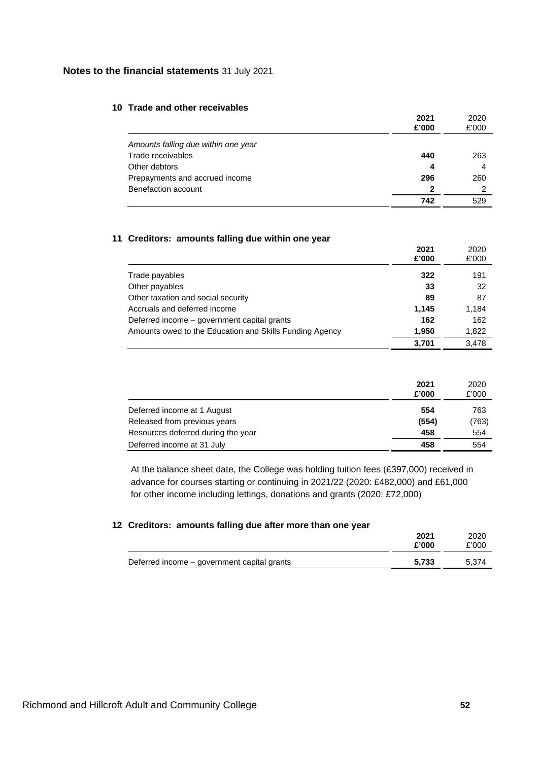**Notes to the financial statements** 31 July 2021

### 10 Trade and other receivables

| | **2021 £'000** | 2020 £'000 |
|---|---|---|
| *Amounts falling due within one year* | | |
| Trade receivables | **440** | 263 |
| Other debtors | **4** | 4 |
| Prepayments and accrued income | **296** | 260 |
| Benefaction account | **2** | 2 |
| | **742** | 529 |

### 11 Creditors: amounts falling due within one year

| | **2021 £'000** | 2020 £'000 |
|---|---|---|
| Trade payables | **322** | 191 |
| Other payables | **33** | 32 |
| Other taxation and social security | **89** | 87 |
| Accruals and deferred income | **1,145** | 1,184 |
| Deferred income – government capital grants | **162** | 162 |
| Amounts owed to the Education and Skills Funding Agency | **1,950** | 1,822 |
| | **3,701** | 3,478 |

| | **2021 £'000** | 2020 £'000 |
|---|---|---|
| Deferred income at 1 August | **554** | 763 |
| Released from previous years | **(554)** | (763) |
| Resources deferred during the year | **458** | 554 |
| Deferred income at 31 July | **458** | 554 |

At the balance sheet date, the College was holding tuition fees (£397,000) received in advance for courses starting or continuing in 2021/22 (2020: £482,000) and £61,000 for other income including lettings, donations and grants (2020: £72,000)

### 12 Creditors: amounts falling due after more than one year

| | **2021 £'000** | 2020 £'000 |
|---|---|---|
| Deferred income – government capital grants | **5,733** | 5,374 |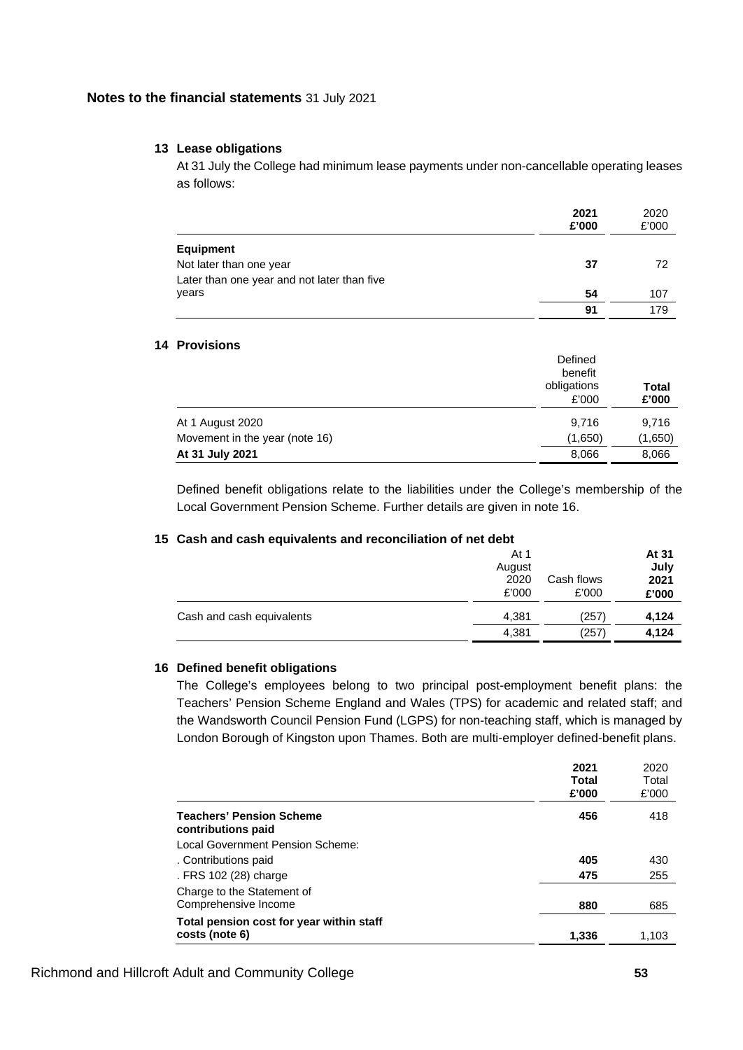## Notes to the financial statements 31 July 2021

### 13 Lease obligations

At 31 July the College had minimum lease payments under non-cancellable operating leases as follows:

| | **2021 £'000** | 2020 £'000 |
|---|---|---|
| **Equipment** | | |
| Not later than one year | **37** | 72 |
| Later than one year and not later than five years | **54** | 107 |
| | **91** | 179 |

### 14 Provisions

| | Defined benefit obligations £'000 | **Total £'000** |
|---|---|---|
| At 1 August 2020 | 9,716 | 9,716 |
| Movement in the year (note 16) | (1,650) | (1,650) |
| **At 31 July 2021** | 8,066 | 8,066 |

Defined benefit obligations relate to the liabilities under the College's membership of the Local Government Pension Scheme. Further details are given in note 16.

### 15 Cash and cash equivalents and reconciliation of net debt

| | At 1 August 2020 £'000 | Cash flows £'000 | **At 31 July 2021 £'000** |
|---|---|---|---|
| Cash and cash equivalents | 4,381 | (257) | **4,124** |
| | 4,381 | (257) | **4,124** |

### 16 Defined benefit obligations

The College's employees belong to two principal post-employment benefit plans: the Teachers' Pension Scheme England and Wales (TPS) for academic and related staff; and the Wandsworth Council Pension Fund (LGPS) for non-teaching staff, which is managed by London Borough of Kingston upon Thames. Both are multi-employer defined-benefit plans.

| | **2021 Total £'000** | 2020 Total £'000 |
|---|---|---|
| **Teachers' Pension Scheme contributions paid** | **456** | 418 |
| Local Government Pension Scheme: | | |
| . Contributions paid | **405** | 430 |
| . FRS 102 (28) charge | **475** | 255 |
| Charge to the Statement of Comprehensive Income | **880** | 685 |
| **Total pension cost for year within staff costs (note 6)** | **1,336** | 1,103 |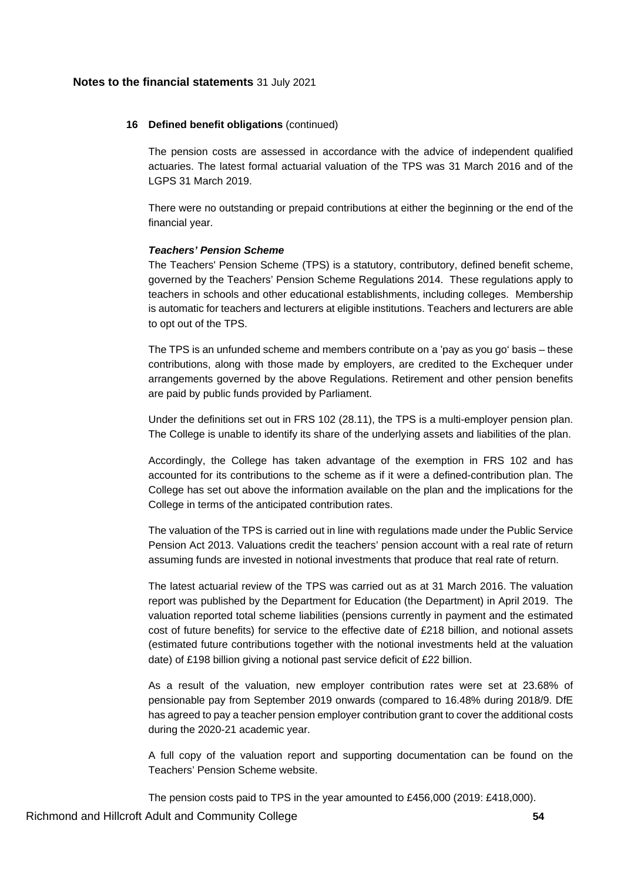**Notes to the financial statements** 31 July 2021

## 16 Defined benefit obligations (continued)

The pension costs are assessed in accordance with the advice of independent qualified actuaries. The latest formal actuarial valuation of the TPS was 31 March 2016 and of the LGPS 31 March 2019.

There were no outstanding or prepaid contributions at either the beginning or the end of the financial year.

***Teachers' Pension Scheme***

The Teachers' Pension Scheme (TPS) is a statutory, contributory, defined benefit scheme, governed by the Teachers' Pension Scheme Regulations 2014. These regulations apply to teachers in schools and other educational establishments, including colleges. Membership is automatic for teachers and lecturers at eligible institutions. Teachers and lecturers are able to opt out of the TPS.

The TPS is an unfunded scheme and members contribute on a 'pay as you go' basis – these contributions, along with those made by employers, are credited to the Exchequer under arrangements governed by the above Regulations. Retirement and other pension benefits are paid by public funds provided by Parliament.

Under the definitions set out in FRS 102 (28.11), the TPS is a multi-employer pension plan. The College is unable to identify its share of the underlying assets and liabilities of the plan.

Accordingly, the College has taken advantage of the exemption in FRS 102 and has accounted for its contributions to the scheme as if it were a defined-contribution plan. The College has set out above the information available on the plan and the implications for the College in terms of the anticipated contribution rates.

The valuation of the TPS is carried out in line with regulations made under the Public Service Pension Act 2013. Valuations credit the teachers' pension account with a real rate of return assuming funds are invested in notional investments that produce that real rate of return.

The latest actuarial review of the TPS was carried out as at 31 March 2016. The valuation report was published by the Department for Education (the Department) in April 2019. The valuation reported total scheme liabilities (pensions currently in payment and the estimated cost of future benefits) for service to the effective date of £218 billion, and notional assets (estimated future contributions together with the notional investments held at the valuation date) of £198 billion giving a notional past service deficit of £22 billion.

As a result of the valuation, new employer contribution rates were set at 23.68% of pensionable pay from September 2019 onwards (compared to 16.48% during 2018/9. DfE has agreed to pay a teacher pension employer contribution grant to cover the additional costs during the 2020-21 academic year.

A full copy of the valuation report and supporting documentation can be found on the Teachers' Pension Scheme website.

The pension costs paid to TPS in the year amounted to £456,000 (2019: £418,000).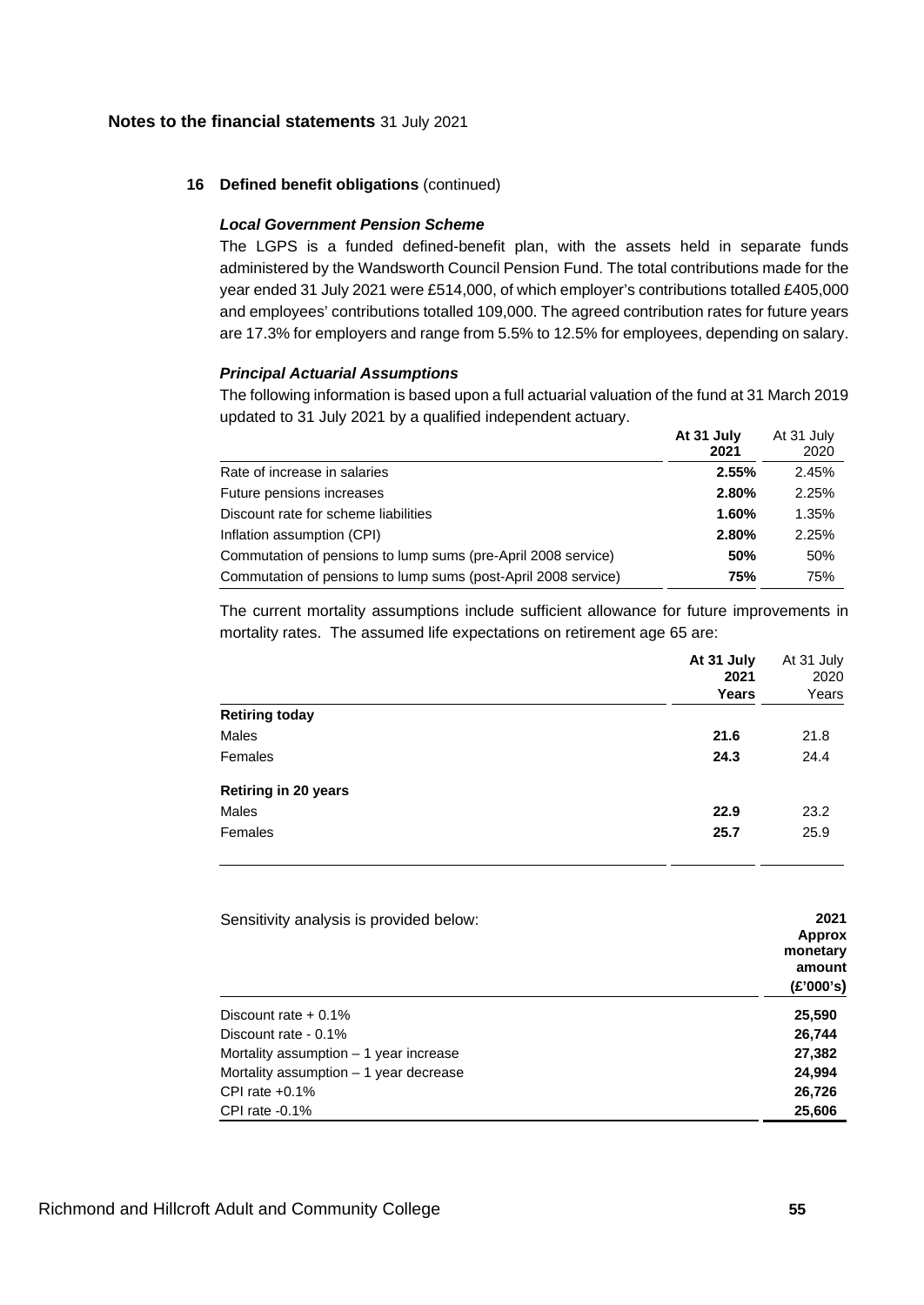**Notes to the financial statements** 31 July 2021

### 16 Defined benefit obligations (continued)

***Local Government Pension Scheme***

The LGPS is a funded defined-benefit plan, with the assets held in separate funds administered by the Wandsworth Council Pension Fund. The total contributions made for the year ended 31 July 2021 were £514,000, of which employer's contributions totalled £405,000 and employees' contributions totalled 109,000. The agreed contribution rates for future years are 17.3% for employers and range from 5.5% to 12.5% for employees, depending on salary.

***Principal Actuarial Assumptions***

The following information is based upon a full actuarial valuation of the fund at 31 March 2019 updated to 31 July 2021 by a qualified independent actuary.

| | **At 31 July 2021** | At 31 July 2020 |
|---|---|---|
| Rate of increase in salaries | **2.55%** | 2.45% |
| Future pensions increases | **2.80%** | 2.25% |
| Discount rate for scheme liabilities | **1.60%** | 1.35% |
| Inflation assumption (CPI) | **2.80%** | 2.25% |
| Commutation of pensions to lump sums (pre-April 2008 service) | **50%** | 50% |
| Commutation of pensions to lump sums (post-April 2008 service) | **75%** | 75% |

The current mortality assumptions include sufficient allowance for future improvements in mortality rates. The assumed life expectations on retirement age 65 are:

| | **At 31 July 2021 Years** | At 31 July 2020 Years |
|---|---|---|
| **Retiring today** | | |
| Males | **21.6** | 21.8 |
| Females | **24.3** | 24.4 |
| **Retiring in 20 years** | | |
| Males | **22.9** | 23.2 |
| Females | **25.7** | 25.9 |

| Sensitivity analysis is provided below: | **2021 Approx monetary amount (£'000's)** |
|---|---|
| Discount rate + 0.1% | **25,590** |
| Discount rate - 0.1% | **26,744** |
| Mortality assumption – 1 year increase | **27,382** |
| Mortality assumption – 1 year decrease | **24,994** |
| CPI rate +0.1% | **26,726** |
| CPI rate -0.1% | **25,606** |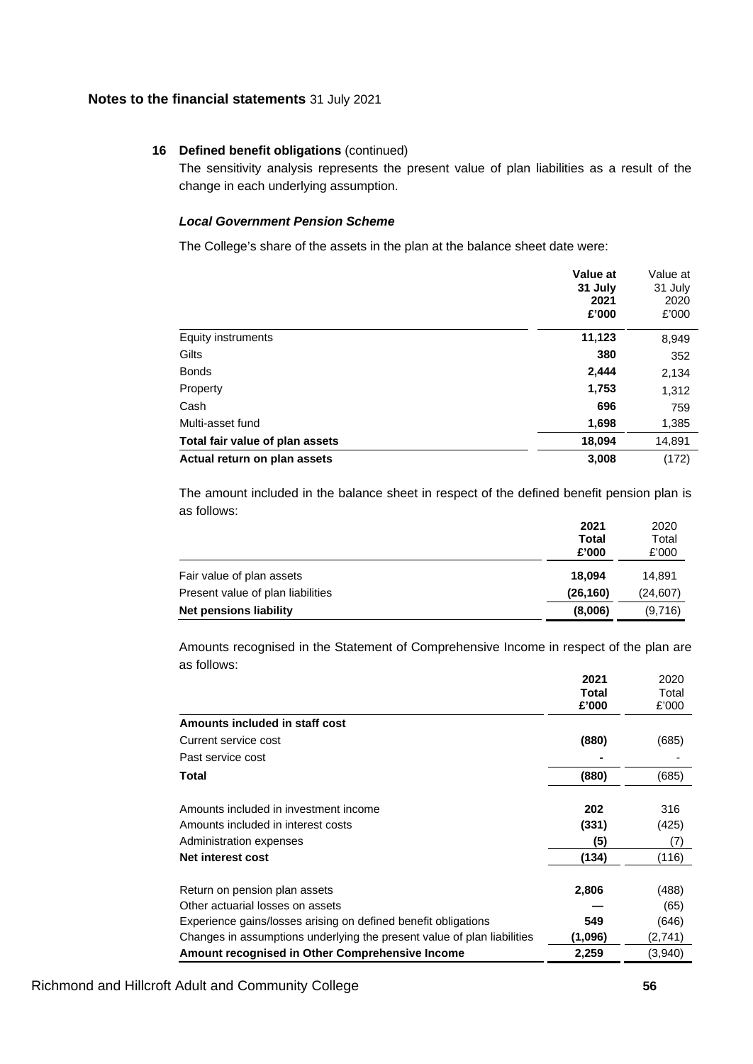**Notes to the financial statements** 31 July 2021

### 16 Defined benefit obligations (continued)

The sensitivity analysis represents the present value of plan liabilities as a result of the change in each underlying assumption.

***Local Government Pension Scheme***

The College's share of the assets in the plan at the balance sheet date were:

| | **Value at 31 July 2021 £'000** | Value at 31 July 2020 £'000 |
|---|---|---|
| Equity instruments | **11,123** | 8,949 |
| Gilts | **380** | 352 |
| Bonds | **2,444** | 2,134 |
| Property | **1,753** | 1,312 |
| Cash | **696** | 759 |
| Multi-asset fund | **1,698** | 1,385 |
| **Total fair value of plan assets** | **18,094** | 14,891 |
| **Actual return on plan assets** | **3,008** | (172) |

The amount included in the balance sheet in respect of the defined benefit pension plan is as follows:

| | **2021 Total £'000** | 2020 Total £'000 |
|---|---|---|
| Fair value of plan assets | **18,094** | 14,891 |
| Present value of plan liabilities | **(26,160)** | (24,607) |
| **Net pensions liability** | **(8,006)** | (9,716) |

Amounts recognised in the Statement of Comprehensive Income in respect of the plan are as follows:

| | **2021 Total £'000** | 2020 Total £'000 |
|---|---|---|
| **Amounts included in staff cost** | | |
| Current service cost | **(880)** | (685) |
| Past service cost | **-** | - |
| **Total** | **(880)** | (685) |
| | | |
| Amounts included in investment income | **202** | 316 |
| Amounts included in interest costs | **(331)** | (425) |
| Administration expenses | **(5)** | (7) |
| **Net interest cost** | **(134)** | (116) |
| | | |
| Return on pension plan assets | **2,806** | (488) |
| Other actuarial losses on assets | **—** | (65) |
| Experience gains/losses arising on defined benefit obligations | **549** | (646) |
| Changes in assumptions underlying the present value of plan liabilities | **(1,096)** | (2,741) |
| **Amount recognised in Other Comprehensive Income** | **2,259** | (3,940) |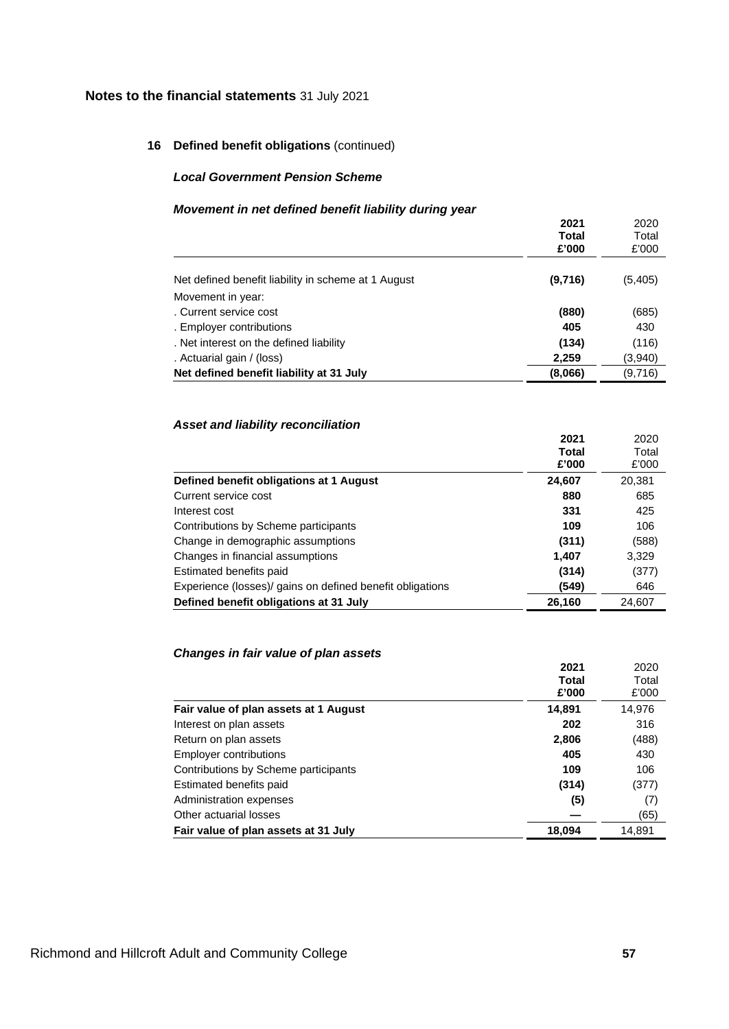## Notes to the financial statements 31 July 2021

### 16 Defined benefit obligations (continued)

#### *Local Government Pension Scheme*

#### *Movement in net defined benefit liability during year*

| | **2021 Total £'000** | 2020 Total £'000 |
|---|---|---|
| Net defined benefit liability in scheme at 1 August | **(9,716)** | (5,405) |
| Movement in year: | | |
| . Current service cost | **(880)** | (685) |
| . Employer contributions | **405** | 430 |
| . Net interest on the defined liability | **(134)** | (116) |
| . Actuarial gain / (loss) | **2,259** | (3,940) |
| **Net defined benefit liability at 31 July** | **(8,066)** | (9,716) |

#### *Asset and liability reconciliation*

| | **2021 Total £'000** | 2020 Total £'000 |
|---|---|---|
| **Defined benefit obligations at 1 August** | **24,607** | 20,381 |
| Current service cost | **880** | 685 |
| Interest cost | **331** | 425 |
| Contributions by Scheme participants | **109** | 106 |
| Change in demographic assumptions | **(311)** | (588) |
| Changes in financial assumptions | **1,407** | 3,329 |
| Estimated benefits paid | **(314)** | (377) |
| Experience (losses)/ gains on defined benefit obligations | **(549)** | 646 |
| **Defined benefit obligations at 31 July** | **26,160** | 24,607 |

#### *Changes in fair value of plan assets*

| | **2021 Total £'000** | 2020 Total £'000 |
|---|---|---|
| **Fair value of plan assets at 1 August** | **14,891** | 14,976 |
| Interest on plan assets | **202** | 316 |
| Return on plan assets | **2,806** | (488) |
| Employer contributions | **405** | 430 |
| Contributions by Scheme participants | **109** | 106 |
| Estimated benefits paid | **(314)** | (377) |
| Administration expenses | **(5)** | (7) |
| Other actuarial losses | **—** | (65) |
| **Fair value of plan assets at 31 July** | **18,094** | 14,891 |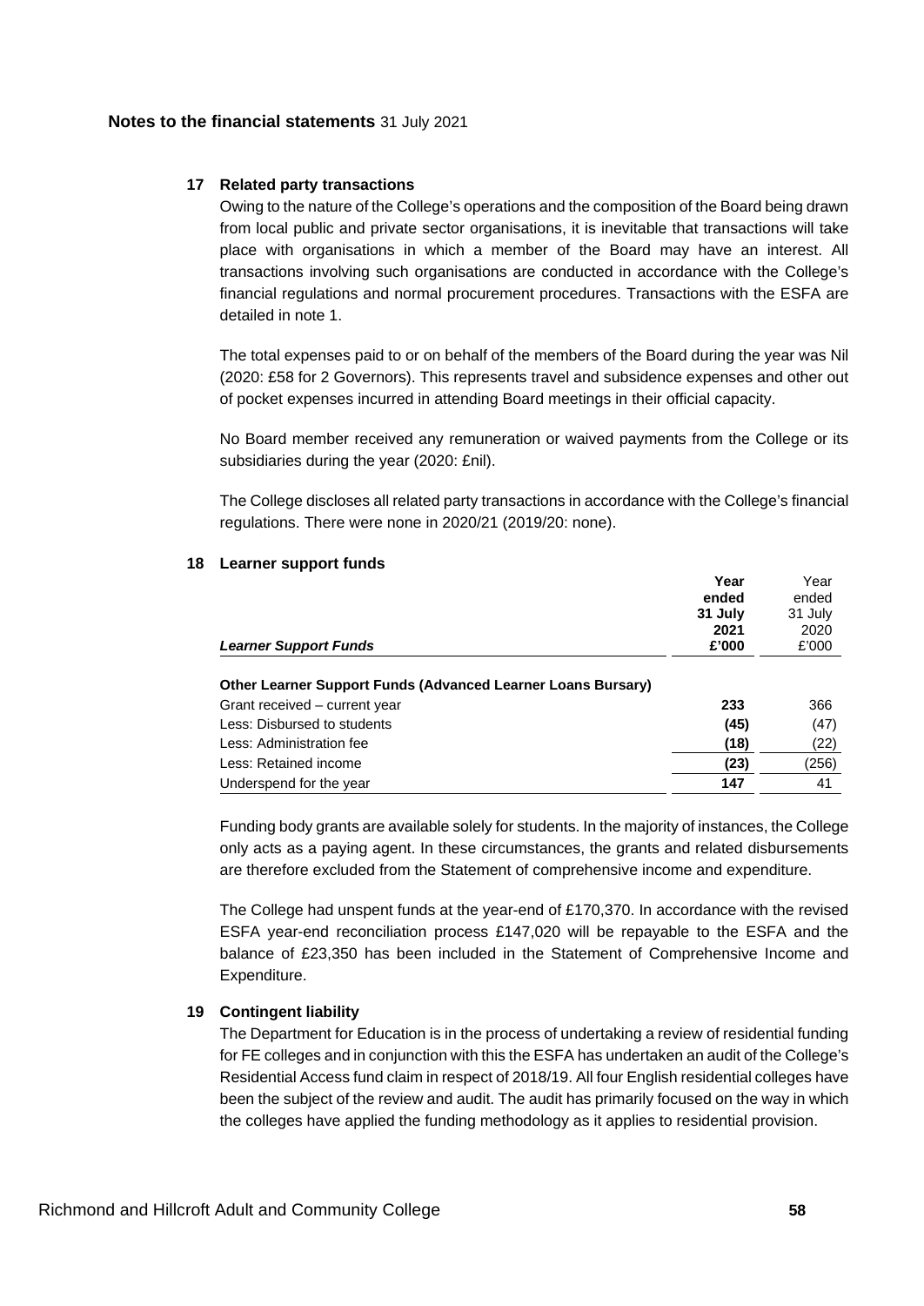## Notes to the financial statements 31 July 2021

### 17 Related party transactions

Owing to the nature of the College's operations and the composition of the Board being drawn from local public and private sector organisations, it is inevitable that transactions will take place with organisations in which a member of the Board may have an interest. All transactions involving such organisations are conducted in accordance with the College's financial regulations and normal procurement procedures. Transactions with the ESFA are detailed in note 1.

The total expenses paid to or on behalf of the members of the Board during the year was Nil (2020: £58 for 2 Governors). This represents travel and subsidence expenses and other out of pocket expenses incurred in attending Board meetings in their official capacity.

No Board member received any remuneration or waived payments from the College or its subsidiaries during the year (2020: £nil).

The College discloses all related party transactions in accordance with the College's financial regulations. There were none in 2020/21 (2019/20: none).

### 18 Learner support funds

| *Learner Support Funds* | **Year ended 31 July 2021 £'000** | Year ended 31 July 2020 £'000 |
|---|---|---|
| **Other Learner Support Funds (Advanced Learner Loans Bursary)** | | |
| Grant received – current year | **233** | 366 |
| Less: Disbursed to students | **(45)** | (47) |
| Less: Administration fee | **(18)** | (22) |
| Less: Retained income | **(23)** | (256) |
| Underspend for the year | **147** | 41 |

Funding body grants are available solely for students. In the majority of instances, the College only acts as a paying agent. In these circumstances, the grants and related disbursements are therefore excluded from the Statement of comprehensive income and expenditure.

The College had unspent funds at the year-end of £170,370. In accordance with the revised ESFA year-end reconciliation process £147,020 will be repayable to the ESFA and the balance of £23,350 has been included in the Statement of Comprehensive Income and Expenditure.

### 19 Contingent liability

The Department for Education is in the process of undertaking a review of residential funding for FE colleges and in conjunction with this the ESFA has undertaken an audit of the College's Residential Access fund claim in respect of 2018/19. All four English residential colleges have been the subject of the review and audit. The audit has primarily focused on the way in which the colleges have applied the funding methodology as it applies to residential provision.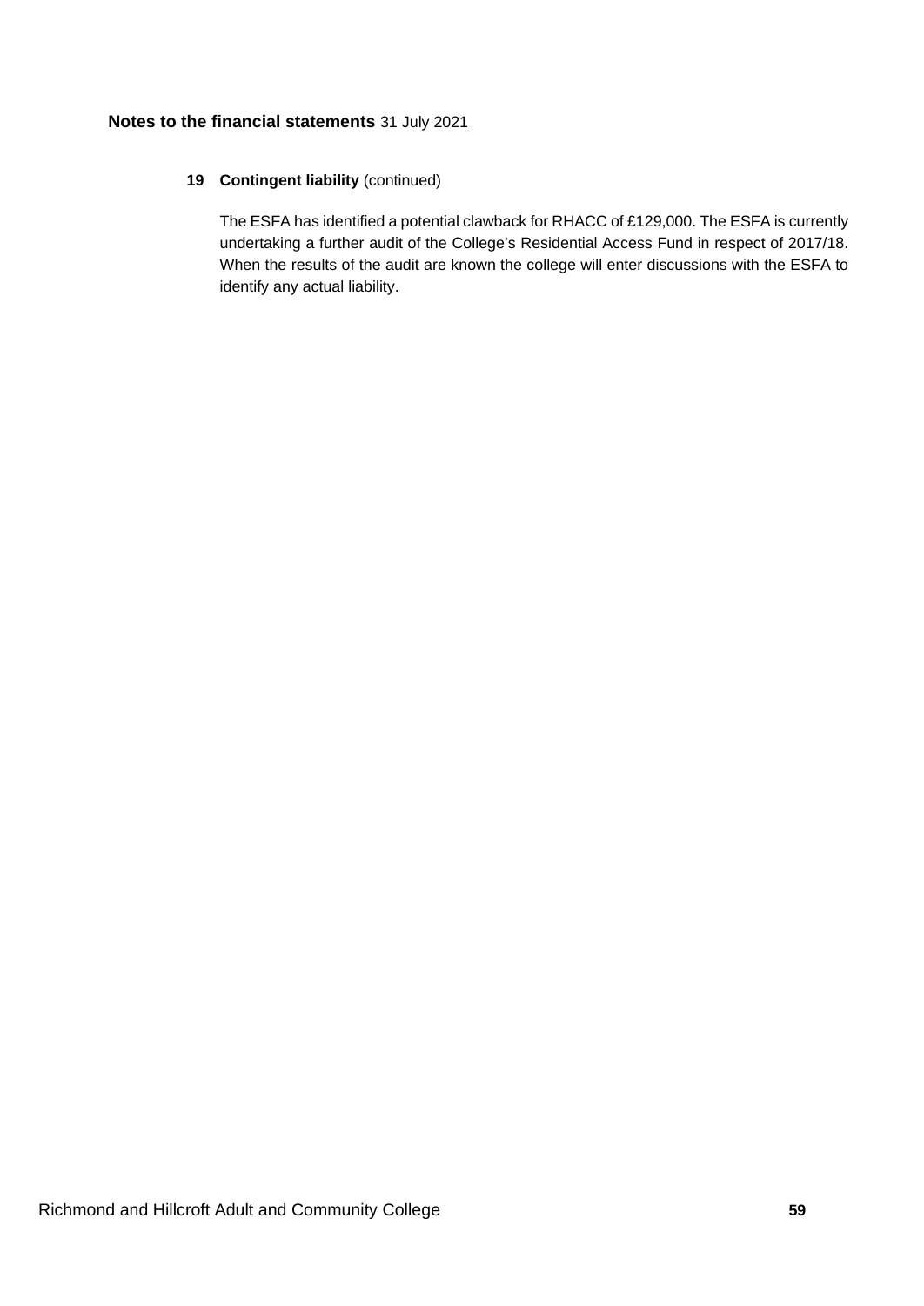## Notes to the financial statements 31 July 2021

### 19 Contingent liability (continued)

The ESFA has identified a potential clawback for RHACC of £129,000. The ESFA is currently undertaking a further audit of the College's Residential Access Fund in respect of 2017/18. When the results of the audit are known the college will enter discussions with the ESFA to identify any actual liability.